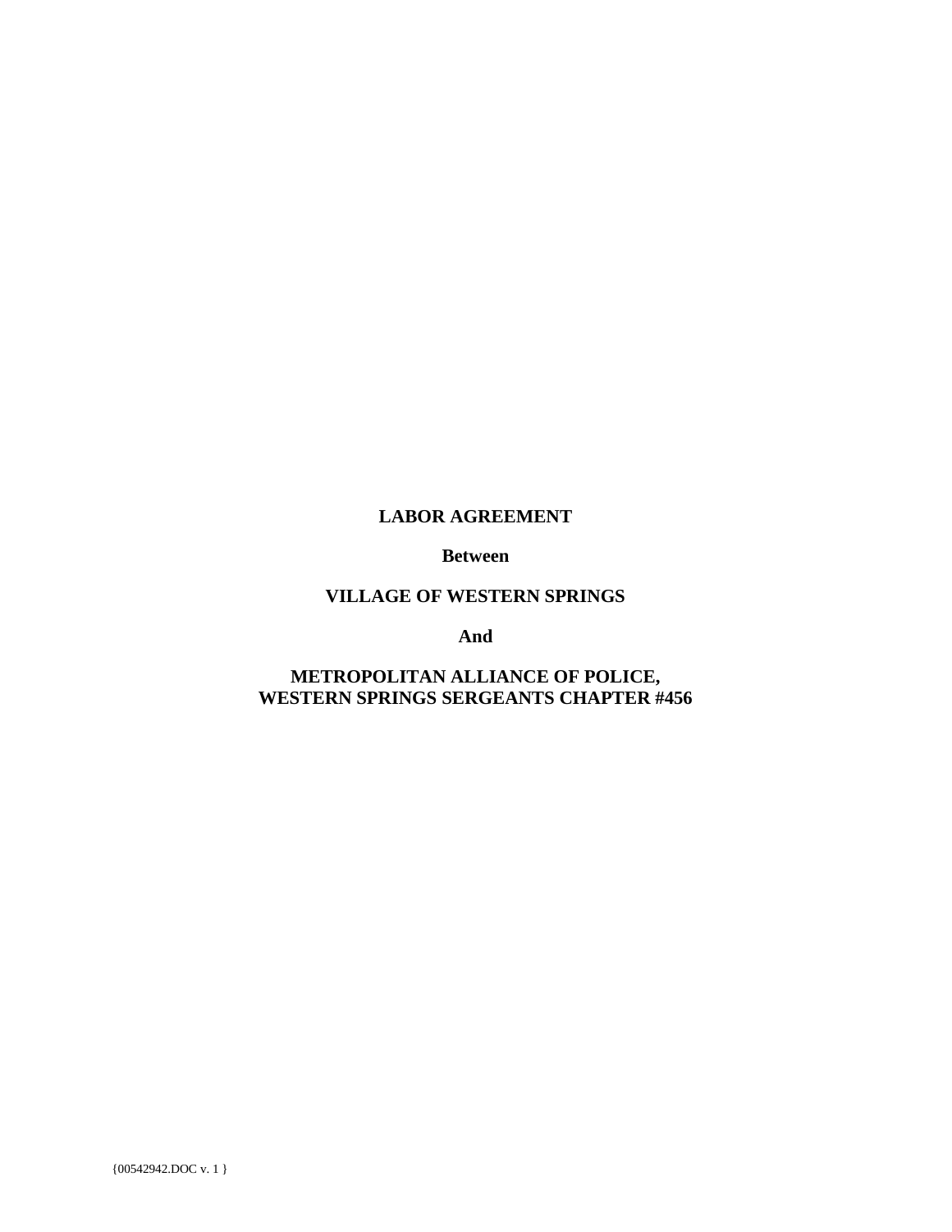**LABOR AGREEMENT**

**Between**

**VILLAGE OF WESTERN SPRINGS**

**And**

**METROPOLITAN ALLIANCE OF POLICE,**
**WESTERN SPRINGS SERGEANTS CHAPTER #456**

{00542942.DOC v. 1 }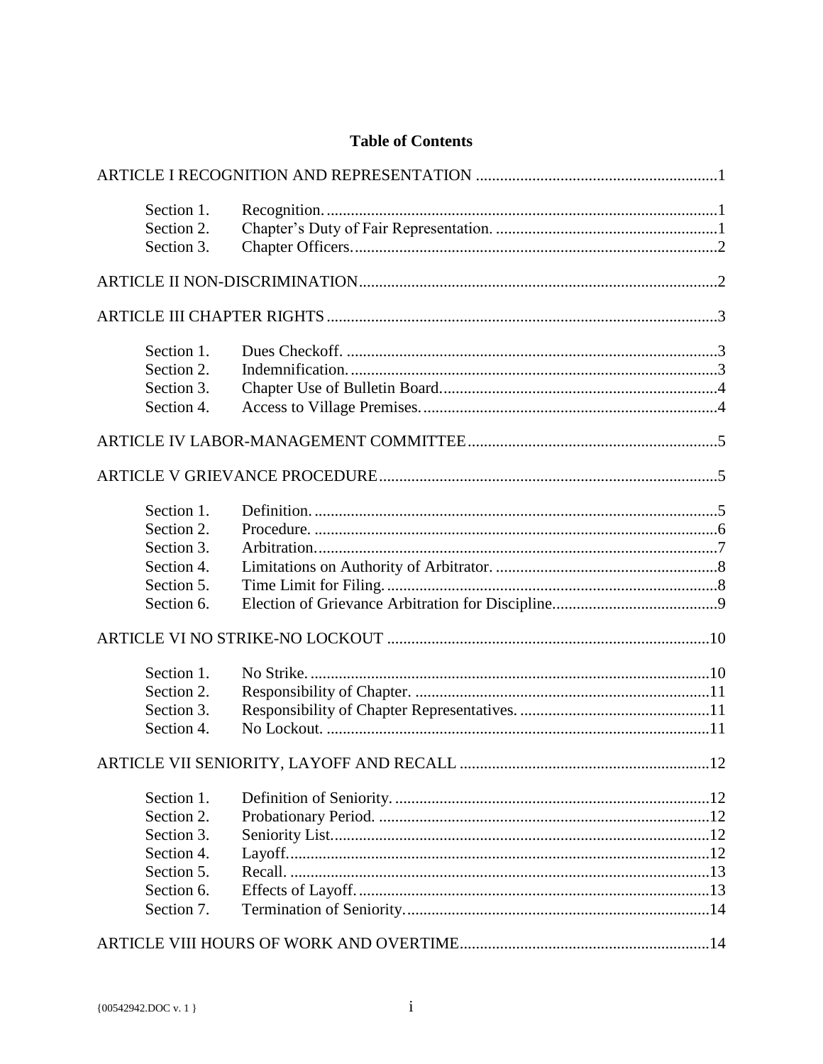# Table of Contents

ARTICLE I RECOGNITION AND REPRESENTATION ....................................................... 1

- Section 1. Recognition. ....................................................................................... 1
- Section 2. Chapter's Duty of Fair Representation. .............................................. 1
- Section 3. Chapter Officers. ................................................................................ 2

ARTICLE II NON-DISCRIMINATION ............................................................................. 2

ARTICLE III CHAPTER RIGHTS ..................................................................................... 3

- Section 1. Dues Checkoff. .................................................................................... 3
- Section 2. Indemnification. ................................................................................... 3
- Section 3. Chapter Use of Bulletin Board. ........................................................... 4
- Section 4. Access to Village Premises. ................................................................. 4

ARTICLE IV LABOR-MANAGEMENT COMMITTEE ...................................................... 5

ARTICLE V GRIEVANCE PROCEDURE ......................................................................... 5

- Section 1. Definition. ............................................................................................ 5
- Section 2. Procedure. ........................................................................................... 6
- Section 3. Arbitration. .......................................................................................... 7
- Section 4. Limitations on Authority of Arbitrator. ............................................... 8
- Section 5. Time Limit for Filing. .......................................................................... 8
- Section 6. Election of Grievance Arbitration for Discipline. ................................ 9

ARTICLE VI NO STRIKE-NO LOCKOUT ...................................................................... 10

- Section 1. No Strike. ........................................................................................... 10
- Section 2. Responsibility of Chapter. ................................................................. 11
- Section 3. Responsibility of Chapter Representatives. ....................................... 11
- Section 4. No Lockout. ....................................................................................... 11

ARTICLE VII SENIORITY, LAYOFF AND RECALL ..................................................... 12

- Section 1. Definition of Seniority. ...................................................................... 12
- Section 2. Probationary Period. .......................................................................... 12
- Section 3. Seniority List. ..................................................................................... 12
- Section 4. Layoff. ................................................................................................ 12
- Section 5. Recall. ................................................................................................ 13
- Section 6. Effects of Layoff. ................................................................................ 13
- Section 7. Termination of Seniority. ................................................................... 14

ARTICLE VIII HOURS OF WORK AND OVERTIME ..................................................... 14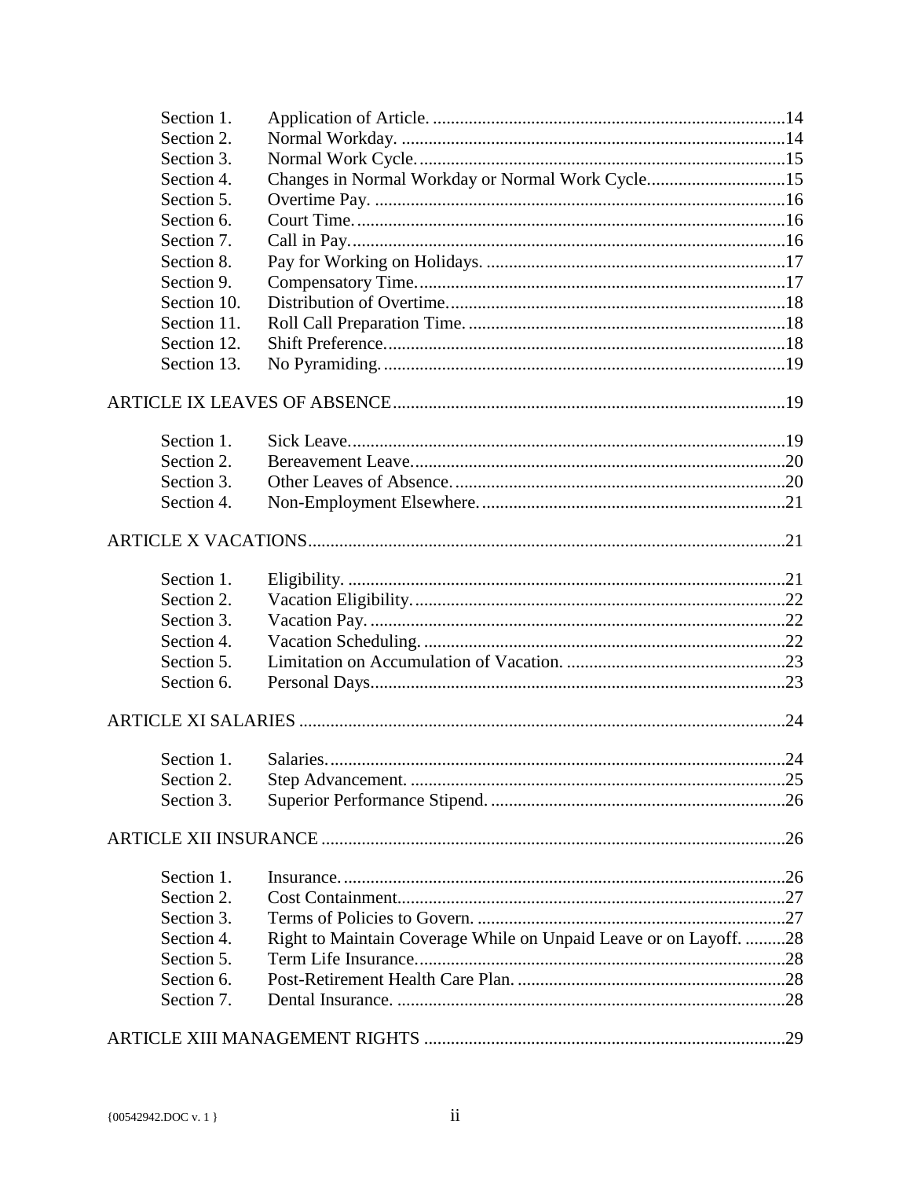| | | |
|---|---|---|
| Section 1. | Application of Article. | 14 |
| Section 2. | Normal Workday. | 14 |
| Section 3. | Normal Work Cycle. | 15 |
| Section 4. | Changes in Normal Workday or Normal Work Cycle. | 15 |
| Section 5. | Overtime Pay. | 16 |
| Section 6. | Court Time. | 16 |
| Section 7. | Call in Pay. | 16 |
| Section 8. | Pay for Working on Holidays. | 17 |
| Section 9. | Compensatory Time. | 17 |
| Section 10. | Distribution of Overtime. | 18 |
| Section 11. | Roll Call Preparation Time. | 18 |
| Section 12. | Shift Preference. | 18 |
| Section 13. | No Pyramiding. | 19 |

ARTICLE IX LEAVES OF ABSENCE .....19

| | | |
|---|---|---|
| Section 1. | Sick Leave. | 19 |
| Section 2. | Bereavement Leave. | 20 |
| Section 3. | Other Leaves of Absence. | 20 |
| Section 4. | Non-Employment Elsewhere. | 21 |

ARTICLE X VACATIONS .....21

| | | |
|---|---|---|
| Section 1. | Eligibility. | 21 |
| Section 2. | Vacation Eligibility. | 22 |
| Section 3. | Vacation Pay. | 22 |
| Section 4. | Vacation Scheduling. | 22 |
| Section 5. | Limitation on Accumulation of Vacation. | 23 |
| Section 6. | Personal Days. | 23 |

ARTICLE XI SALARIES .....24

| | | |
|---|---|---|
| Section 1. | Salaries. | 24 |
| Section 2. | Step Advancement. | 25 |
| Section 3. | Superior Performance Stipend. | 26 |

ARTICLE XII INSURANCE .....26

| | | |
|---|---|---|
| Section 1. | Insurance. | 26 |
| Section 2. | Cost Containment. | 27 |
| Section 3. | Terms of Policies to Govern. | 27 |
| Section 4. | Right to Maintain Coverage While on Unpaid Leave or on Layoff. | 28 |
| Section 5. | Term Life Insurance. | 28 |
| Section 6. | Post-Retirement Health Care Plan. | 28 |
| Section 7. | Dental Insurance. | 28 |

ARTICLE XIII MANAGEMENT RIGHTS .....29

{00542942.DOC v. 1 }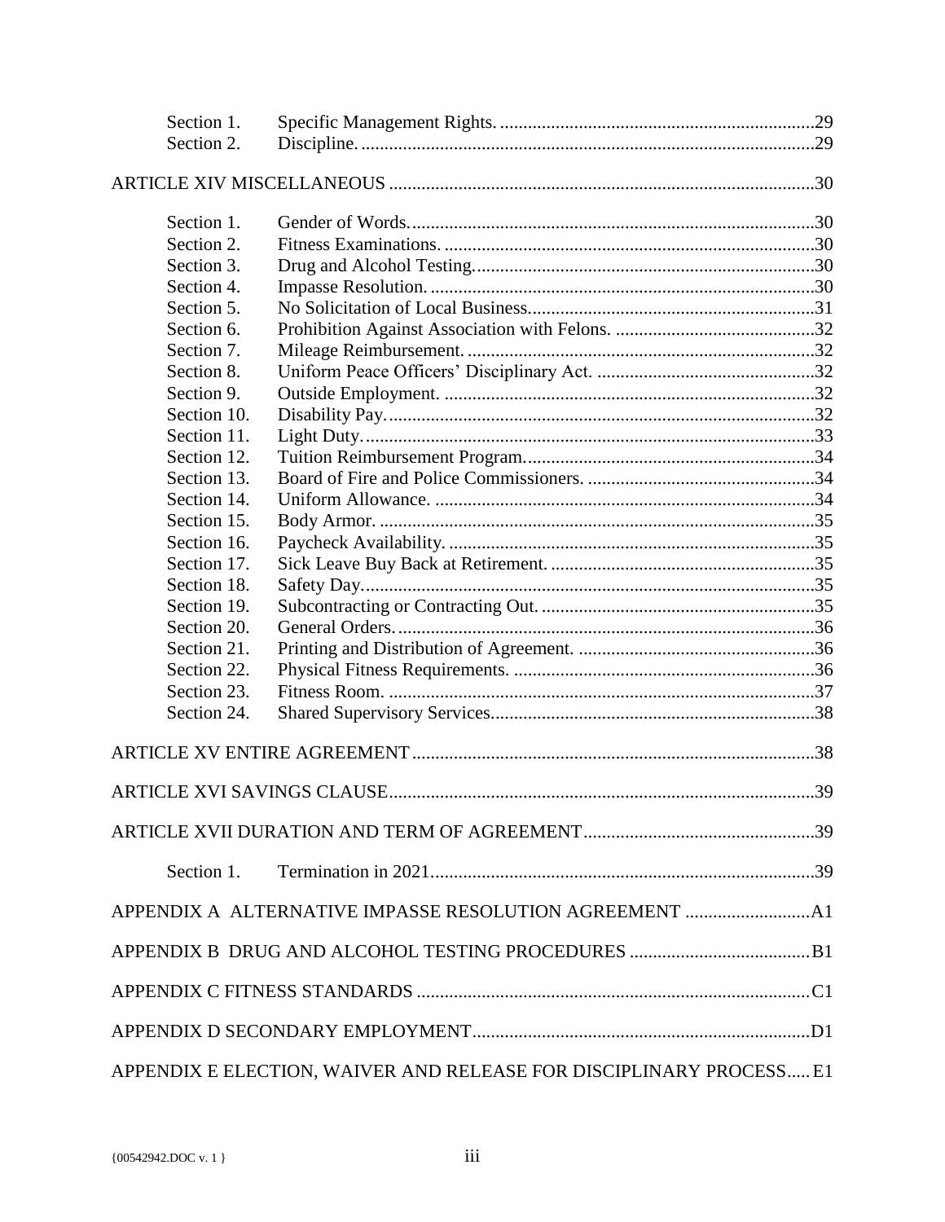| | | |
|---|---|---|
| Section 1. | Specific Management Rights. | 29 |
| Section 2. | Discipline. | 29 |

ARTICLE XIV MISCELLANEOUS ..... 30

| | | |
|---|---|---|
| Section 1. | Gender of Words. | 30 |
| Section 2. | Fitness Examinations. | 30 |
| Section 3. | Drug and Alcohol Testing. | 30 |
| Section 4. | Impasse Resolution. | 30 |
| Section 5. | No Solicitation of Local Business. | 31 |
| Section 6. | Prohibition Against Association with Felons. | 32 |
| Section 7. | Mileage Reimbursement. | 32 |
| Section 8. | Uniform Peace Officers' Disciplinary Act. | 32 |
| Section 9. | Outside Employment. | 32 |
| Section 10. | Disability Pay. | 32 |
| Section 11. | Light Duty. | 33 |
| Section 12. | Tuition Reimbursement Program. | 34 |
| Section 13. | Board of Fire and Police Commissioners. | 34 |
| Section 14. | Uniform Allowance. | 34 |
| Section 15. | Body Armor. | 35 |
| Section 16. | Paycheck Availability. | 35 |
| Section 17. | Sick Leave Buy Back at Retirement. | 35 |
| Section 18. | Safety Day. | 35 |
| Section 19. | Subcontracting or Contracting Out. | 35 |
| Section 20. | General Orders. | 36 |
| Section 21. | Printing and Distribution of Agreement. | 36 |
| Section 22. | Physical Fitness Requirements. | 36 |
| Section 23. | Fitness Room. | 37 |
| Section 24. | Shared Supervisory Services. | 38 |

ARTICLE XV ENTIRE AGREEMENT ..... 38

ARTICLE XVI SAVINGS CLAUSE ..... 39

ARTICLE XVII DURATION AND TERM OF AGREEMENT ..... 39

| | | |
|---|---|---|
| Section 1. | Termination in 2021. | 39 |

APPENDIX A ALTERNATIVE IMPASSE RESOLUTION AGREEMENT ..... A1

APPENDIX B DRUG AND ALCOHOL TESTING PROCEDURES ..... B1

APPENDIX C FITNESS STANDARDS ..... C1

APPENDIX D SECONDARY EMPLOYMENT ..... D1

APPENDIX E ELECTION, WAIVER AND RELEASE FOR DISCIPLINARY PROCESS ..... E1

{00542942.DOC v. 1 }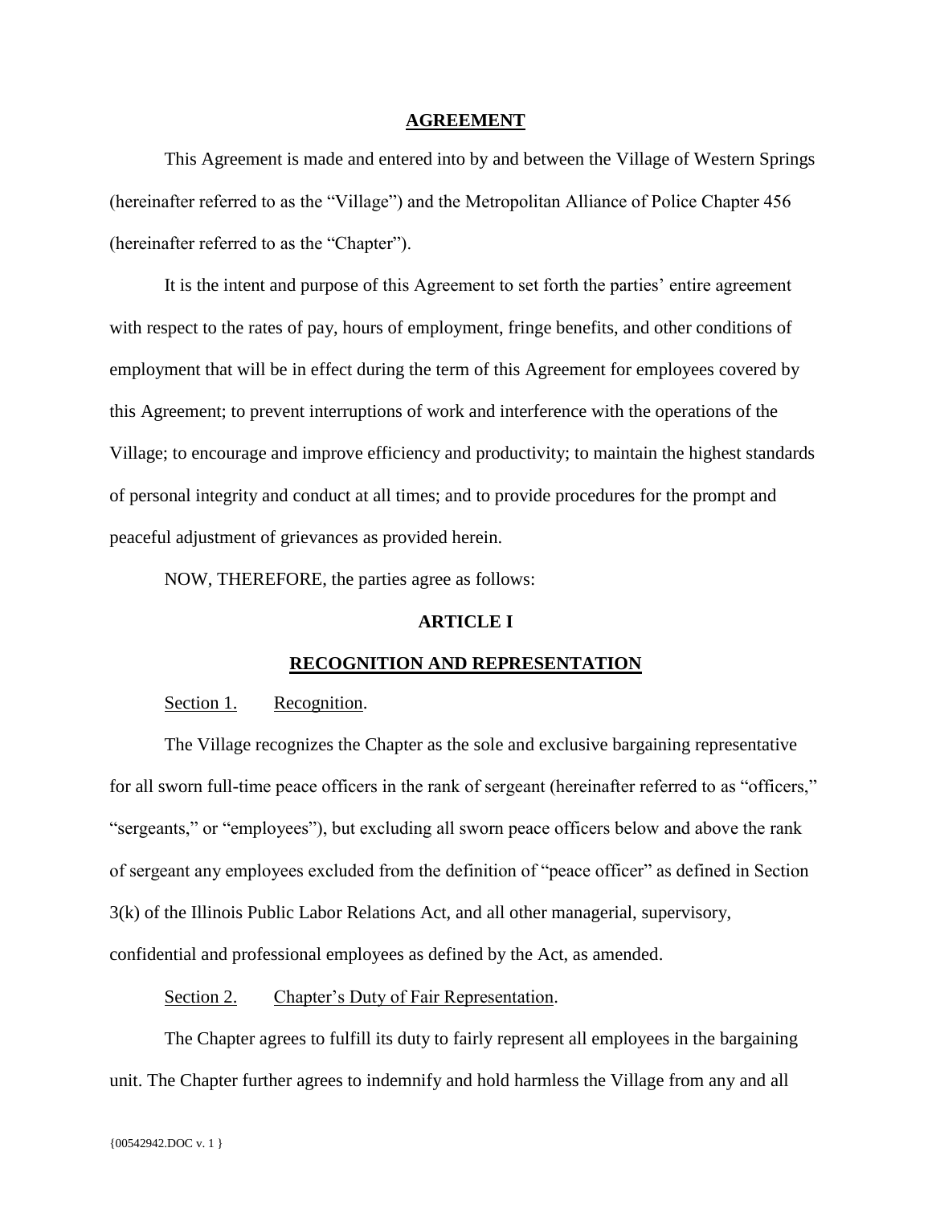# AGREEMENT

This Agreement is made and entered into by and between the Village of Western Springs (hereinafter referred to as the "Village") and the Metropolitan Alliance of Police Chapter 456 (hereinafter referred to as the "Chapter").

It is the intent and purpose of this Agreement to set forth the parties' entire agreement with respect to the rates of pay, hours of employment, fringe benefits, and other conditions of employment that will be in effect during the term of this Agreement for employees covered by this Agreement; to prevent interruptions of work and interference with the operations of the Village; to encourage and improve efficiency and productivity; to maintain the highest standards of personal integrity and conduct at all times; and to provide procedures for the prompt and peaceful adjustment of grievances as provided herein.

NOW, THEREFORE, the parties agree as follows:

## ARTICLE I

## RECOGNITION AND REPRESENTATION

Section 1. Recognition.

The Village recognizes the Chapter as the sole and exclusive bargaining representative for all sworn full-time peace officers in the rank of sergeant (hereinafter referred to as "officers," "sergeants," or "employees"), but excluding all sworn peace officers below and above the rank of sergeant any employees excluded from the definition of "peace officer" as defined in Section 3(k) of the Illinois Public Labor Relations Act, and all other managerial, supervisory, confidential and professional employees as defined by the Act, as amended.

Section 2. Chapter's Duty of Fair Representation.

The Chapter agrees to fulfill its duty to fairly represent all employees in the bargaining unit. The Chapter further agrees to indemnify and hold harmless the Village from any and all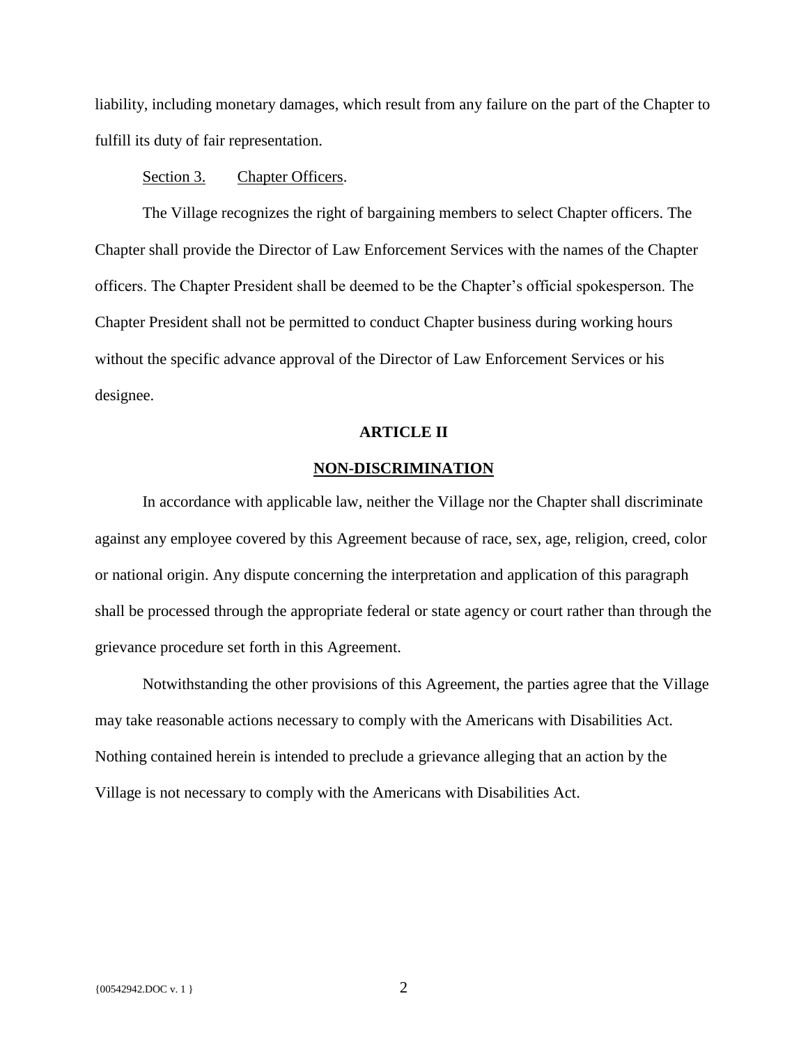liability, including monetary damages, which result from any failure on the part of the Chapter to fulfill its duty of fair representation.

Section 3. Chapter Officers.

The Village recognizes the right of bargaining members to select Chapter officers. The Chapter shall provide the Director of Law Enforcement Services with the names of the Chapter officers. The Chapter President shall be deemed to be the Chapter's official spokesperson. The Chapter President shall not be permitted to conduct Chapter business during working hours without the specific advance approval of the Director of Law Enforcement Services or his designee.

## ARTICLE II

## NON-DISCRIMINATION

In accordance with applicable law, neither the Village nor the Chapter shall discriminate against any employee covered by this Agreement because of race, sex, age, religion, creed, color or national origin. Any dispute concerning the interpretation and application of this paragraph shall be processed through the appropriate federal or state agency or court rather than through the grievance procedure set forth in this Agreement.

Notwithstanding the other provisions of this Agreement, the parties agree that the Village may take reasonable actions necessary to comply with the Americans with Disabilities Act. Nothing contained herein is intended to preclude a grievance alleging that an action by the Village is not necessary to comply with the Americans with Disabilities Act.

{00542942.DOC v. 1 }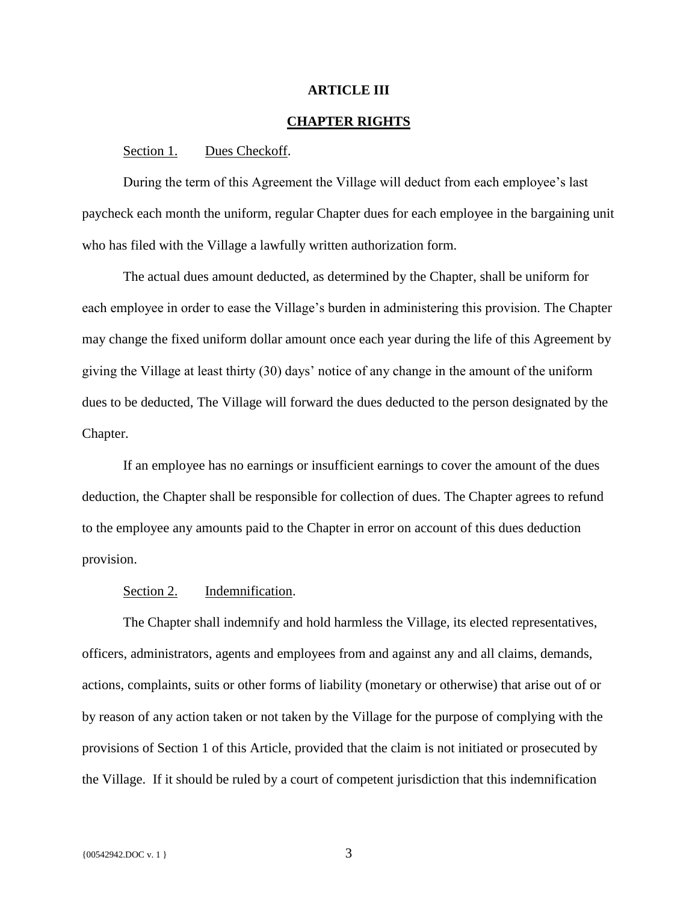# ARTICLE III

## CHAPTER RIGHTS

Section 1. Dues Checkoff.

During the term of this Agreement the Village will deduct from each employee's last paycheck each month the uniform, regular Chapter dues for each employee in the bargaining unit who has filed with the Village a lawfully written authorization form.

The actual dues amount deducted, as determined by the Chapter, shall be uniform for each employee in order to ease the Village's burden in administering this provision. The Chapter may change the fixed uniform dollar amount once each year during the life of this Agreement by giving the Village at least thirty (30) days' notice of any change in the amount of the uniform dues to be deducted, The Village will forward the dues deducted to the person designated by the Chapter.

If an employee has no earnings or insufficient earnings to cover the amount of the dues deduction, the Chapter shall be responsible for collection of dues. The Chapter agrees to refund to the employee any amounts paid to the Chapter in error on account of this dues deduction provision.

Section 2. Indemnification.

The Chapter shall indemnify and hold harmless the Village, its elected representatives, officers, administrators, agents and employees from and against any and all claims, demands, actions, complaints, suits or other forms of liability (monetary or otherwise) that arise out of or by reason of any action taken or not taken by the Village for the purpose of complying with the provisions of Section 1 of this Article, provided that the claim is not initiated or prosecuted by the Village. If it should be ruled by a court of competent jurisdiction that this indemnification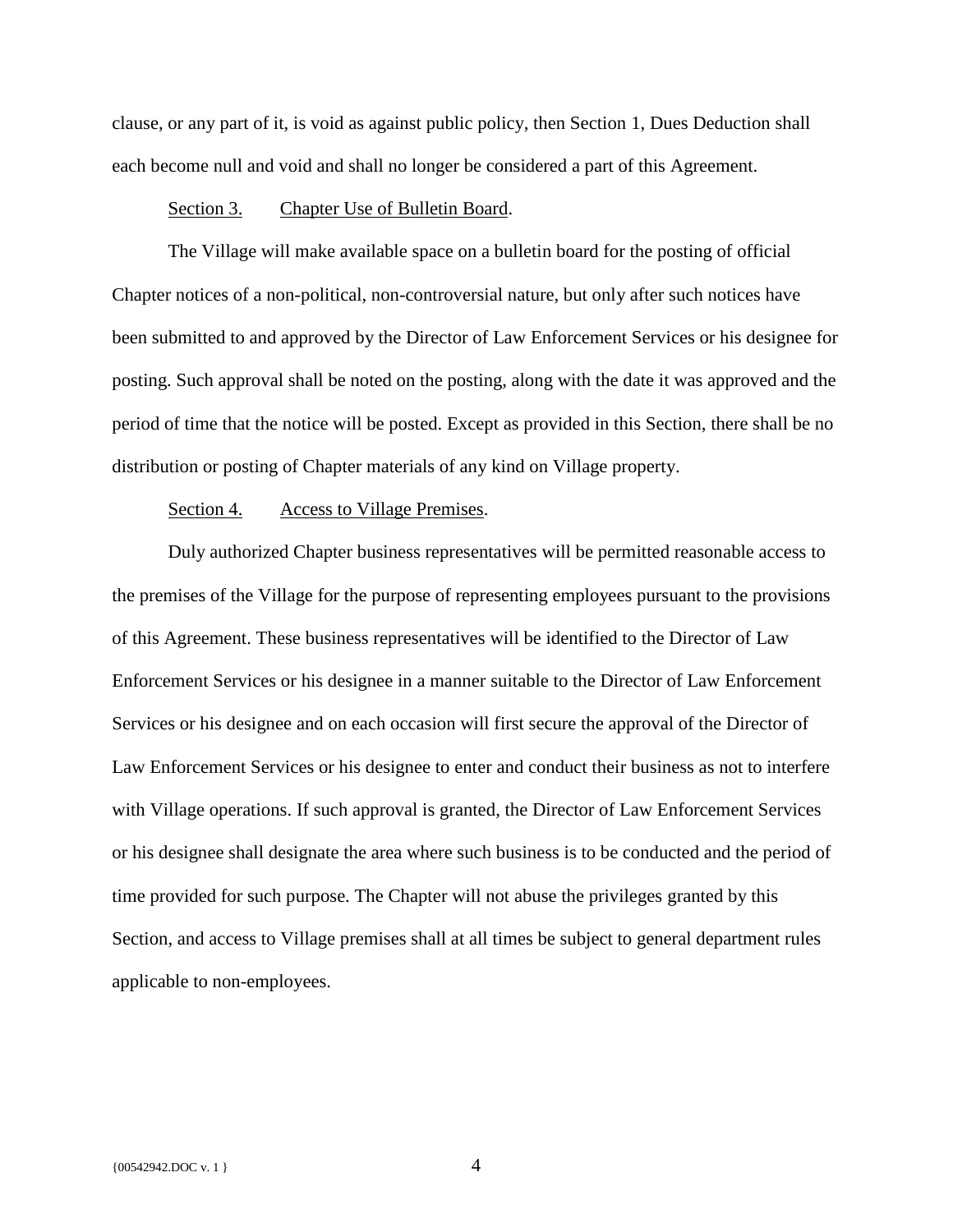clause, or any part of it, is void as against public policy, then Section 1, Dues Deduction shall each become null and void and shall no longer be considered a part of this Agreement.

Section 3. Chapter Use of Bulletin Board.

The Village will make available space on a bulletin board for the posting of official Chapter notices of a non-political, non-controversial nature, but only after such notices have been submitted to and approved by the Director of Law Enforcement Services or his designee for posting. Such approval shall be noted on the posting, along with the date it was approved and the period of time that the notice will be posted. Except as provided in this Section, there shall be no distribution or posting of Chapter materials of any kind on Village property.

Section 4. Access to Village Premises.

Duly authorized Chapter business representatives will be permitted reasonable access to the premises of the Village for the purpose of representing employees pursuant to the provisions of this Agreement. These business representatives will be identified to the Director of Law Enforcement Services or his designee in a manner suitable to the Director of Law Enforcement Services or his designee and on each occasion will first secure the approval of the Director of Law Enforcement Services or his designee to enter and conduct their business as not to interfere with Village operations. If such approval is granted, the Director of Law Enforcement Services or his designee shall designate the area where such business is to be conducted and the period of time provided for such purpose. The Chapter will not abuse the privileges granted by this Section, and access to Village premises shall at all times be subject to general department rules applicable to non-employees.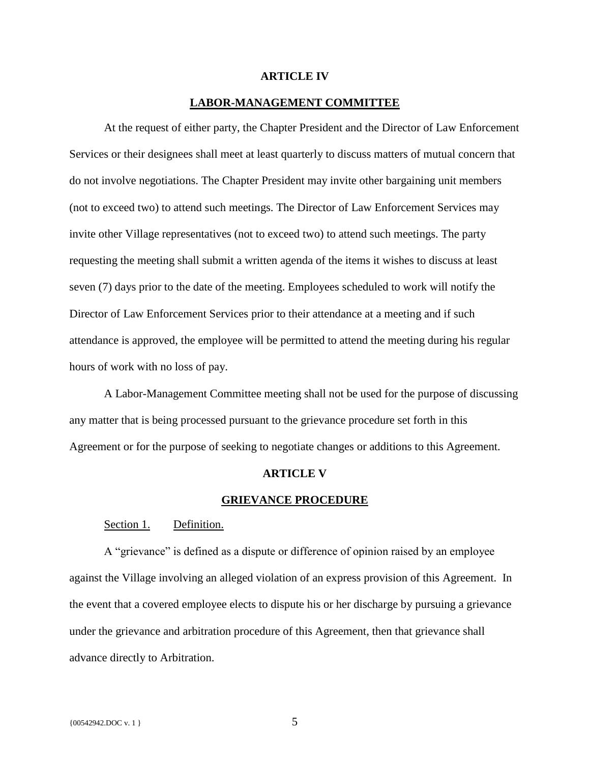## ARTICLE IV

## LABOR-MANAGEMENT COMMITTEE

At the request of either party, the Chapter President and the Director of Law Enforcement Services or their designees shall meet at least quarterly to discuss matters of mutual concern that do not involve negotiations. The Chapter President may invite other bargaining unit members (not to exceed two) to attend such meetings. The Director of Law Enforcement Services may invite other Village representatives (not to exceed two) to attend such meetings. The party requesting the meeting shall submit a written agenda of the items it wishes to discuss at least seven (7) days prior to the date of the meeting. Employees scheduled to work will notify the Director of Law Enforcement Services prior to their attendance at a meeting and if such attendance is approved, the employee will be permitted to attend the meeting during his regular hours of work with no loss of pay.

A Labor-Management Committee meeting shall not be used for the purpose of discussing any matter that is being processed pursuant to the grievance procedure set forth in this Agreement or for the purpose of seeking to negotiate changes or additions to this Agreement.

## ARTICLE V

## GRIEVANCE PROCEDURE

Section 1. Definition.

A "grievance" is defined as a dispute or difference of opinion raised by an employee against the Village involving an alleged violation of an express provision of this Agreement. In the event that a covered employee elects to dispute his or her discharge by pursuing a grievance under the grievance and arbitration procedure of this Agreement, then that grievance shall advance directly to Arbitration.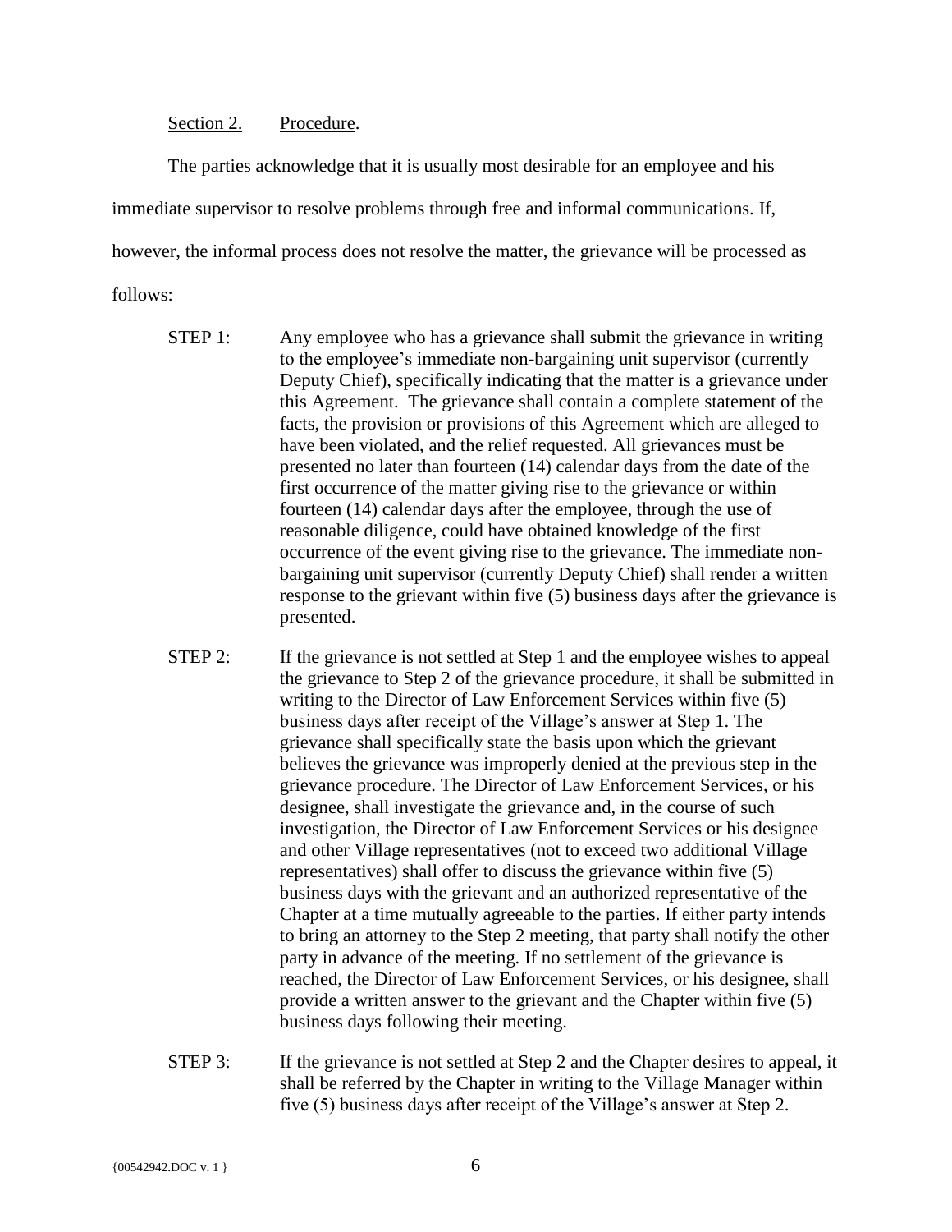Section 2. Procedure.

The parties acknowledge that it is usually most desirable for an employee and his immediate supervisor to resolve problems through free and informal communications. If, however, the informal process does not resolve the matter, the grievance will be processed as follows:

STEP 1: Any employee who has a grievance shall submit the grievance in writing to the employee's immediate non-bargaining unit supervisor (currently Deputy Chief), specifically indicating that the matter is a grievance under this Agreement. The grievance shall contain a complete statement of the facts, the provision or provisions of this Agreement which are alleged to have been violated, and the relief requested. All grievances must be presented no later than fourteen (14) calendar days from the date of the first occurrence of the matter giving rise to the grievance or within fourteen (14) calendar days after the employee, through the use of reasonable diligence, could have obtained knowledge of the first occurrence of the event giving rise to the grievance. The immediate non-bargaining unit supervisor (currently Deputy Chief) shall render a written response to the grievant within five (5) business days after the grievance is presented.

STEP 2: If the grievance is not settled at Step 1 and the employee wishes to appeal the grievance to Step 2 of the grievance procedure, it shall be submitted in writing to the Director of Law Enforcement Services within five (5) business days after receipt of the Village's answer at Step 1. The grievance shall specifically state the basis upon which the grievant believes the grievance was improperly denied at the previous step in the grievance procedure. The Director of Law Enforcement Services, or his designee, shall investigate the grievance and, in the course of such investigation, the Director of Law Enforcement Services or his designee and other Village representatives (not to exceed two additional Village representatives) shall offer to discuss the grievance within five (5) business days with the grievant and an authorized representative of the Chapter at a time mutually agreeable to the parties. If either party intends to bring an attorney to the Step 2 meeting, that party shall notify the other party in advance of the meeting. If no settlement of the grievance is reached, the Director of Law Enforcement Services, or his designee, shall provide a written answer to the grievant and the Chapter within five (5) business days following their meeting.

STEP 3: If the grievance is not settled at Step 2 and the Chapter desires to appeal, it shall be referred by the Chapter in writing to the Village Manager within five (5) business days after receipt of the Village's answer at Step 2.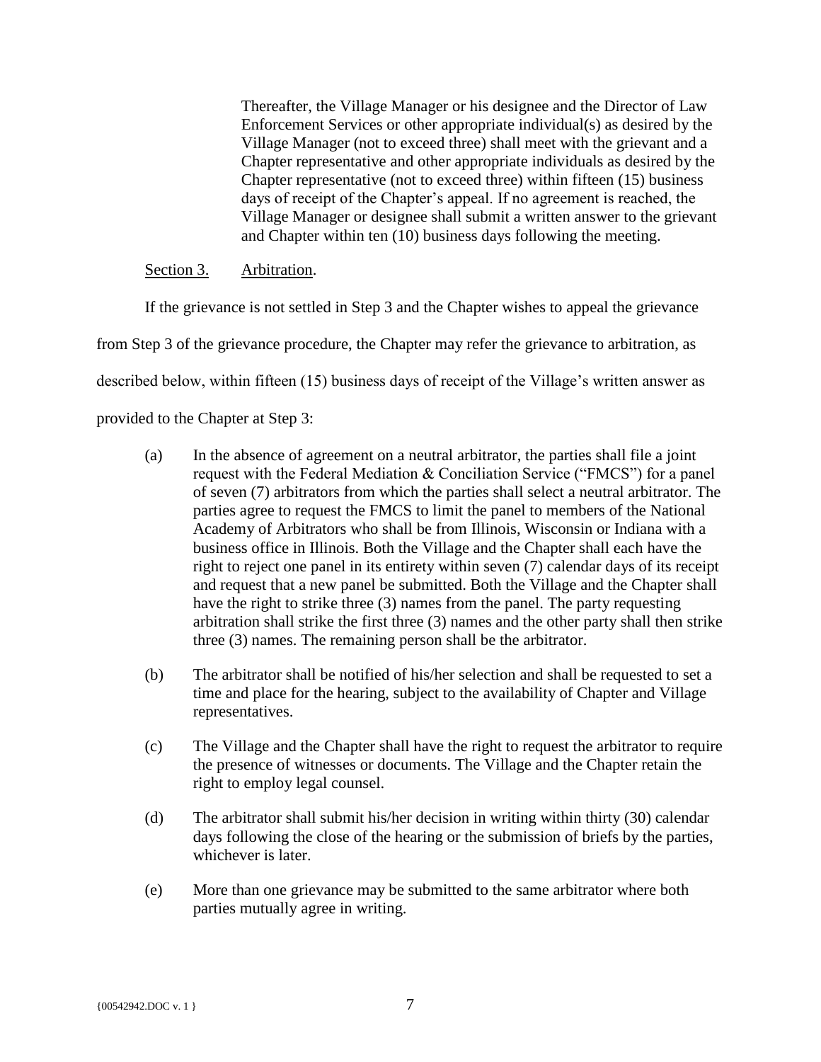Thereafter, the Village Manager or his designee and the Director of Law Enforcement Services or other appropriate individual(s) as desired by the Village Manager (not to exceed three) shall meet with the grievant and a Chapter representative and other appropriate individuals as desired by the Chapter representative (not to exceed three) within fifteen (15) business days of receipt of the Chapter's appeal. If no agreement is reached, the Village Manager or designee shall submit a written answer to the grievant and Chapter within ten (10) business days following the meeting.

Section 3. Arbitration.

If the grievance is not settled in Step 3 and the Chapter wishes to appeal the grievance from Step 3 of the grievance procedure, the Chapter may refer the grievance to arbitration, as described below, within fifteen (15) business days of receipt of the Village's written answer as provided to the Chapter at Step 3:

(a) In the absence of agreement on a neutral arbitrator, the parties shall file a joint request with the Federal Mediation & Conciliation Service ("FMCS") for a panel of seven (7) arbitrators from which the parties shall select a neutral arbitrator. The parties agree to request the FMCS to limit the panel to members of the National Academy of Arbitrators who shall be from Illinois, Wisconsin or Indiana with a business office in Illinois. Both the Village and the Chapter shall each have the right to reject one panel in its entirety within seven (7) calendar days of its receipt and request that a new panel be submitted. Both the Village and the Chapter shall have the right to strike three (3) names from the panel. The party requesting arbitration shall strike the first three (3) names and the other party shall then strike three (3) names. The remaining person shall be the arbitrator.

(b) The arbitrator shall be notified of his/her selection and shall be requested to set a time and place for the hearing, subject to the availability of Chapter and Village representatives.

(c) The Village and the Chapter shall have the right to request the arbitrator to require the presence of witnesses or documents. The Village and the Chapter retain the right to employ legal counsel.

(d) The arbitrator shall submit his/her decision in writing within thirty (30) calendar days following the close of the hearing or the submission of briefs by the parties, whichever is later.

(e) More than one grievance may be submitted to the same arbitrator where both parties mutually agree in writing.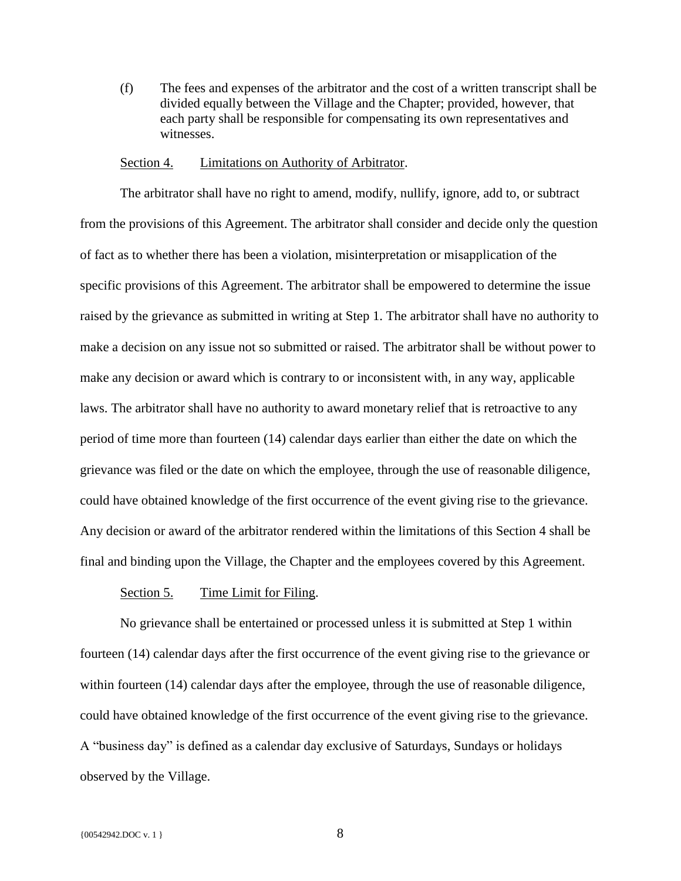(f) The fees and expenses of the arbitrator and the cost of a written transcript shall be divided equally between the Village and the Chapter; provided, however, that each party shall be responsible for compensating its own representatives and witnesses.

Section 4. Limitations on Authority of Arbitrator.

The arbitrator shall have no right to amend, modify, nullify, ignore, add to, or subtract from the provisions of this Agreement. The arbitrator shall consider and decide only the question of fact as to whether there has been a violation, misinterpretation or misapplication of the specific provisions of this Agreement. The arbitrator shall be empowered to determine the issue raised by the grievance as submitted in writing at Step 1. The arbitrator shall have no authority to make a decision on any issue not so submitted or raised. The arbitrator shall be without power to make any decision or award which is contrary to or inconsistent with, in any way, applicable laws. The arbitrator shall have no authority to award monetary relief that is retroactive to any period of time more than fourteen (14) calendar days earlier than either the date on which the grievance was filed or the date on which the employee, through the use of reasonable diligence, could have obtained knowledge of the first occurrence of the event giving rise to the grievance. Any decision or award of the arbitrator rendered within the limitations of this Section 4 shall be final and binding upon the Village, the Chapter and the employees covered by this Agreement.

Section 5. Time Limit for Filing.

No grievance shall be entertained or processed unless it is submitted at Step 1 within fourteen (14) calendar days after the first occurrence of the event giving rise to the grievance or within fourteen (14) calendar days after the employee, through the use of reasonable diligence, could have obtained knowledge of the first occurrence of the event giving rise to the grievance. A "business day" is defined as a calendar day exclusive of Saturdays, Sundays or holidays observed by the Village.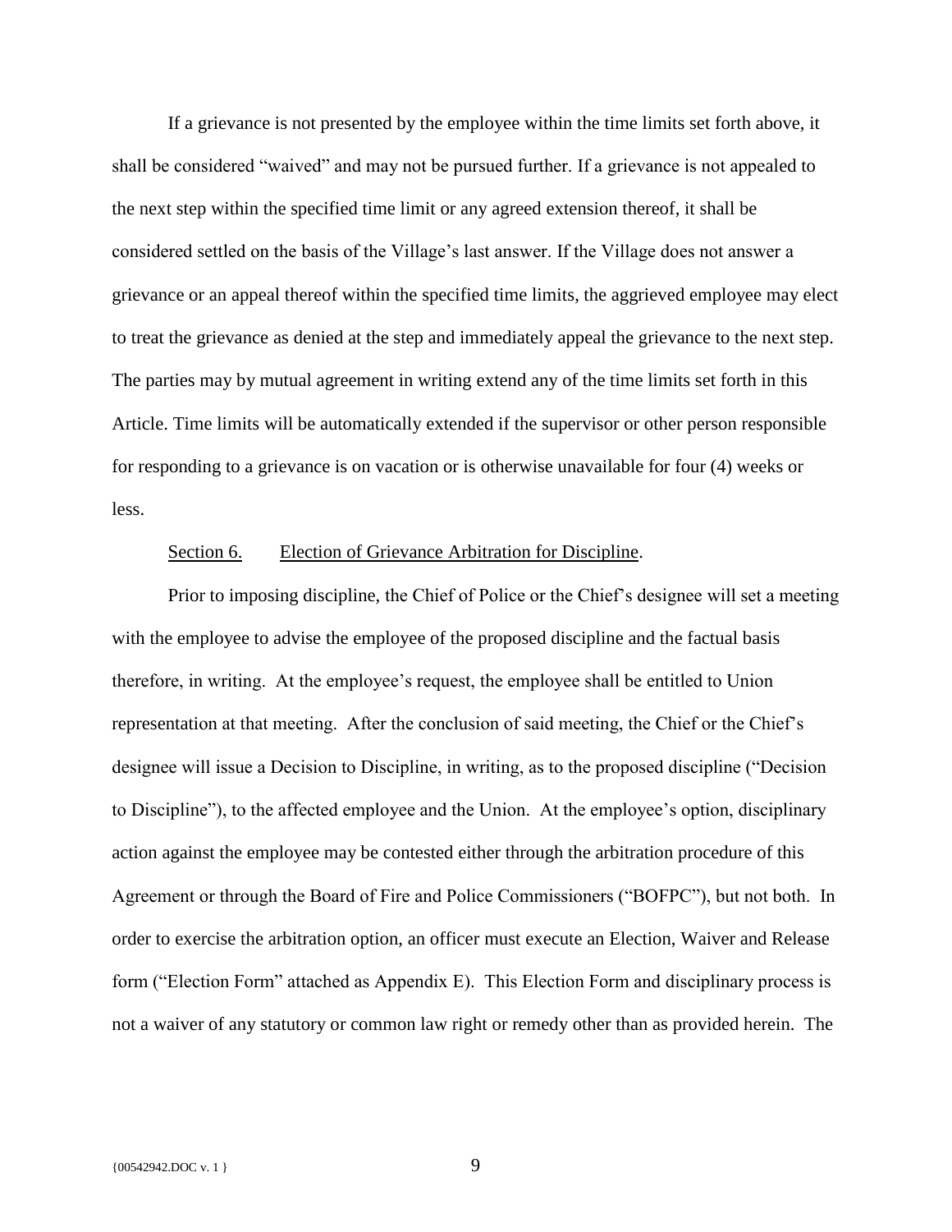If a grievance is not presented by the employee within the time limits set forth above, it shall be considered "waived" and may not be pursued further. If a grievance is not appealed to the next step within the specified time limit or any agreed extension thereof, it shall be considered settled on the basis of the Village's last answer. If the Village does not answer a grievance or an appeal thereof within the specified time limits, the aggrieved employee may elect to treat the grievance as denied at the step and immediately appeal the grievance to the next step. The parties may by mutual agreement in writing extend any of the time limits set forth in this Article. Time limits will be automatically extended if the supervisor or other person responsible for responding to a grievance is on vacation or is otherwise unavailable for four (4) weeks or less.

Section 6. Election of Grievance Arbitration for Discipline.

Prior to imposing discipline, the Chief of Police or the Chief's designee will set a meeting with the employee to advise the employee of the proposed discipline and the factual basis therefore, in writing. At the employee's request, the employee shall be entitled to Union representation at that meeting. After the conclusion of said meeting, the Chief or the Chief's designee will issue a Decision to Discipline, in writing, as to the proposed discipline ("Decision to Discipline"), to the affected employee and the Union. At the employee's option, disciplinary action against the employee may be contested either through the arbitration procedure of this Agreement or through the Board of Fire and Police Commissioners ("BOFPC"), but not both. In order to exercise the arbitration option, an officer must execute an Election, Waiver and Release form ("Election Form" attached as Appendix E). This Election Form and disciplinary process is not a waiver of any statutory or common law right or remedy other than as provided herein. The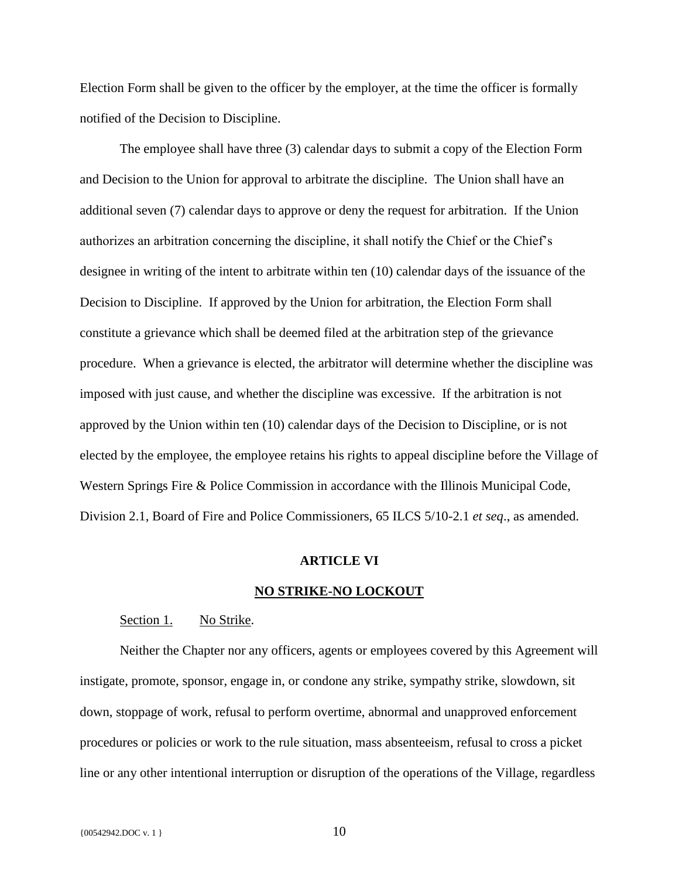Election Form shall be given to the officer by the employer, at the time the officer is formally notified of the Decision to Discipline.

The employee shall have three (3) calendar days to submit a copy of the Election Form and Decision to the Union for approval to arbitrate the discipline. The Union shall have an additional seven (7) calendar days to approve or deny the request for arbitration. If the Union authorizes an arbitration concerning the discipline, it shall notify the Chief or the Chief's designee in writing of the intent to arbitrate within ten (10) calendar days of the issuance of the Decision to Discipline. If approved by the Union for arbitration, the Election Form shall constitute a grievance which shall be deemed filed at the arbitration step of the grievance procedure. When a grievance is elected, the arbitrator will determine whether the discipline was imposed with just cause, and whether the discipline was excessive. If the arbitration is not approved by the Union within ten (10) calendar days of the Decision to Discipline, or is not elected by the employee, the employee retains his rights to appeal discipline before the Village of Western Springs Fire & Police Commission in accordance with the Illinois Municipal Code, Division 2.1, Board of Fire and Police Commissioners, 65 ILCS 5/10-2.1 *et seq*., as amended.

## ARTICLE VI

## NO STRIKE-NO LOCKOUT

Section 1. No Strike.

Neither the Chapter nor any officers, agents or employees covered by this Agreement will instigate, promote, sponsor, engage in, or condone any strike, sympathy strike, slowdown, sit down, stoppage of work, refusal to perform overtime, abnormal and unapproved enforcement procedures or policies or work to the rule situation, mass absenteeism, refusal to cross a picket line or any other intentional interruption or disruption of the operations of the Village, regardless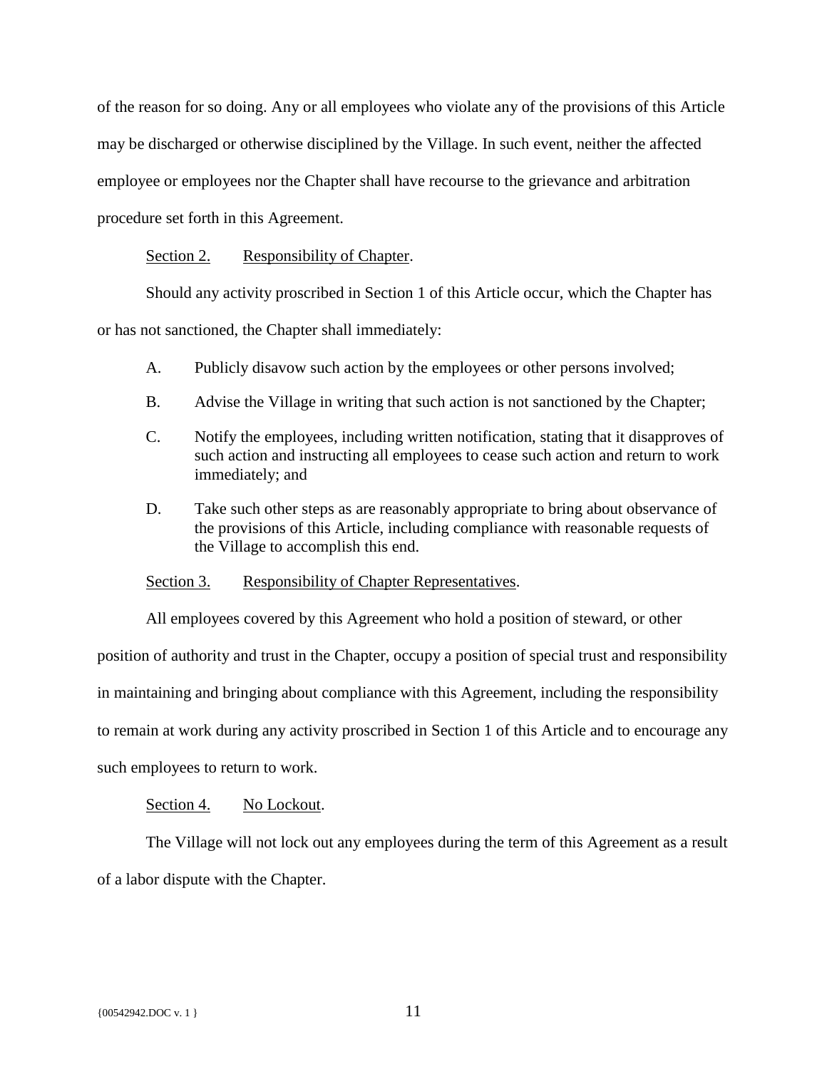of the reason for so doing. Any or all employees who violate any of the provisions of this Article may be discharged or otherwise disciplined by the Village. In such event, neither the affected employee or employees nor the Chapter shall have recourse to the grievance and arbitration procedure set forth in this Agreement.

Section 2. Responsibility of Chapter.

Should any activity proscribed in Section 1 of this Article occur, which the Chapter has or has not sanctioned, the Chapter shall immediately:

A. Publicly disavow such action by the employees or other persons involved;

B. Advise the Village in writing that such action is not sanctioned by the Chapter;

C. Notify the employees, including written notification, stating that it disapproves of such action and instructing all employees to cease such action and return to work immediately; and

D. Take such other steps as are reasonably appropriate to bring about observance of the provisions of this Article, including compliance with reasonable requests of the Village to accomplish this end.

Section 3. Responsibility of Chapter Representatives.

All employees covered by this Agreement who hold a position of steward, or other position of authority and trust in the Chapter, occupy a position of special trust and responsibility in maintaining and bringing about compliance with this Agreement, including the responsibility to remain at work during any activity proscribed in Section 1 of this Article and to encourage any such employees to return to work.

Section 4. No Lockout.

The Village will not lock out any employees during the term of this Agreement as a result of a labor dispute with the Chapter.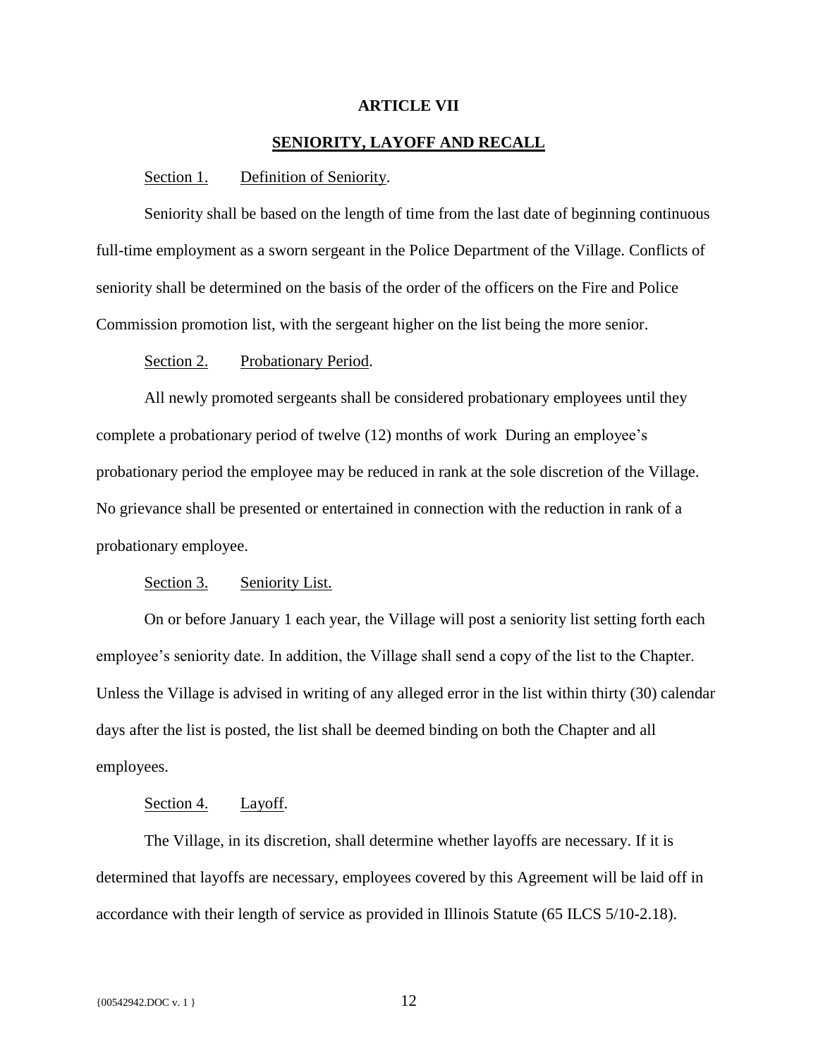## ARTICLE VII

## SENIORITY, LAYOFF AND RECALL

Section 1. Definition of Seniority.

Seniority shall be based on the length of time from the last date of beginning continuous full-time employment as a sworn sergeant in the Police Department of the Village. Conflicts of seniority shall be determined on the basis of the order of the officers on the Fire and Police Commission promotion list, with the sergeant higher on the list being the more senior.

Section 2. Probationary Period.

All newly promoted sergeants shall be considered probationary employees until they complete a probationary period of twelve (12) months of work During an employee's probationary period the employee may be reduced in rank at the sole discretion of the Village. No grievance shall be presented or entertained in connection with the reduction in rank of a probationary employee.

Section 3. Seniority List.

On or before January 1 each year, the Village will post a seniority list setting forth each employee's seniority date. In addition, the Village shall send a copy of the list to the Chapter. Unless the Village is advised in writing of any alleged error in the list within thirty (30) calendar days after the list is posted, the list shall be deemed binding on both the Chapter and all employees.

Section 4. Layoff.

The Village, in its discretion, shall determine whether layoffs are necessary. If it is determined that layoffs are necessary, employees covered by this Agreement will be laid off in accordance with their length of service as provided in Illinois Statute (65 ILCS 5/10-2.18).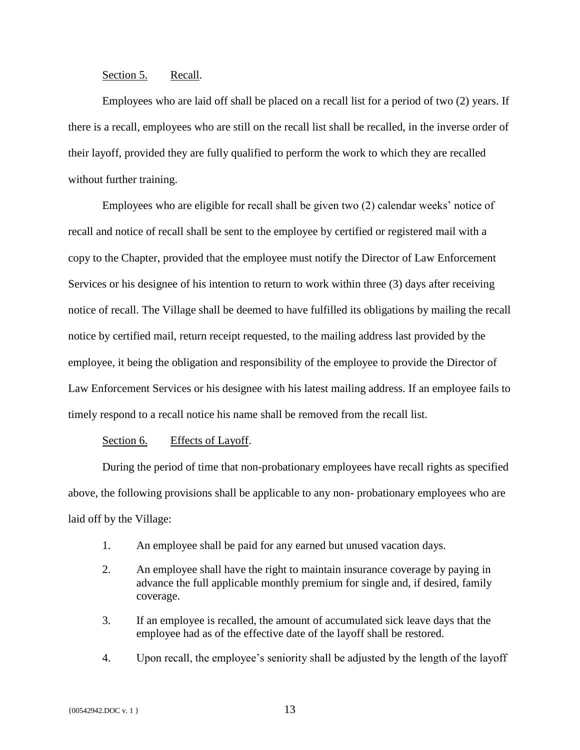Section 5. Recall.

Employees who are laid off shall be placed on a recall list for a period of two (2) years. If there is a recall, employees who are still on the recall list shall be recalled, in the inverse order of their layoff, provided they are fully qualified to perform the work to which they are recalled without further training.

Employees who are eligible for recall shall be given two (2) calendar weeks' notice of recall and notice of recall shall be sent to the employee by certified or registered mail with a copy to the Chapter, provided that the employee must notify the Director of Law Enforcement Services or his designee of his intention to return to work within three (3) days after receiving notice of recall. The Village shall be deemed to have fulfilled its obligations by mailing the recall notice by certified mail, return receipt requested, to the mailing address last provided by the employee, it being the obligation and responsibility of the employee to provide the Director of Law Enforcement Services or his designee with his latest mailing address. If an employee fails to timely respond to a recall notice his name shall be removed from the recall list.

Section 6. Effects of Layoff.

During the period of time that non-probationary employees have recall rights as specified above, the following provisions shall be applicable to any non- probationary employees who are laid off by the Village:

1. An employee shall be paid for any earned but unused vacation days.
2. An employee shall have the right to maintain insurance coverage by paying in advance the full applicable monthly premium for single and, if desired, family coverage.
3. If an employee is recalled, the amount of accumulated sick leave days that the employee had as of the effective date of the layoff shall be restored.
4. Upon recall, the employee's seniority shall be adjusted by the length of the layoff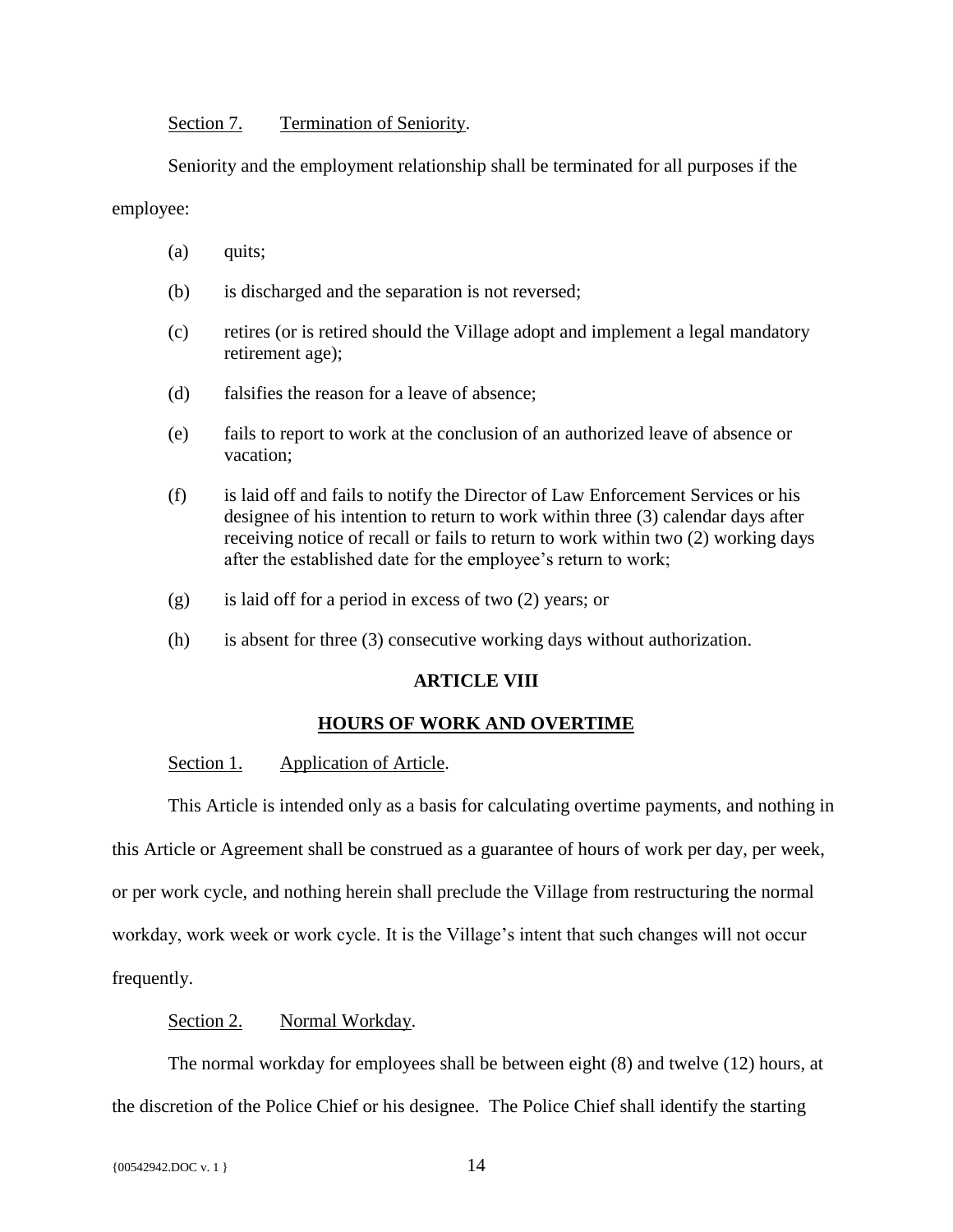Section 7. Termination of Seniority.

Seniority and the employment relationship shall be terminated for all purposes if the employee:

(a) quits;

(b) is discharged and the separation is not reversed;

(c) retires (or is retired should the Village adopt and implement a legal mandatory retirement age);

(d) falsifies the reason for a leave of absence;

(e) fails to report to work at the conclusion of an authorized leave of absence or vacation;

(f) is laid off and fails to notify the Director of Law Enforcement Services or his designee of his intention to return to work within three (3) calendar days after receiving notice of recall or fails to return to work within two (2) working days after the established date for the employee's return to work;

(g) is laid off for a period in excess of two (2) years; or

(h) is absent for three (3) consecutive working days without authorization.

## ARTICLE VIII

## HOURS OF WORK AND OVERTIME

Section 1. Application of Article.

This Article is intended only as a basis for calculating overtime payments, and nothing in this Article or Agreement shall be construed as a guarantee of hours of work per day, per week, or per work cycle, and nothing herein shall preclude the Village from restructuring the normal workday, work week or work cycle. It is the Village's intent that such changes will not occur frequently.

Section 2. Normal Workday.

The normal workday for employees shall be between eight (8) and twelve (12) hours, at the discretion of the Police Chief or his designee. The Police Chief shall identify the starting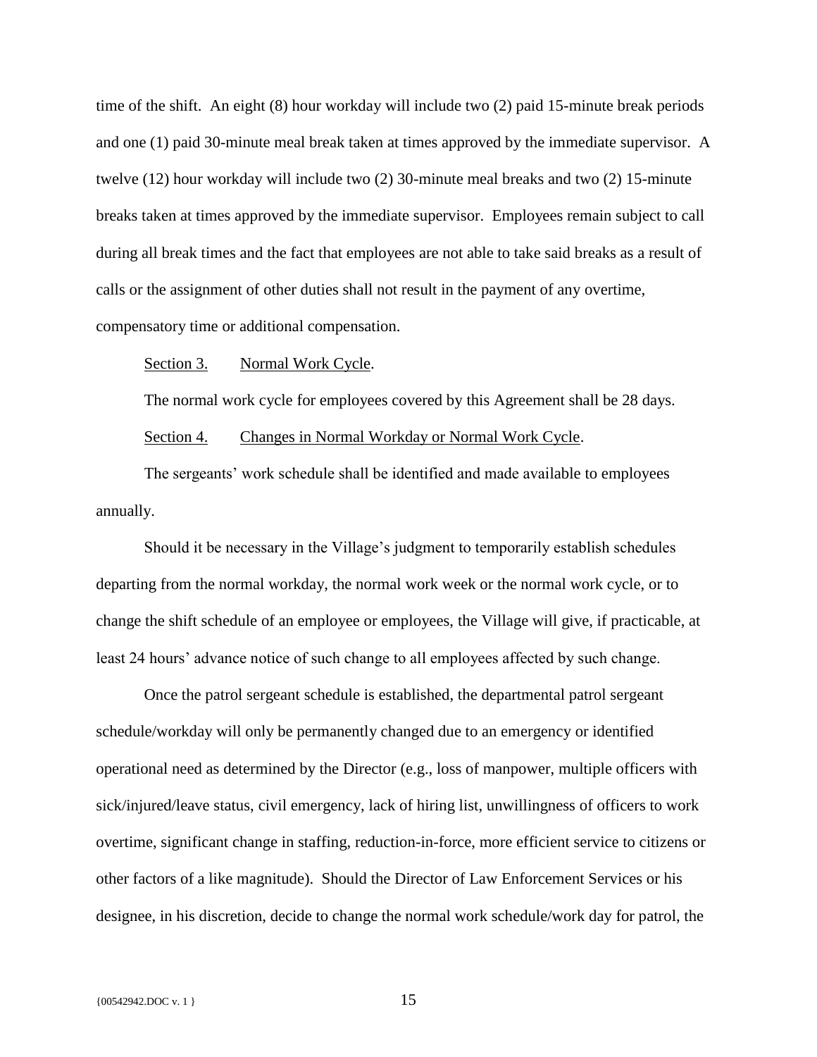time of the shift. An eight (8) hour workday will include two (2) paid 15-minute break periods and one (1) paid 30-minute meal break taken at times approved by the immediate supervisor. A twelve (12) hour workday will include two (2) 30-minute meal breaks and two (2) 15-minute breaks taken at times approved by the immediate supervisor. Employees remain subject to call during all break times and the fact that employees are not able to take said breaks as a result of calls or the assignment of other duties shall not result in the payment of any overtime, compensatory time or additional compensation.

Section 3. Normal Work Cycle.

The normal work cycle for employees covered by this Agreement shall be 28 days.

Section 4. Changes in Normal Workday or Normal Work Cycle.

The sergeants' work schedule shall be identified and made available to employees annually.

Should it be necessary in the Village's judgment to temporarily establish schedules departing from the normal workday, the normal work week or the normal work cycle, or to change the shift schedule of an employee or employees, the Village will give, if practicable, at least 24 hours' advance notice of such change to all employees affected by such change.

Once the patrol sergeant schedule is established, the departmental patrol sergeant schedule/workday will only be permanently changed due to an emergency or identified operational need as determined by the Director (e.g., loss of manpower, multiple officers with sick/injured/leave status, civil emergency, lack of hiring list, unwillingness of officers to work overtime, significant change in staffing, reduction-in-force, more efficient service to citizens or other factors of a like magnitude). Should the Director of Law Enforcement Services or his designee, in his discretion, decide to change the normal work schedule/work day for patrol, the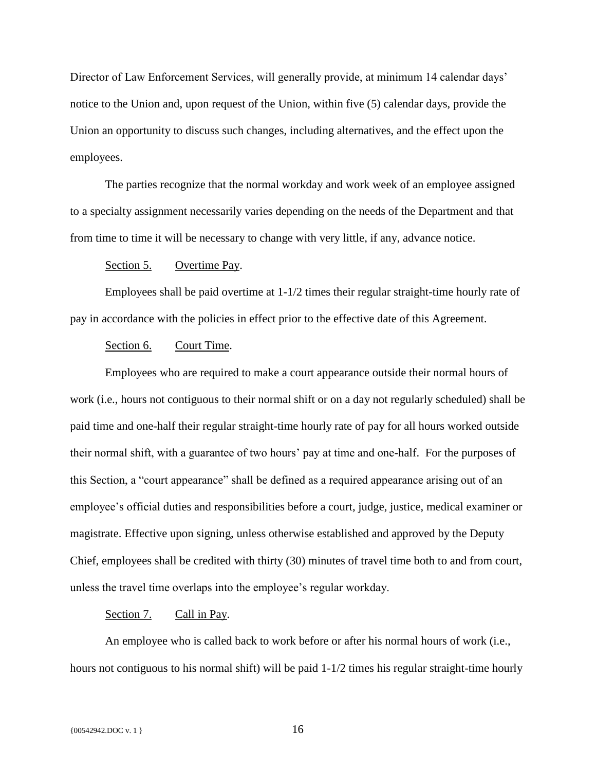Director of Law Enforcement Services, will generally provide, at minimum 14 calendar days' notice to the Union and, upon request of the Union, within five (5) calendar days, provide the Union an opportunity to discuss such changes, including alternatives, and the effect upon the employees.

The parties recognize that the normal workday and work week of an employee assigned to a specialty assignment necessarily varies depending on the needs of the Department and that from time to time it will be necessary to change with very little, if any, advance notice.

Section 5. Overtime Pay.

Employees shall be paid overtime at 1-1/2 times their regular straight-time hourly rate of pay in accordance with the policies in effect prior to the effective date of this Agreement.

Section 6. Court Time.

Employees who are required to make a court appearance outside their normal hours of work (i.e., hours not contiguous to their normal shift or on a day not regularly scheduled) shall be paid time and one-half their regular straight-time hourly rate of pay for all hours worked outside their normal shift, with a guarantee of two hours' pay at time and one-half. For the purposes of this Section, a "court appearance" shall be defined as a required appearance arising out of an employee's official duties and responsibilities before a court, judge, justice, medical examiner or magistrate. Effective upon signing, unless otherwise established and approved by the Deputy Chief, employees shall be credited with thirty (30) minutes of travel time both to and from court, unless the travel time overlaps into the employee's regular workday.

Section 7. Call in Pay.

An employee who is called back to work before or after his normal hours of work (i.e., hours not contiguous to his normal shift) will be paid 1-1/2 times his regular straight-time hourly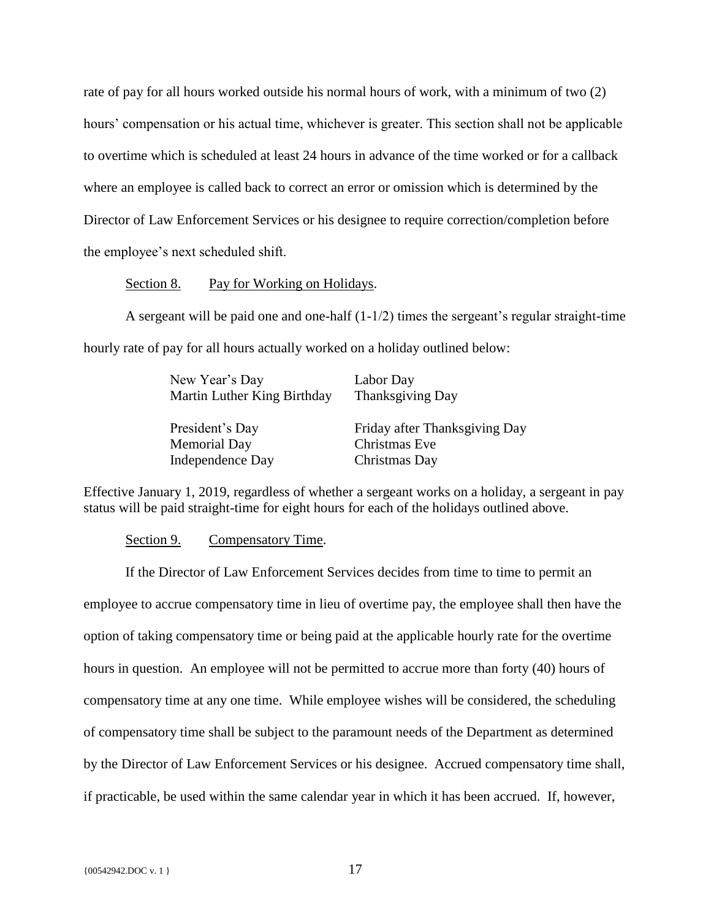rate of pay for all hours worked outside his normal hours of work, with a minimum of two (2) hours' compensation or his actual time, whichever is greater. This section shall not be applicable to overtime which is scheduled at least 24 hours in advance of the time worked or for a callback where an employee is called back to correct an error or omission which is determined by the Director of Law Enforcement Services or his designee to require correction/completion before the employee's next scheduled shift.

<u>Section 8.</u> <u>Pay for Working on Holidays</u>.

A sergeant will be paid one and one-half (1-1/2) times the sergeant's regular straight-time hourly rate of pay for all hours actually worked on a holiday outlined below:

| | |
|---|---|
| New Year's Day | Labor Day |
| Martin Luther King Birthday | Thanksgiving Day |
| President's Day | Friday after Thanksgiving Day |
| Memorial Day | Christmas Eve |
| Independence Day | Christmas Day |

Effective January 1, 2019, regardless of whether a sergeant works on a holiday, a sergeant in pay status will be paid straight-time for eight hours for each of the holidays outlined above.

<u>Section 9.</u> <u>Compensatory Time</u>.

If the Director of Law Enforcement Services decides from time to time to permit an employee to accrue compensatory time in lieu of overtime pay, the employee shall then have the option of taking compensatory time or being paid at the applicable hourly rate for the overtime hours in question. An employee will not be permitted to accrue more than forty (40) hours of compensatory time at any one time. While employee wishes will be considered, the scheduling of compensatory time shall be subject to the paramount needs of the Department as determined by the Director of Law Enforcement Services or his designee. Accrued compensatory time shall, if practicable, be used within the same calendar year in which it has been accrued. If, however,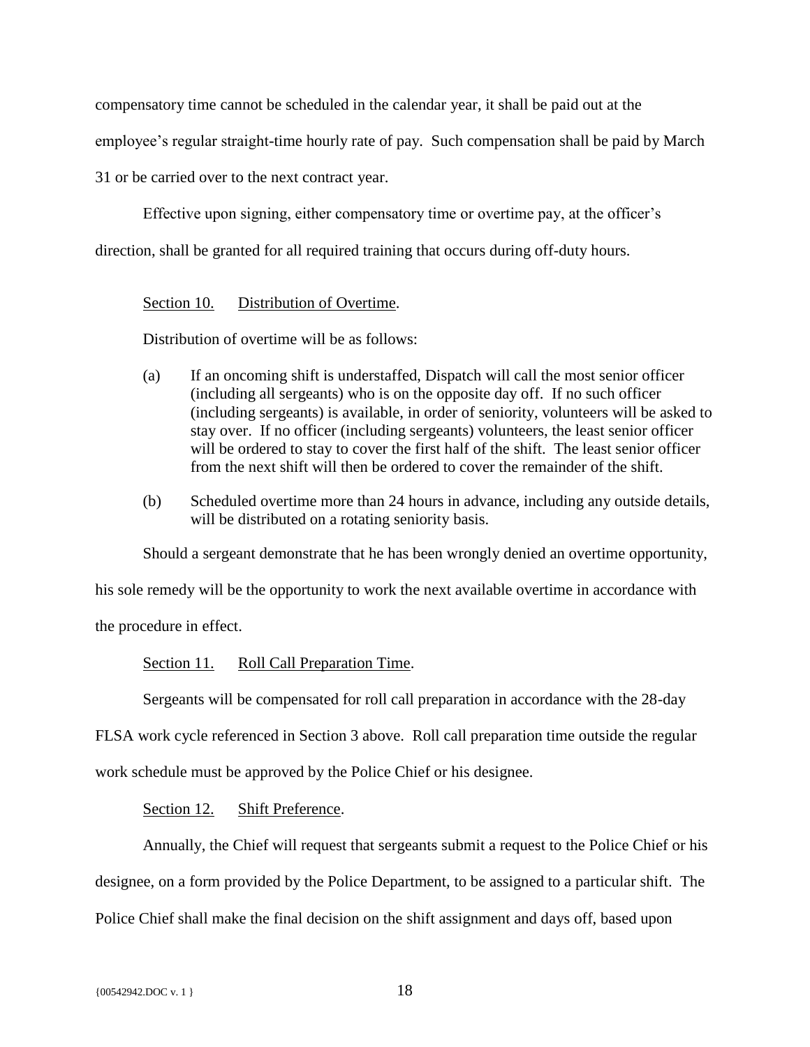compensatory time cannot be scheduled in the calendar year, it shall be paid out at the employee's regular straight-time hourly rate of pay. Such compensation shall be paid by March 31 or be carried over to the next contract year.

Effective upon signing, either compensatory time or overtime pay, at the officer's direction, shall be granted for all required training that occurs during off-duty hours.

Section 10. Distribution of Overtime.

Distribution of overtime will be as follows:

(a) If an oncoming shift is understaffed, Dispatch will call the most senior officer (including all sergeants) who is on the opposite day off. If no such officer (including sergeants) is available, in order of seniority, volunteers will be asked to stay over. If no officer (including sergeants) volunteers, the least senior officer will be ordered to stay to cover the first half of the shift. The least senior officer from the next shift will then be ordered to cover the remainder of the shift.

(b) Scheduled overtime more than 24 hours in advance, including any outside details, will be distributed on a rotating seniority basis.

Should a sergeant demonstrate that he has been wrongly denied an overtime opportunity, his sole remedy will be the opportunity to work the next available overtime in accordance with the procedure in effect.

Section 11. Roll Call Preparation Time.

Sergeants will be compensated for roll call preparation in accordance with the 28-day FLSA work cycle referenced in Section 3 above. Roll call preparation time outside the regular work schedule must be approved by the Police Chief or his designee.

Section 12. Shift Preference.

Annually, the Chief will request that sergeants submit a request to the Police Chief or his designee, on a form provided by the Police Department, to be assigned to a particular shift. The Police Chief shall make the final decision on the shift assignment and days off, based upon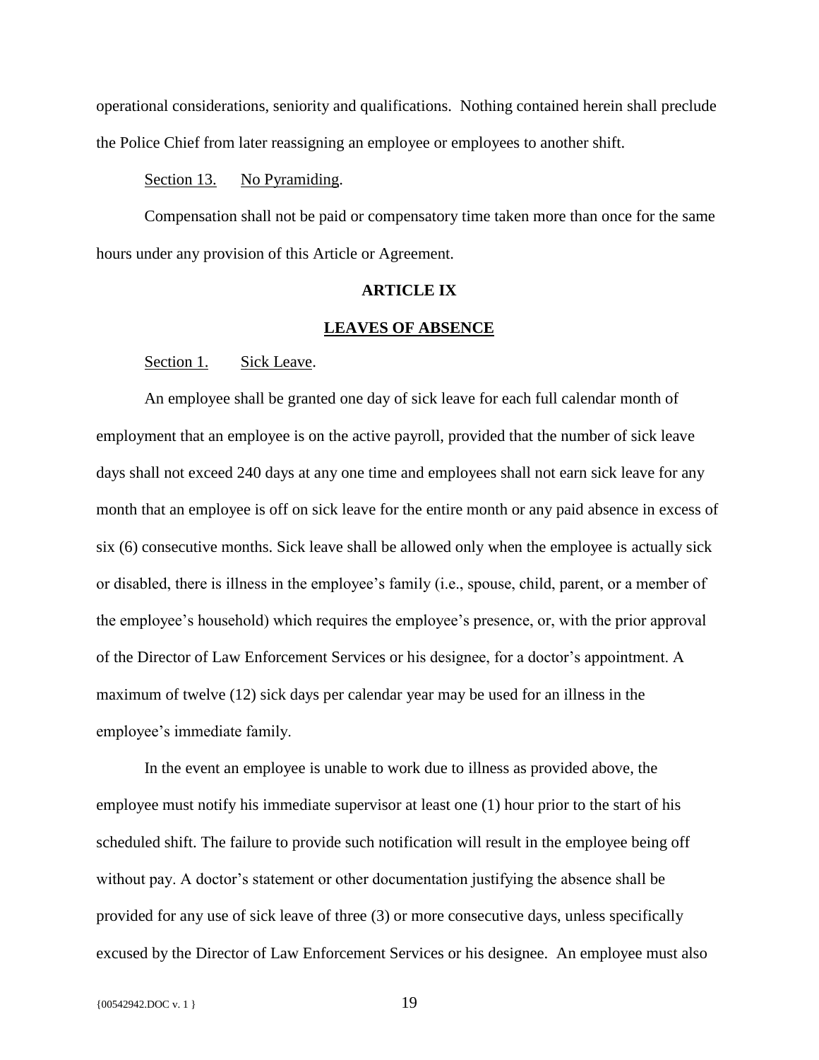operational considerations, seniority and qualifications. Nothing contained herein shall preclude the Police Chief from later reassigning an employee or employees to another shift.

Section 13. No Pyramiding.

Compensation shall not be paid or compensatory time taken more than once for the same hours under any provision of this Article or Agreement.

## ARTICLE IX

## LEAVES OF ABSENCE

Section 1. Sick Leave.

An employee shall be granted one day of sick leave for each full calendar month of employment that an employee is on the active payroll, provided that the number of sick leave days shall not exceed 240 days at any one time and employees shall not earn sick leave for any month that an employee is off on sick leave for the entire month or any paid absence in excess of six (6) consecutive months. Sick leave shall be allowed only when the employee is actually sick or disabled, there is illness in the employee's family (i.e., spouse, child, parent, or a member of the employee's household) which requires the employee's presence, or, with the prior approval of the Director of Law Enforcement Services or his designee, for a doctor's appointment. A maximum of twelve (12) sick days per calendar year may be used for an illness in the employee's immediate family.

In the event an employee is unable to work due to illness as provided above, the employee must notify his immediate supervisor at least one (1) hour prior to the start of his scheduled shift. The failure to provide such notification will result in the employee being off without pay. A doctor's statement or other documentation justifying the absence shall be provided for any use of sick leave of three (3) or more consecutive days, unless specifically excused by the Director of Law Enforcement Services or his designee. An employee must also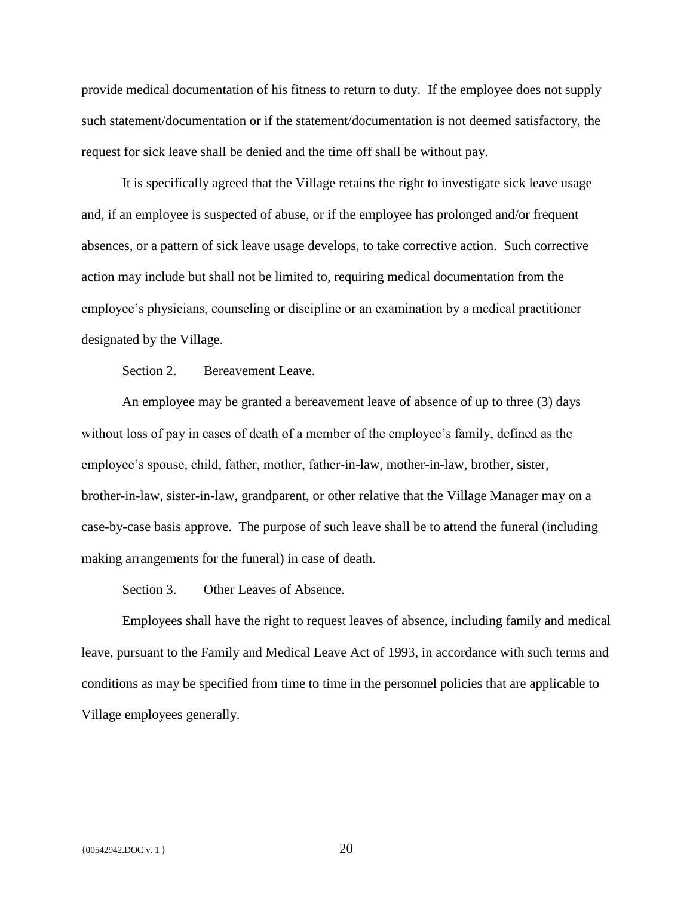provide medical documentation of his fitness to return to duty. If the employee does not supply such statement/documentation or if the statement/documentation is not deemed satisfactory, the request for sick leave shall be denied and the time off shall be without pay.

It is specifically agreed that the Village retains the right to investigate sick leave usage and, if an employee is suspected of abuse, or if the employee has prolonged and/or frequent absences, or a pattern of sick leave usage develops, to take corrective action. Such corrective action may include but shall not be limited to, requiring medical documentation from the employee's physicians, counseling or discipline or an examination by a medical practitioner designated by the Village.

Section 2. Bereavement Leave.

An employee may be granted a bereavement leave of absence of up to three (3) days without loss of pay in cases of death of a member of the employee's family, defined as the employee's spouse, child, father, mother, father-in-law, mother-in-law, brother, sister, brother-in-law, sister-in-law, grandparent, or other relative that the Village Manager may on a case-by-case basis approve. The purpose of such leave shall be to attend the funeral (including making arrangements for the funeral) in case of death.

Section 3. Other Leaves of Absence.

Employees shall have the right to request leaves of absence, including family and medical leave, pursuant to the Family and Medical Leave Act of 1993, in accordance with such terms and conditions as may be specified from time to time in the personnel policies that are applicable to Village employees generally.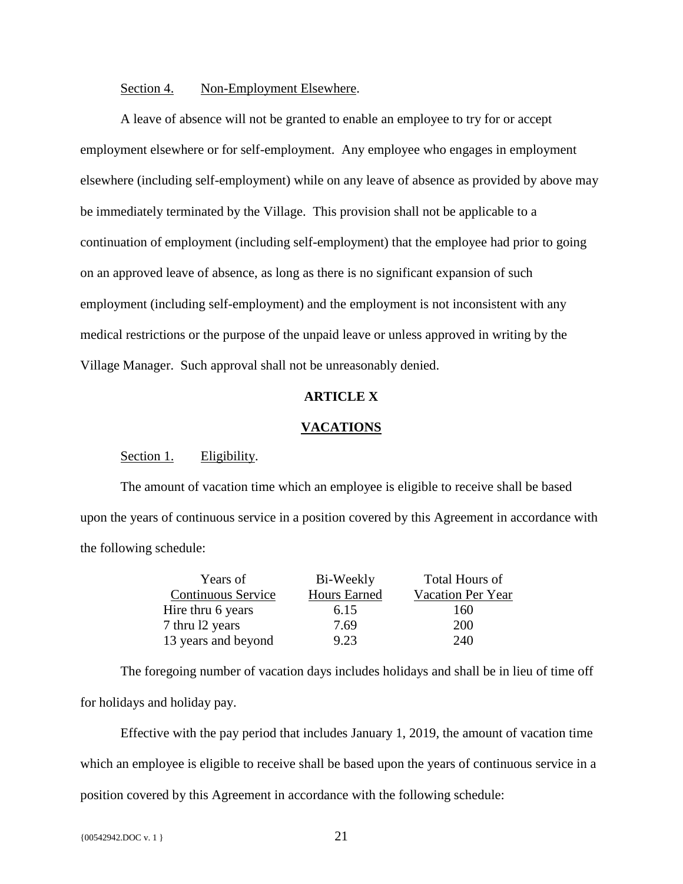Section 4. Non-Employment Elsewhere.

A leave of absence will not be granted to enable an employee to try for or accept employment elsewhere or for self-employment. Any employee who engages in employment elsewhere (including self-employment) while on any leave of absence as provided by above may be immediately terminated by the Village. This provision shall not be applicable to a continuation of employment (including self-employment) that the employee had prior to going on an approved leave of absence, as long as there is no significant expansion of such employment (including self-employment) and the employment is not inconsistent with any medical restrictions or the purpose of the unpaid leave or unless approved in writing by the Village Manager. Such approval shall not be unreasonably denied.

## ARTICLE X

## VACATIONS

Section 1. Eligibility.

The amount of vacation time which an employee is eligible to receive shall be based upon the years of continuous service in a position covered by this Agreement in accordance with the following schedule:

| Years of Continuous Service | Bi-Weekly Hours Earned | Total Hours of Vacation Per Year |
|---|---|---|
| Hire thru 6 years | 6.15 | 160 |
| 7 thru l2 years | 7.69 | 200 |
| 13 years and beyond | 9.23 | 240 |

The foregoing number of vacation days includes holidays and shall be in lieu of time off for holidays and holiday pay.

Effective with the pay period that includes January 1, 2019, the amount of vacation time which an employee is eligible to receive shall be based upon the years of continuous service in a position covered by this Agreement in accordance with the following schedule: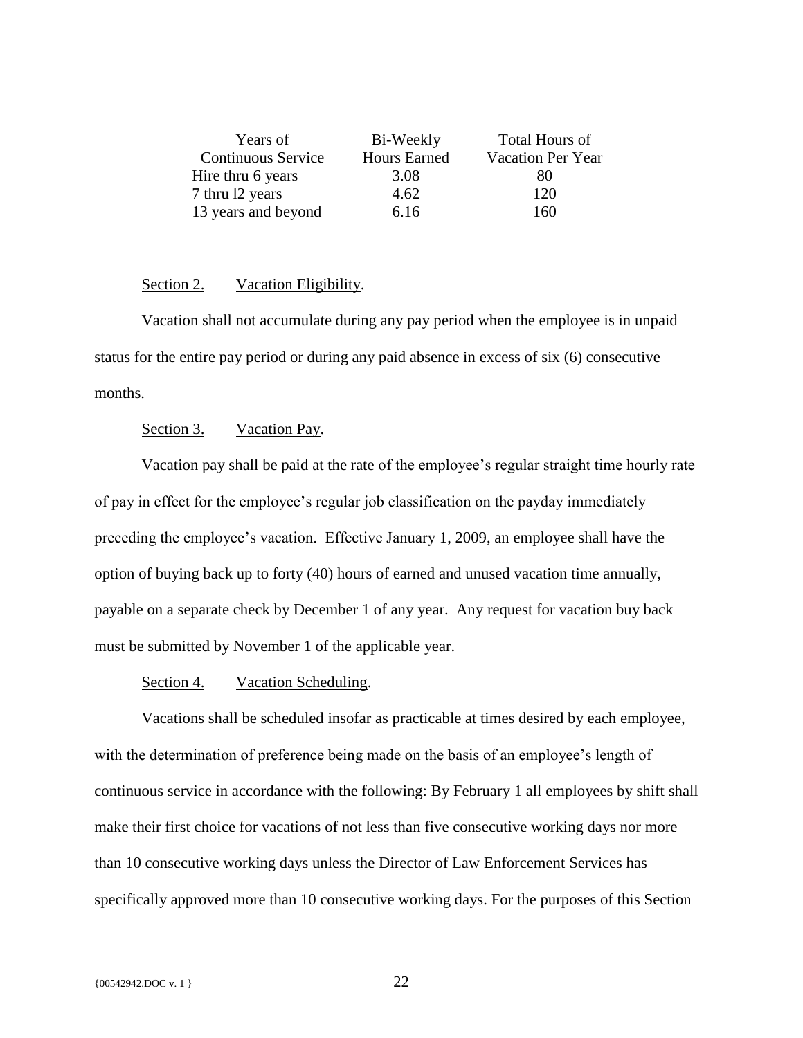| Years of Continuous Service | Bi-Weekly Hours Earned | Total Hours of Vacation Per Year |
|---|---|---|
| Hire thru 6 years | 3.08 | 80 |
| 7 thru l2 years | 4.62 | 120 |
| 13 years and beyond | 6.16 | 160 |

Section 2. Vacation Eligibility.

Vacation shall not accumulate during any pay period when the employee is in unpaid status for the entire pay period or during any paid absence in excess of six (6) consecutive months.

Section 3. Vacation Pay.

Vacation pay shall be paid at the rate of the employee's regular straight time hourly rate of pay in effect for the employee's regular job classification on the payday immediately preceding the employee's vacation. Effective January 1, 2009, an employee shall have the option of buying back up to forty (40) hours of earned and unused vacation time annually, payable on a separate check by December 1 of any year. Any request for vacation buy back must be submitted by November 1 of the applicable year.

Section 4. Vacation Scheduling.

Vacations shall be scheduled insofar as practicable at times desired by each employee, with the determination of preference being made on the basis of an employee's length of continuous service in accordance with the following: By February 1 all employees by shift shall make their first choice for vacations of not less than five consecutive working days nor more than 10 consecutive working days unless the Director of Law Enforcement Services has specifically approved more than 10 consecutive working days. For the purposes of this Section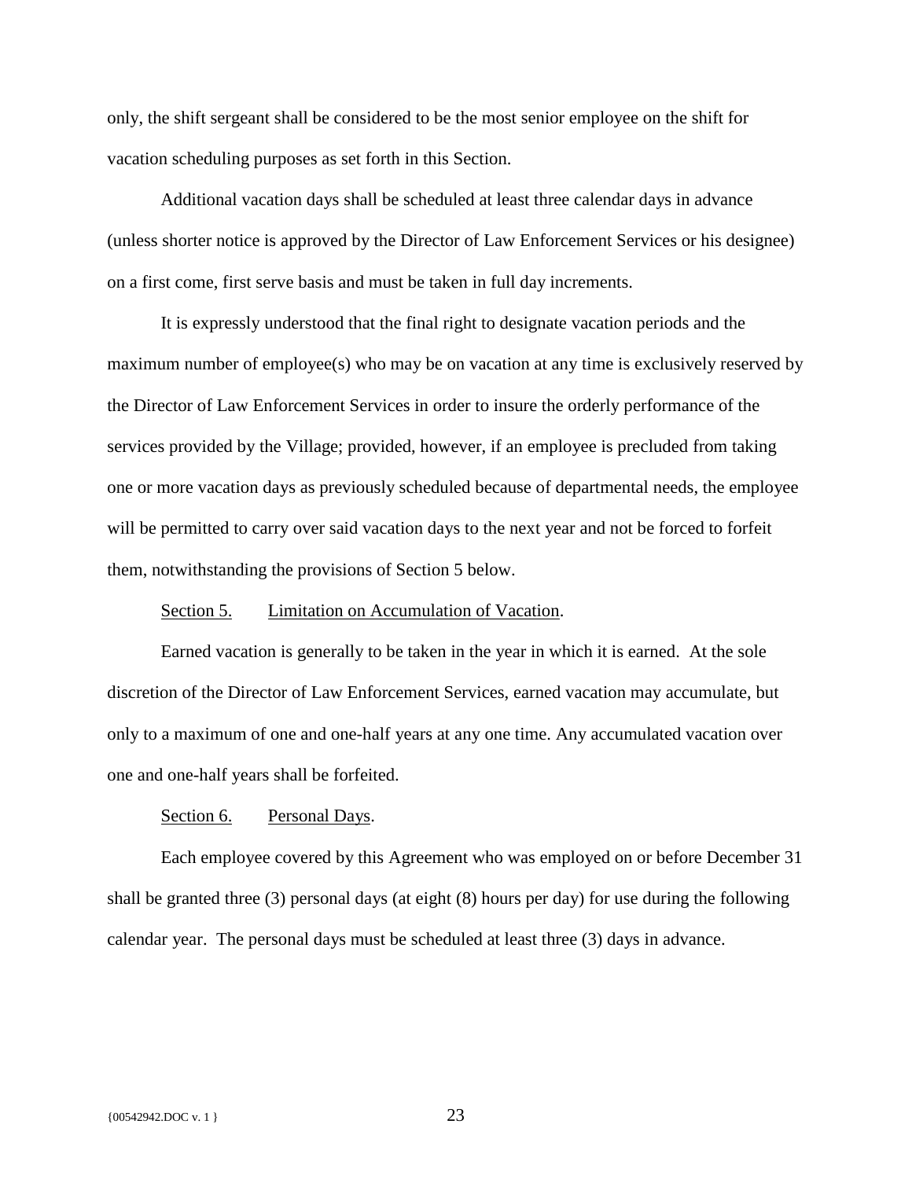only, the shift sergeant shall be considered to be the most senior employee on the shift for vacation scheduling purposes as set forth in this Section.

Additional vacation days shall be scheduled at least three calendar days in advance (unless shorter notice is approved by the Director of Law Enforcement Services or his designee) on a first come, first serve basis and must be taken in full day increments.

It is expressly understood that the final right to designate vacation periods and the maximum number of employee(s) who may be on vacation at any time is exclusively reserved by the Director of Law Enforcement Services in order to insure the orderly performance of the services provided by the Village; provided, however, if an employee is precluded from taking one or more vacation days as previously scheduled because of departmental needs, the employee will be permitted to carry over said vacation days to the next year and not be forced to forfeit them, notwithstanding the provisions of Section 5 below.

Section 5. Limitation on Accumulation of Vacation.

Earned vacation is generally to be taken in the year in which it is earned. At the sole discretion of the Director of Law Enforcement Services, earned vacation may accumulate, but only to a maximum of one and one-half years at any one time. Any accumulated vacation over one and one-half years shall be forfeited.

Section 6. Personal Days.

Each employee covered by this Agreement who was employed on or before December 31 shall be granted three (3) personal days (at eight (8) hours per day) for use during the following calendar year. The personal days must be scheduled at least three (3) days in advance.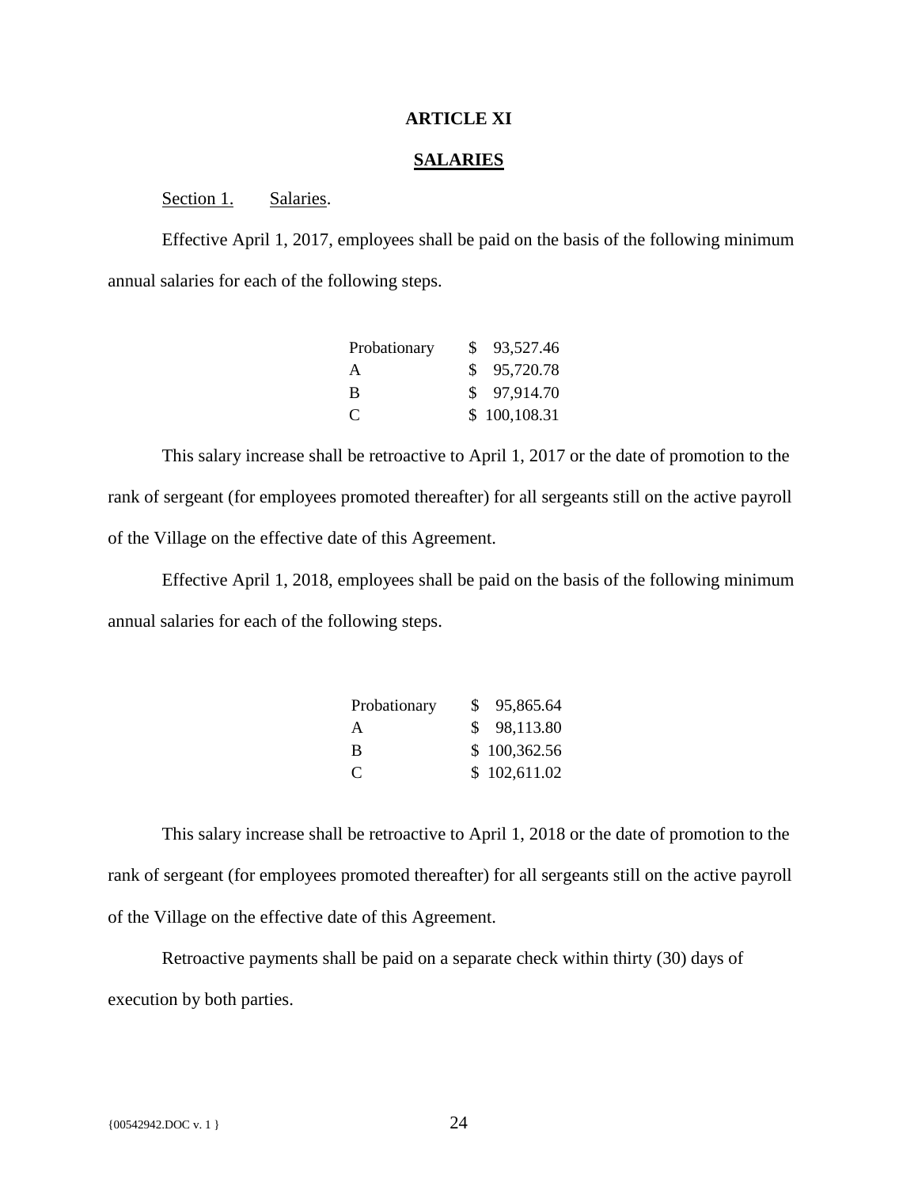# ARTICLE XI

## SALARIES

Section 1. Salaries.

Effective April 1, 2017, employees shall be paid on the basis of the following minimum annual salaries for each of the following steps.

| | |
|---|---|
| Probationary | $ 93,527.46 |
| A | $ 95,720.78 |
| B | $ 97,914.70 |
| C | $ 100,108.31 |

This salary increase shall be retroactive to April 1, 2017 or the date of promotion to the rank of sergeant (for employees promoted thereafter) for all sergeants still on the active payroll of the Village on the effective date of this Agreement.

Effective April 1, 2018, employees shall be paid on the basis of the following minimum annual salaries for each of the following steps.

| | |
|---|---|
| Probationary | $ 95,865.64 |
| A | $ 98,113.80 |
| B | $ 100,362.56 |
| C | $ 102,611.02 |

This salary increase shall be retroactive to April 1, 2018 or the date of promotion to the rank of sergeant (for employees promoted thereafter) for all sergeants still on the active payroll of the Village on the effective date of this Agreement.

Retroactive payments shall be paid on a separate check within thirty (30) days of execution by both parties.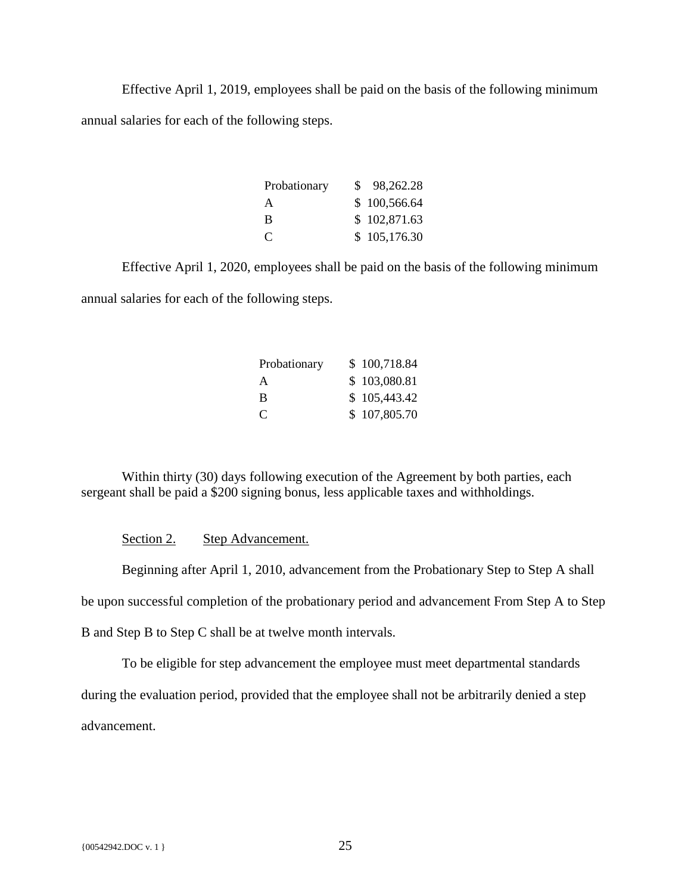Effective April 1, 2019, employees shall be paid on the basis of the following minimum annual salaries for each of the following steps.

| Step | Salary |
|---|---|
| Probationary | $ 98,262.28 |
| A | $ 100,566.64 |
| B | $ 102,871.63 |
| C | $ 105,176.30 |

Effective April 1, 2020, employees shall be paid on the basis of the following minimum annual salaries for each of the following steps.

| Step | Salary |
|---|---|
| Probationary | $ 100,718.84 |
| A | $ 103,080.81 |
| B | $ 105,443.42 |
| C | $ 107,805.70 |

Within thirty (30) days following execution of the Agreement by both parties, each sergeant shall be paid a $200 signing bonus, less applicable taxes and withholdings.

<u>Section 2.</u> <u>Step Advancement.</u>

Beginning after April 1, 2010, advancement from the Probationary Step to Step A shall be upon successful completion of the probationary period and advancement From Step A to Step B and Step B to Step C shall be at twelve month intervals.

To be eligible for step advancement the employee must meet departmental standards during the evaluation period, provided that the employee shall not be arbitrarily denied a step advancement.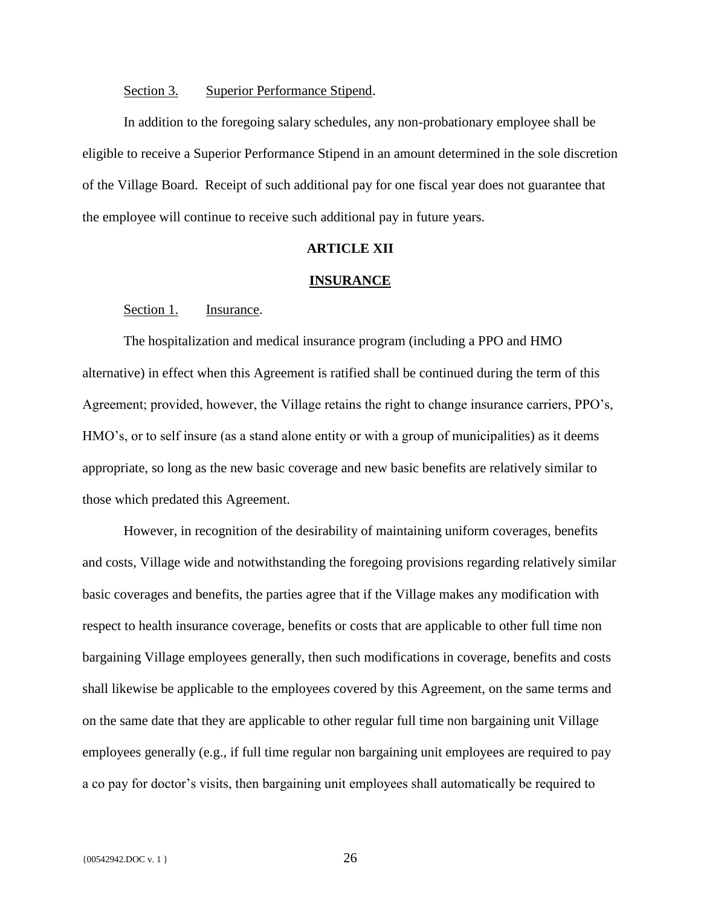Section 3. Superior Performance Stipend.

In addition to the foregoing salary schedules, any non-probationary employee shall be eligible to receive a Superior Performance Stipend in an amount determined in the sole discretion of the Village Board. Receipt of such additional pay for one fiscal year does not guarantee that the employee will continue to receive such additional pay in future years.

## ARTICLE XII

## INSURANCE

Section 1. Insurance.

The hospitalization and medical insurance program (including a PPO and HMO alternative) in effect when this Agreement is ratified shall be continued during the term of this Agreement; provided, however, the Village retains the right to change insurance carriers, PPO's, HMO's, or to self insure (as a stand alone entity or with a group of municipalities) as it deems appropriate, so long as the new basic coverage and new basic benefits are relatively similar to those which predated this Agreement.

However, in recognition of the desirability of maintaining uniform coverages, benefits and costs, Village wide and notwithstanding the foregoing provisions regarding relatively similar basic coverages and benefits, the parties agree that if the Village makes any modification with respect to health insurance coverage, benefits or costs that are applicable to other full time non bargaining Village employees generally, then such modifications in coverage, benefits and costs shall likewise be applicable to the employees covered by this Agreement, on the same terms and on the same date that they are applicable to other regular full time non bargaining unit Village employees generally (e.g., if full time regular non bargaining unit employees are required to pay a co pay for doctor's visits, then bargaining unit employees shall automatically be required to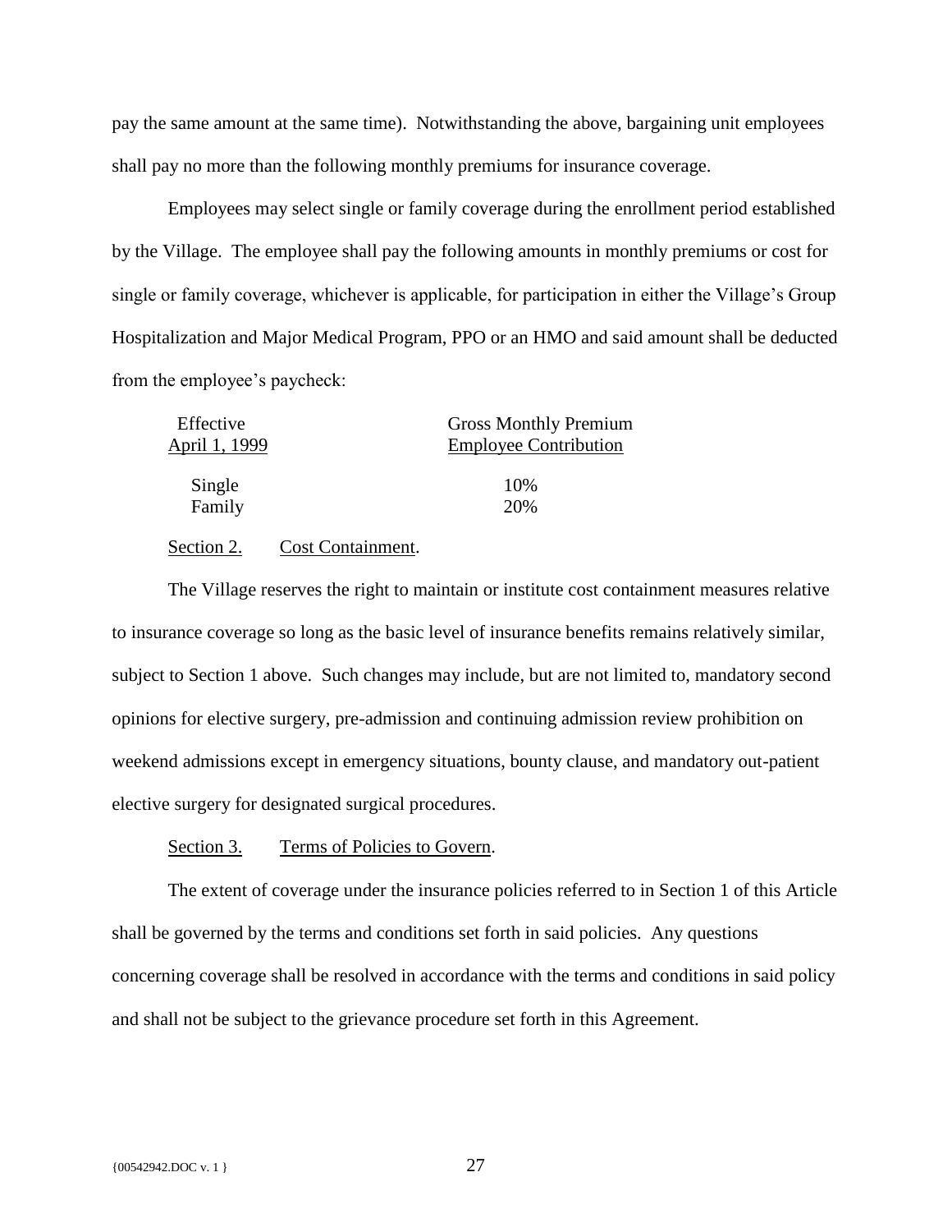pay the same amount at the same time). Notwithstanding the above, bargaining unit employees shall pay no more than the following monthly premiums for insurance coverage.

Employees may select single or family coverage during the enrollment period established by the Village. The employee shall pay the following amounts in monthly premiums or cost for single or family coverage, whichever is applicable, for participation in either the Village's Group Hospitalization and Major Medical Program, PPO or an HMO and said amount shall be deducted from the employee's paycheck:

| Effective April 1, 1999 | Gross Monthly Premium Employee Contribution |
|---|---|
| Single | 10% |
| Family | 20% |

Section 2. Cost Containment.

The Village reserves the right to maintain or institute cost containment measures relative to insurance coverage so long as the basic level of insurance benefits remains relatively similar, subject to Section 1 above. Such changes may include, but are not limited to, mandatory second opinions for elective surgery, pre-admission and continuing admission review prohibition on weekend admissions except in emergency situations, bounty clause, and mandatory out-patient elective surgery for designated surgical procedures.

Section 3. Terms of Policies to Govern.

The extent of coverage under the insurance policies referred to in Section 1 of this Article shall be governed by the terms and conditions set forth in said policies. Any questions concerning coverage shall be resolved in accordance with the terms and conditions in said policy and shall not be subject to the grievance procedure set forth in this Agreement.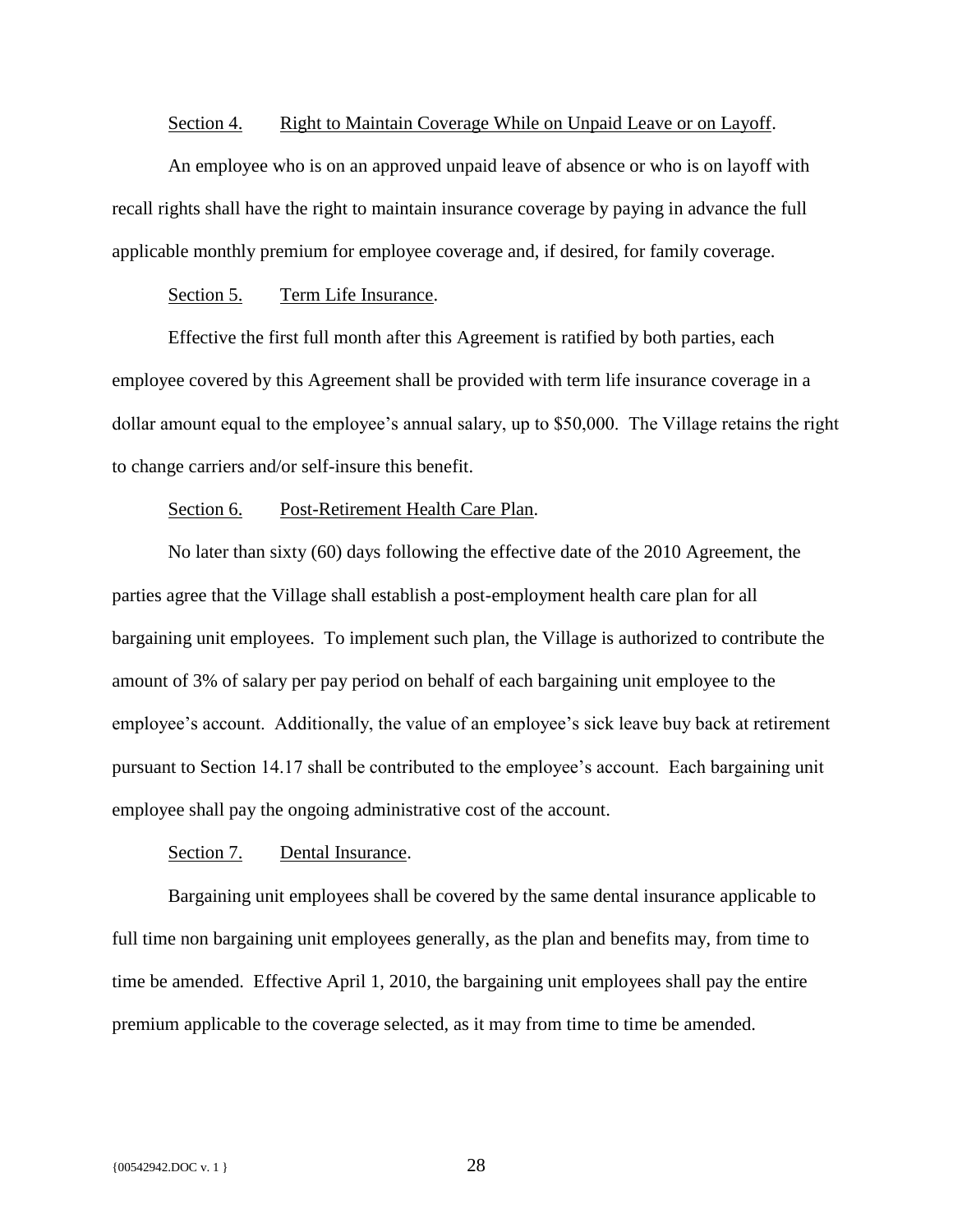Section 4. Right to Maintain Coverage While on Unpaid Leave or on Layoff.

An employee who is on an approved unpaid leave of absence or who is on layoff with recall rights shall have the right to maintain insurance coverage by paying in advance the full applicable monthly premium for employee coverage and, if desired, for family coverage.

Section 5. Term Life Insurance.

Effective the first full month after this Agreement is ratified by both parties, each employee covered by this Agreement shall be provided with term life insurance coverage in a dollar amount equal to the employee's annual salary, up to $50,000. The Village retains the right to change carriers and/or self-insure this benefit.

Section 6. Post-Retirement Health Care Plan.

No later than sixty (60) days following the effective date of the 2010 Agreement, the parties agree that the Village shall establish a post-employment health care plan for all bargaining unit employees. To implement such plan, the Village is authorized to contribute the amount of 3% of salary per pay period on behalf of each bargaining unit employee to the employee's account. Additionally, the value of an employee's sick leave buy back at retirement pursuant to Section 14.17 shall be contributed to the employee's account. Each bargaining unit employee shall pay the ongoing administrative cost of the account.

Section 7. Dental Insurance.

Bargaining unit employees shall be covered by the same dental insurance applicable to full time non bargaining unit employees generally, as the plan and benefits may, from time to time be amended. Effective April 1, 2010, the bargaining unit employees shall pay the entire premium applicable to the coverage selected, as it may from time to time be amended.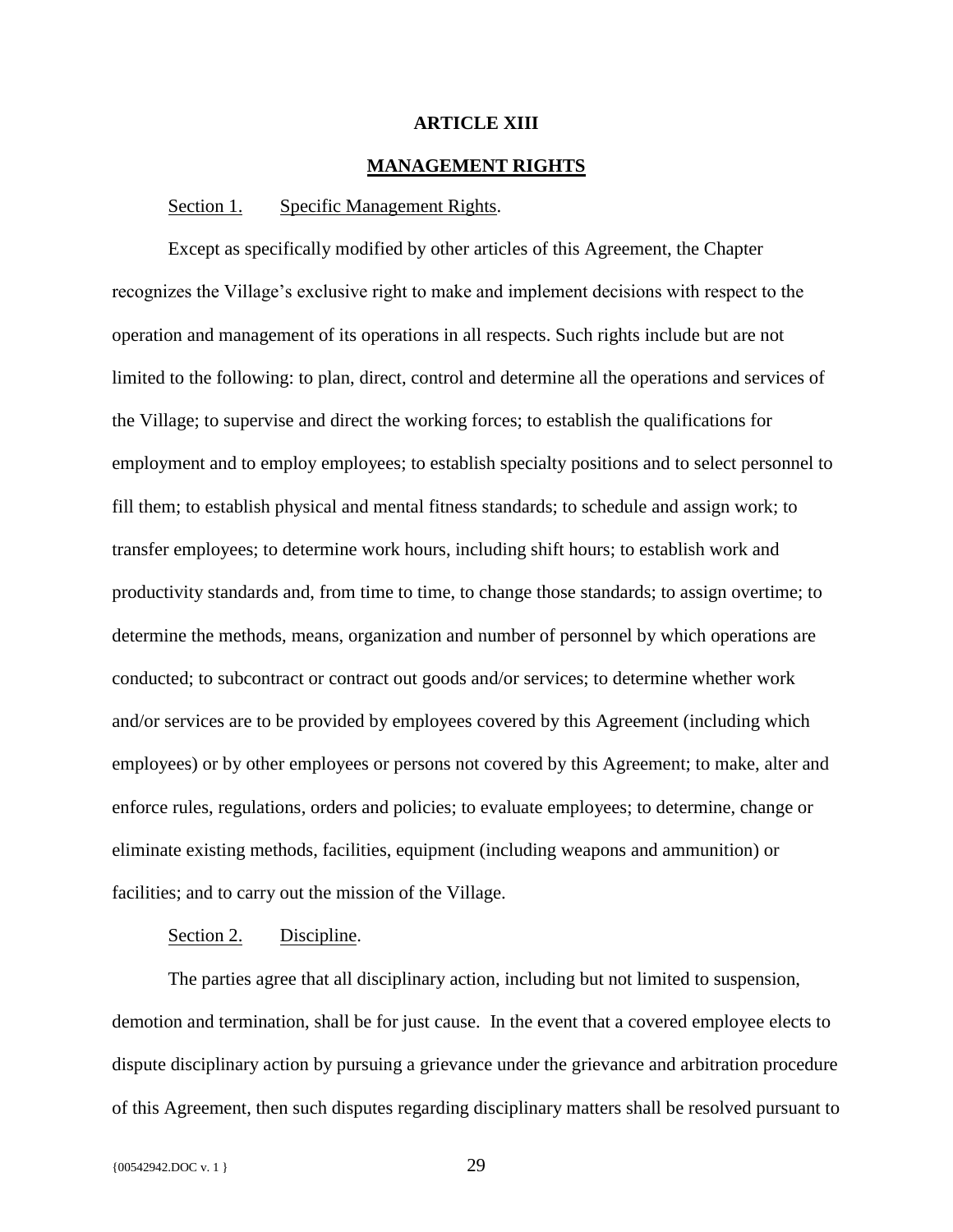## ARTICLE XIII

## MANAGEMENT RIGHTS

Section 1. Specific Management Rights.

Except as specifically modified by other articles of this Agreement, the Chapter recognizes the Village's exclusive right to make and implement decisions with respect to the operation and management of its operations in all respects. Such rights include but are not limited to the following: to plan, direct, control and determine all the operations and services of the Village; to supervise and direct the working forces; to establish the qualifications for employment and to employ employees; to establish specialty positions and to select personnel to fill them; to establish physical and mental fitness standards; to schedule and assign work; to transfer employees; to determine work hours, including shift hours; to establish work and productivity standards and, from time to time, to change those standards; to assign overtime; to determine the methods, means, organization and number of personnel by which operations are conducted; to subcontract or contract out goods and/or services; to determine whether work and/or services are to be provided by employees covered by this Agreement (including which employees) or by other employees or persons not covered by this Agreement; to make, alter and enforce rules, regulations, orders and policies; to evaluate employees; to determine, change or eliminate existing methods, facilities, equipment (including weapons and ammunition) or facilities; and to carry out the mission of the Village.

Section 2. Discipline.

The parties agree that all disciplinary action, including but not limited to suspension, demotion and termination, shall be for just cause. In the event that a covered employee elects to dispute disciplinary action by pursuing a grievance under the grievance and arbitration procedure of this Agreement, then such disputes regarding disciplinary matters shall be resolved pursuant to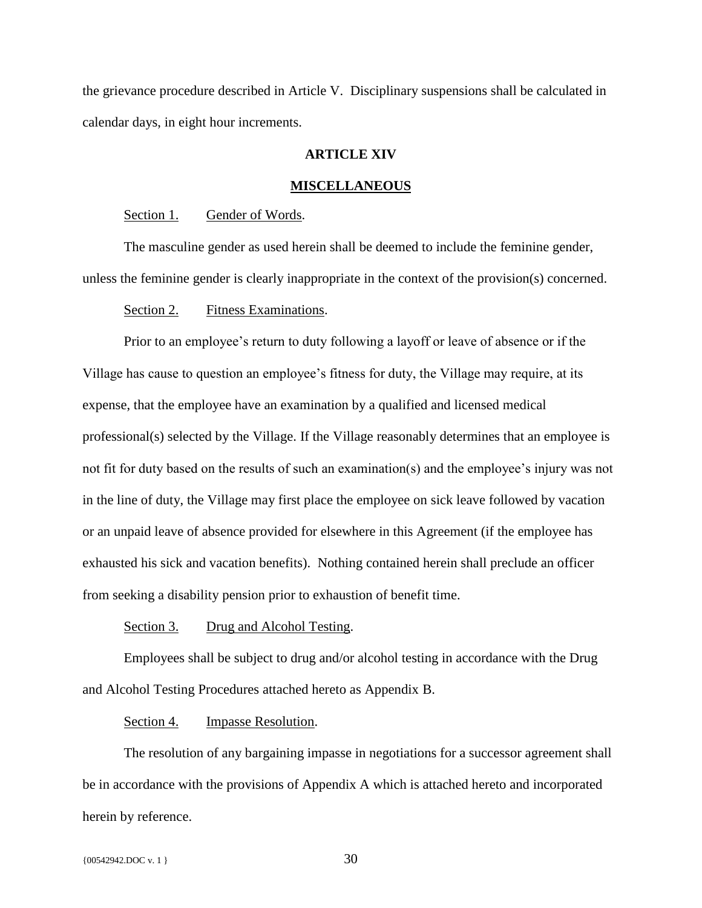the grievance procedure described in Article V. Disciplinary suspensions shall be calculated in calendar days, in eight hour increments.

## ARTICLE XIV

## MISCELLANEOUS

Section 1. Gender of Words.

The masculine gender as used herein shall be deemed to include the feminine gender, unless the feminine gender is clearly inappropriate in the context of the provision(s) concerned.

Section 2. Fitness Examinations.

Prior to an employee's return to duty following a layoff or leave of absence or if the Village has cause to question an employee's fitness for duty, the Village may require, at its expense, that the employee have an examination by a qualified and licensed medical professional(s) selected by the Village. If the Village reasonably determines that an employee is not fit for duty based on the results of such an examination(s) and the employee's injury was not in the line of duty, the Village may first place the employee on sick leave followed by vacation or an unpaid leave of absence provided for elsewhere in this Agreement (if the employee has exhausted his sick and vacation benefits). Nothing contained herein shall preclude an officer from seeking a disability pension prior to exhaustion of benefit time.

Section 3. Drug and Alcohol Testing.

Employees shall be subject to drug and/or alcohol testing in accordance with the Drug and Alcohol Testing Procedures attached hereto as Appendix B.

Section 4. Impasse Resolution.

The resolution of any bargaining impasse in negotiations for a successor agreement shall be in accordance with the provisions of Appendix A which is attached hereto and incorporated herein by reference.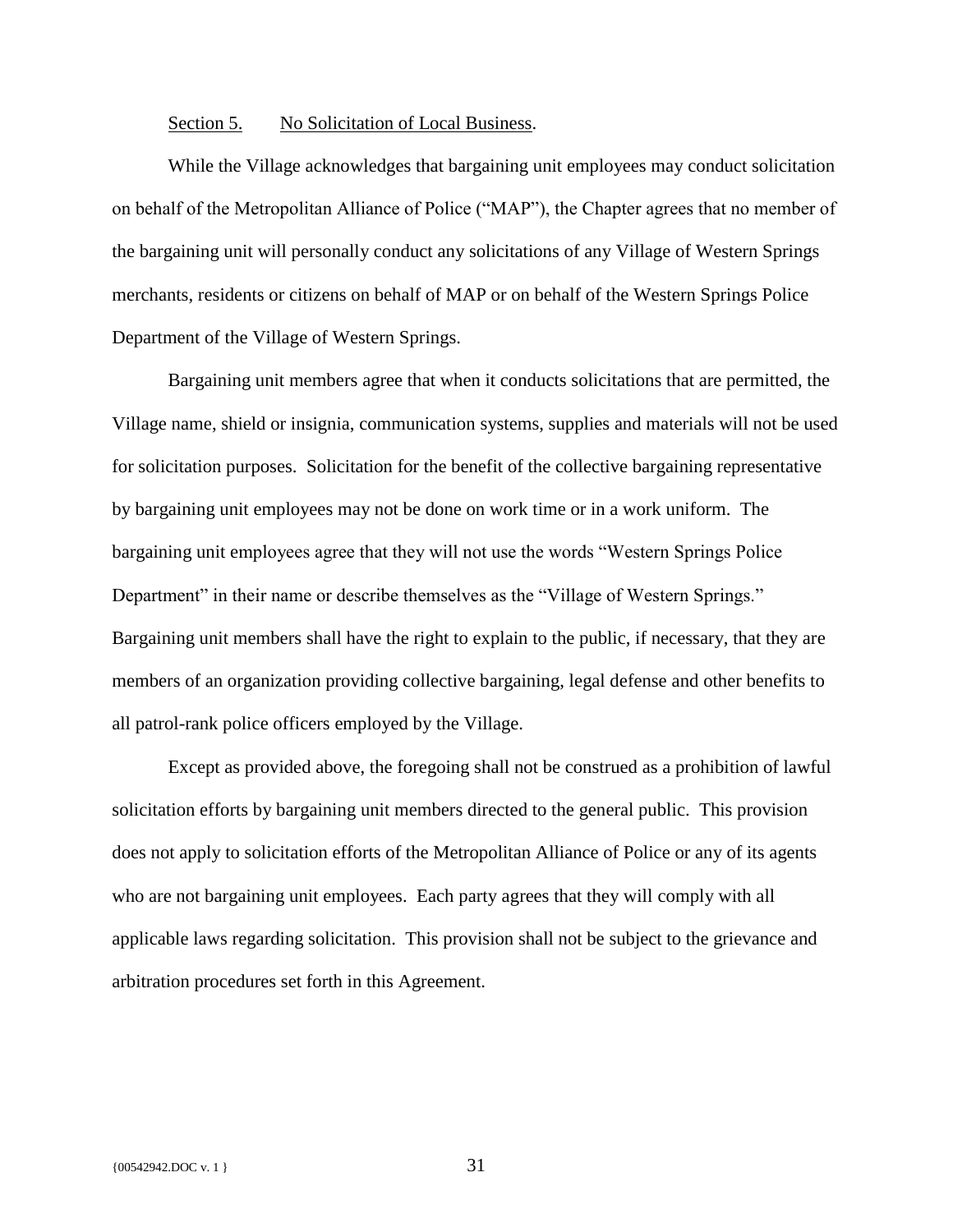Section 5. No Solicitation of Local Business.

While the Village acknowledges that bargaining unit employees may conduct solicitation on behalf of the Metropolitan Alliance of Police ("MAP"), the Chapter agrees that no member of the bargaining unit will personally conduct any solicitations of any Village of Western Springs merchants, residents or citizens on behalf of MAP or on behalf of the Western Springs Police Department of the Village of Western Springs.

Bargaining unit members agree that when it conducts solicitations that are permitted, the Village name, shield or insignia, communication systems, supplies and materials will not be used for solicitation purposes. Solicitation for the benefit of the collective bargaining representative by bargaining unit employees may not be done on work time or in a work uniform. The bargaining unit employees agree that they will not use the words "Western Springs Police Department" in their name or describe themselves as the "Village of Western Springs." Bargaining unit members shall have the right to explain to the public, if necessary, that they are members of an organization providing collective bargaining, legal defense and other benefits to all patrol-rank police officers employed by the Village.

Except as provided above, the foregoing shall not be construed as a prohibition of lawful solicitation efforts by bargaining unit members directed to the general public. This provision does not apply to solicitation efforts of the Metropolitan Alliance of Police or any of its agents who are not bargaining unit employees. Each party agrees that they will comply with all applicable laws regarding solicitation. This provision shall not be subject to the grievance and arbitration procedures set forth in this Agreement.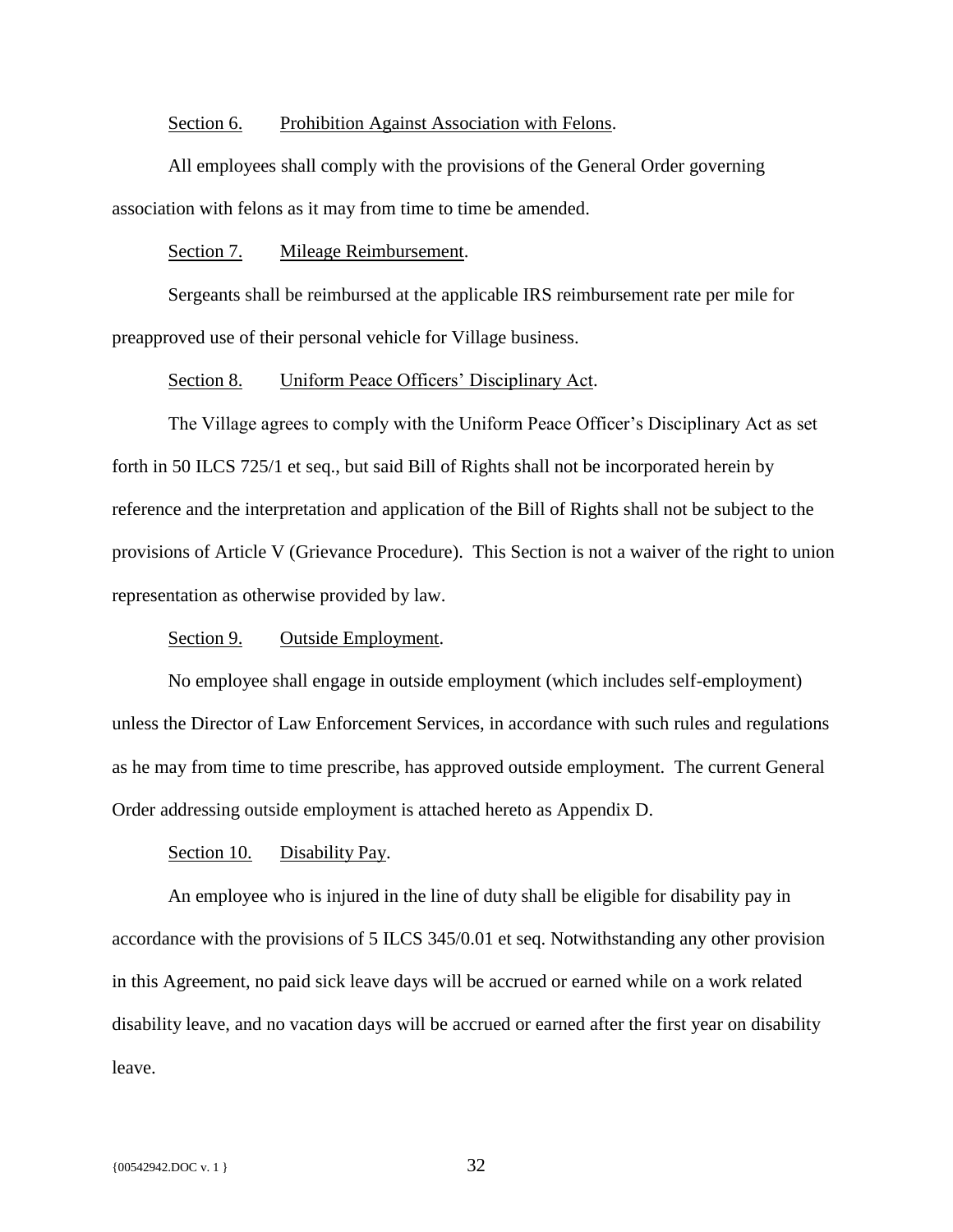Section 6. Prohibition Against Association with Felons.

All employees shall comply with the provisions of the General Order governing association with felons as it may from time to time be amended.

Section 7. Mileage Reimbursement.

Sergeants shall be reimbursed at the applicable IRS reimbursement rate per mile for preapproved use of their personal vehicle for Village business.

Section 8. Uniform Peace Officers' Disciplinary Act.

The Village agrees to comply with the Uniform Peace Officer's Disciplinary Act as set forth in 50 ILCS 725/1 et seq., but said Bill of Rights shall not be incorporated herein by reference and the interpretation and application of the Bill of Rights shall not be subject to the provisions of Article V (Grievance Procedure). This Section is not a waiver of the right to union representation as otherwise provided by law.

Section 9. Outside Employment.

No employee shall engage in outside employment (which includes self-employment) unless the Director of Law Enforcement Services, in accordance with such rules and regulations as he may from time to time prescribe, has approved outside employment. The current General Order addressing outside employment is attached hereto as Appendix D.

Section 10. Disability Pay.

An employee who is injured in the line of duty shall be eligible for disability pay in accordance with the provisions of 5 ILCS 345/0.01 et seq. Notwithstanding any other provision in this Agreement, no paid sick leave days will be accrued or earned while on a work related disability leave, and no vacation days will be accrued or earned after the first year on disability leave.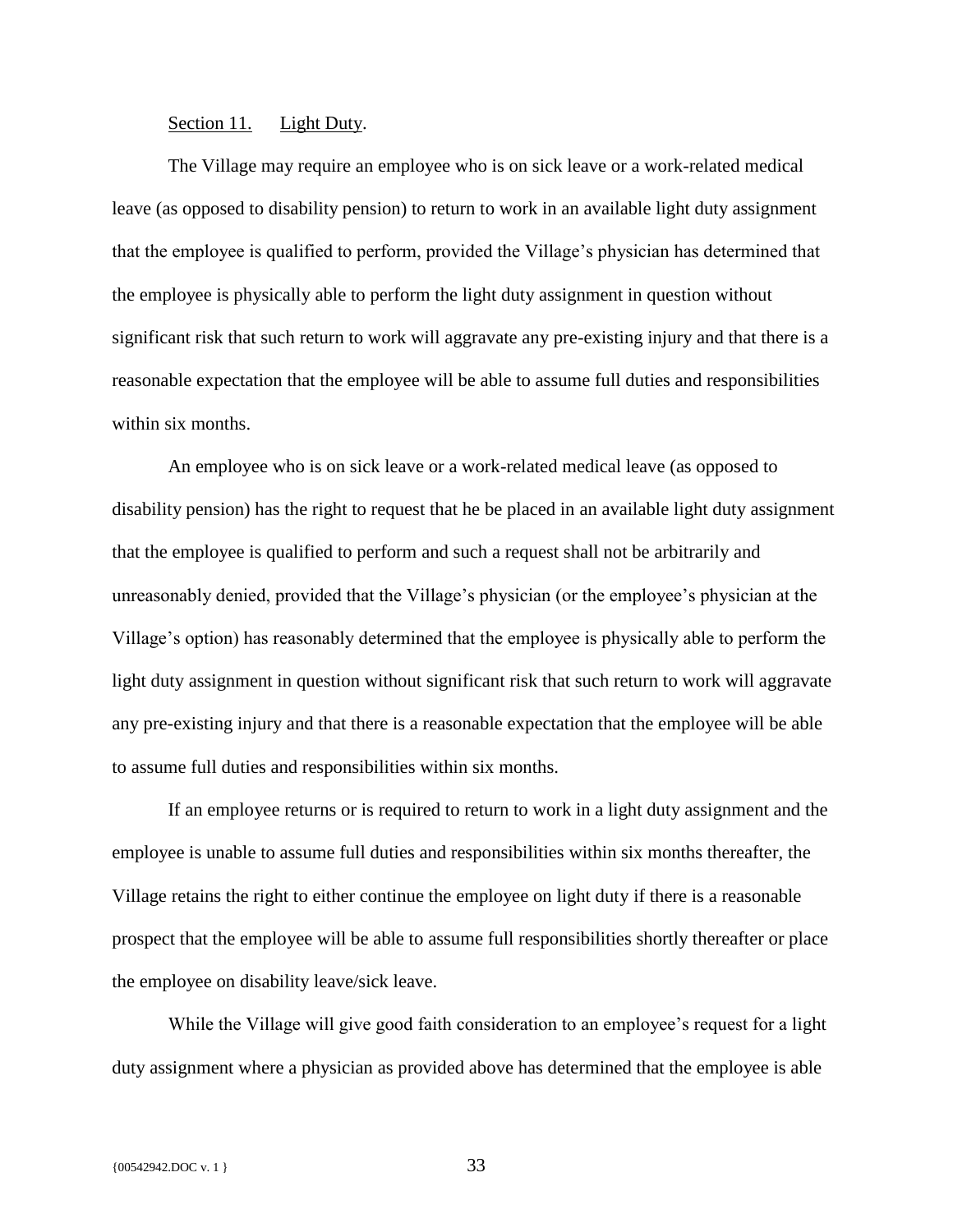Section 11. Light Duty.

The Village may require an employee who is on sick leave or a work-related medical leave (as opposed to disability pension) to return to work in an available light duty assignment that the employee is qualified to perform, provided the Village's physician has determined that the employee is physically able to perform the light duty assignment in question without significant risk that such return to work will aggravate any pre-existing injury and that there is a reasonable expectation that the employee will be able to assume full duties and responsibilities within six months.

An employee who is on sick leave or a work-related medical leave (as opposed to disability pension) has the right to request that he be placed in an available light duty assignment that the employee is qualified to perform and such a request shall not be arbitrarily and unreasonably denied, provided that the Village's physician (or the employee's physician at the Village's option) has reasonably determined that the employee is physically able to perform the light duty assignment in question without significant risk that such return to work will aggravate any pre-existing injury and that there is a reasonable expectation that the employee will be able to assume full duties and responsibilities within six months.

If an employee returns or is required to return to work in a light duty assignment and the employee is unable to assume full duties and responsibilities within six months thereafter, the Village retains the right to either continue the employee on light duty if there is a reasonable prospect that the employee will be able to assume full responsibilities shortly thereafter or place the employee on disability leave/sick leave.

While the Village will give good faith consideration to an employee's request for a light duty assignment where a physician as provided above has determined that the employee is able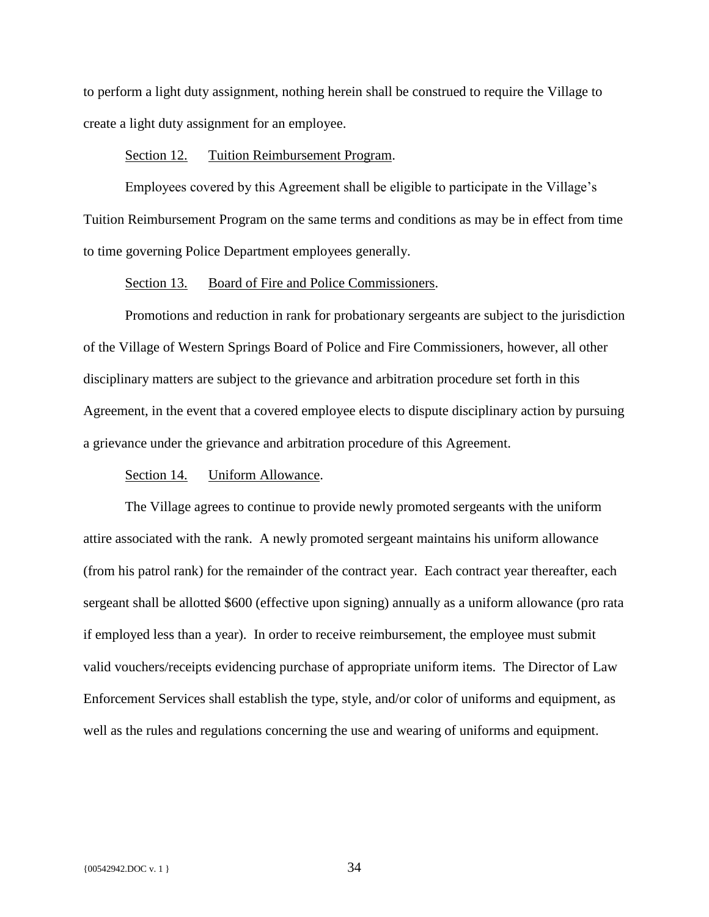to perform a light duty assignment, nothing herein shall be construed to require the Village to create a light duty assignment for an employee.

Section 12. Tuition Reimbursement Program.

Employees covered by this Agreement shall be eligible to participate in the Village's Tuition Reimbursement Program on the same terms and conditions as may be in effect from time to time governing Police Department employees generally.

Section 13. Board of Fire and Police Commissioners.

Promotions and reduction in rank for probationary sergeants are subject to the jurisdiction of the Village of Western Springs Board of Police and Fire Commissioners, however, all other disciplinary matters are subject to the grievance and arbitration procedure set forth in this Agreement, in the event that a covered employee elects to dispute disciplinary action by pursuing a grievance under the grievance and arbitration procedure of this Agreement.

Section 14. Uniform Allowance.

The Village agrees to continue to provide newly promoted sergeants with the uniform attire associated with the rank. A newly promoted sergeant maintains his uniform allowance (from his patrol rank) for the remainder of the contract year. Each contract year thereafter, each sergeant shall be allotted $600 (effective upon signing) annually as a uniform allowance (pro rata if employed less than a year). In order to receive reimbursement, the employee must submit valid vouchers/receipts evidencing purchase of appropriate uniform items. The Director of Law Enforcement Services shall establish the type, style, and/or color of uniforms and equipment, as well as the rules and regulations concerning the use and wearing of uniforms and equipment.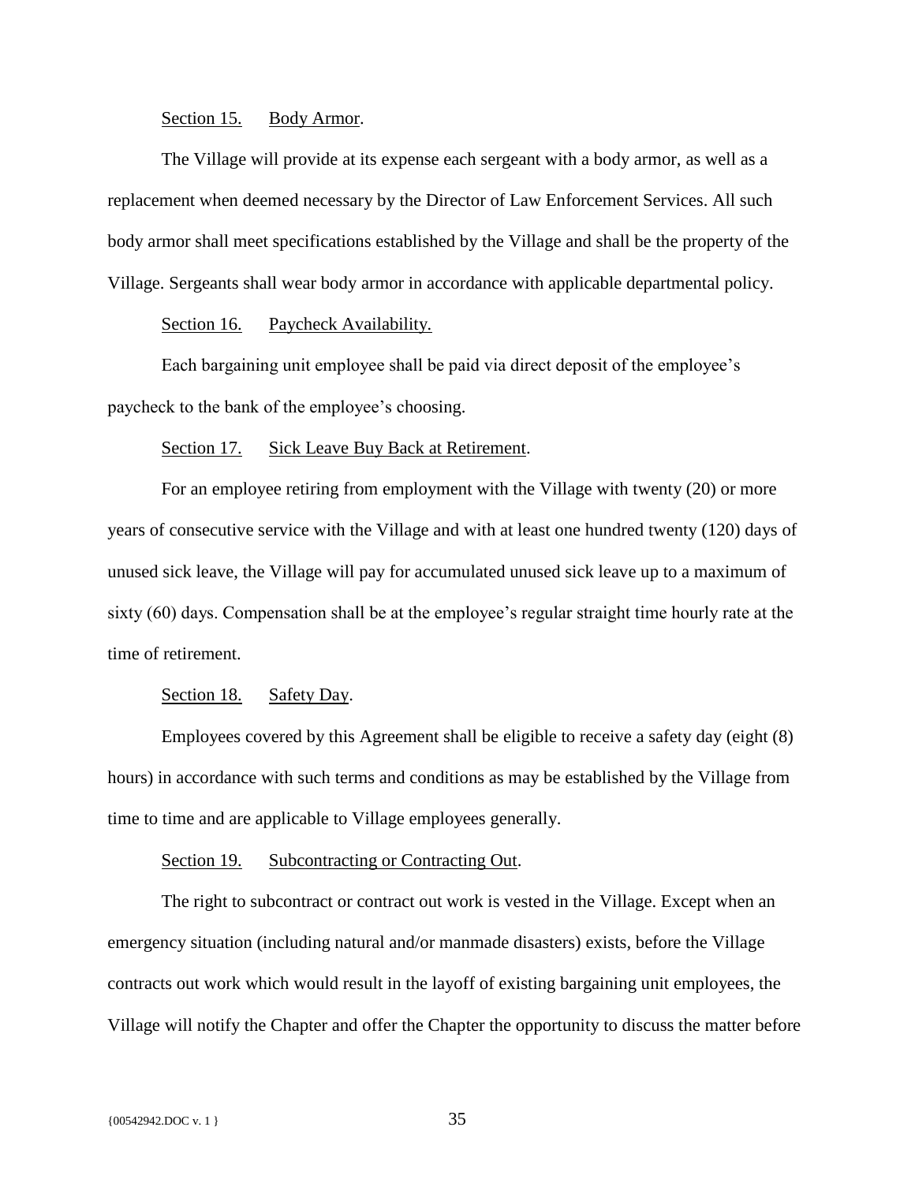Section 15. Body Armor.

The Village will provide at its expense each sergeant with a body armor, as well as a replacement when deemed necessary by the Director of Law Enforcement Services. All such body armor shall meet specifications established by the Village and shall be the property of the Village. Sergeants shall wear body armor in accordance with applicable departmental policy.

Section 16. Paycheck Availability.

Each bargaining unit employee shall be paid via direct deposit of the employee's paycheck to the bank of the employee's choosing.

Section 17. Sick Leave Buy Back at Retirement.

For an employee retiring from employment with the Village with twenty (20) or more years of consecutive service with the Village and with at least one hundred twenty (120) days of unused sick leave, the Village will pay for accumulated unused sick leave up to a maximum of sixty (60) days. Compensation shall be at the employee's regular straight time hourly rate at the time of retirement.

Section 18. Safety Day.

Employees covered by this Agreement shall be eligible to receive a safety day (eight (8) hours) in accordance with such terms and conditions as may be established by the Village from time to time and are applicable to Village employees generally.

Section 19. Subcontracting or Contracting Out.

The right to subcontract or contract out work is vested in the Village. Except when an emergency situation (including natural and/or manmade disasters) exists, before the Village contracts out work which would result in the layoff of existing bargaining unit employees, the Village will notify the Chapter and offer the Chapter the opportunity to discuss the matter before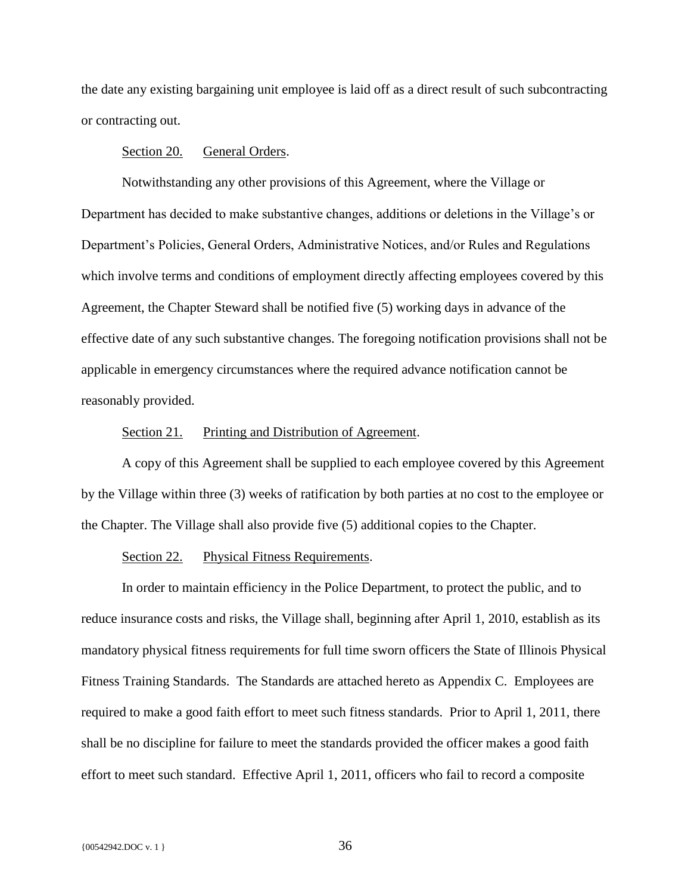the date any existing bargaining unit employee is laid off as a direct result of such subcontracting or contracting out.

Section 20. General Orders.

Notwithstanding any other provisions of this Agreement, where the Village or Department has decided to make substantive changes, additions or deletions in the Village's or Department's Policies, General Orders, Administrative Notices, and/or Rules and Regulations which involve terms and conditions of employment directly affecting employees covered by this Agreement, the Chapter Steward shall be notified five (5) working days in advance of the effective date of any such substantive changes. The foregoing notification provisions shall not be applicable in emergency circumstances where the required advance notification cannot be reasonably provided.

Section 21. Printing and Distribution of Agreement.

A copy of this Agreement shall be supplied to each employee covered by this Agreement by the Village within three (3) weeks of ratification by both parties at no cost to the employee or the Chapter. The Village shall also provide five (5) additional copies to the Chapter.

Section 22. Physical Fitness Requirements.

In order to maintain efficiency in the Police Department, to protect the public, and to reduce insurance costs and risks, the Village shall, beginning after April 1, 2010, establish as its mandatory physical fitness requirements for full time sworn officers the State of Illinois Physical Fitness Training Standards. The Standards are attached hereto as Appendix C. Employees are required to make a good faith effort to meet such fitness standards. Prior to April 1, 2011, there shall be no discipline for failure to meet the standards provided the officer makes a good faith effort to meet such standard. Effective April 1, 2011, officers who fail to record a composite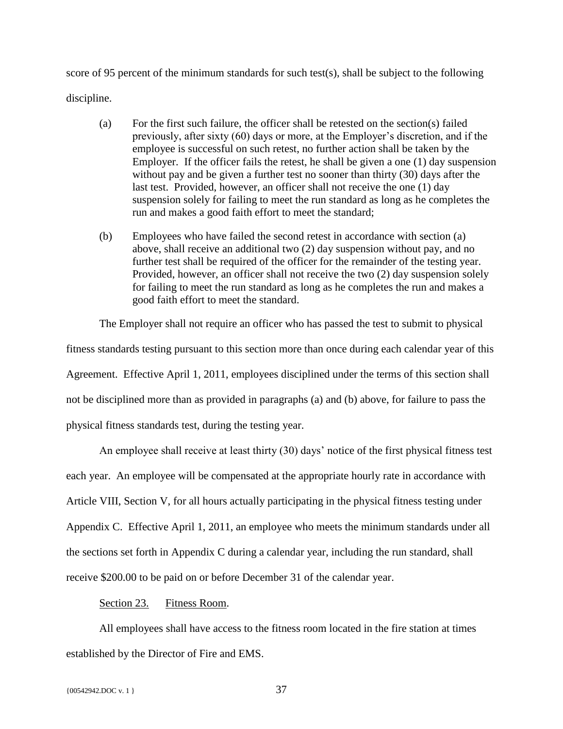score of 95 percent of the minimum standards for such test(s), shall be subject to the following discipline.

(a) For the first such failure, the officer shall be retested on the section(s) failed previously, after sixty (60) days or more, at the Employer's discretion, and if the employee is successful on such retest, no further action shall be taken by the Employer. If the officer fails the retest, he shall be given a one (1) day suspension without pay and be given a further test no sooner than thirty (30) days after the last test. Provided, however, an officer shall not receive the one (1) day suspension solely for failing to meet the run standard as long as he completes the run and makes a good faith effort to meet the standard;

(b) Employees who have failed the second retest in accordance with section (a) above, shall receive an additional two (2) day suspension without pay, and no further test shall be required of the officer for the remainder of the testing year. Provided, however, an officer shall not receive the two (2) day suspension solely for failing to meet the run standard as long as he completes the run and makes a good faith effort to meet the standard.

The Employer shall not require an officer who has passed the test to submit to physical fitness standards testing pursuant to this section more than once during each calendar year of this Agreement. Effective April 1, 2011, employees disciplined under the terms of this section shall not be disciplined more than as provided in paragraphs (a) and (b) above, for failure to pass the physical fitness standards test, during the testing year.

An employee shall receive at least thirty (30) days' notice of the first physical fitness test each year. An employee will be compensated at the appropriate hourly rate in accordance with Article VIII, Section V, for all hours actually participating in the physical fitness testing under Appendix C. Effective April 1, 2011, an employee who meets the minimum standards under all the sections set forth in Appendix C during a calendar year, including the run standard, shall receive $200.00 to be paid on or before December 31 of the calendar year.

Section 23. Fitness Room.

All employees shall have access to the fitness room located in the fire station at times established by the Director of Fire and EMS.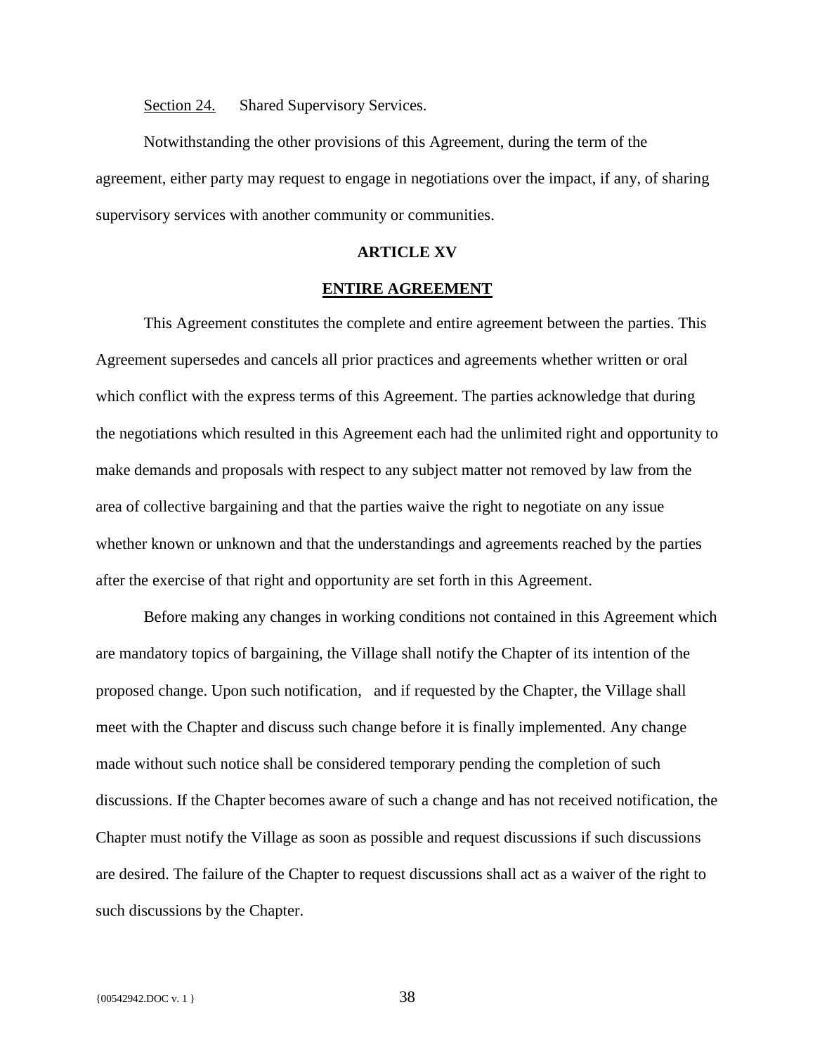Section 24. Shared Supervisory Services.

Notwithstanding the other provisions of this Agreement, during the term of the agreement, either party may request to engage in negotiations over the impact, if any, of sharing supervisory services with another community or communities.

## ARTICLE XV

## ENTIRE AGREEMENT

This Agreement constitutes the complete and entire agreement between the parties. This Agreement supersedes and cancels all prior practices and agreements whether written or oral which conflict with the express terms of this Agreement. The parties acknowledge that during the negotiations which resulted in this Agreement each had the unlimited right and opportunity to make demands and proposals with respect to any subject matter not removed by law from the area of collective bargaining and that the parties waive the right to negotiate on any issue whether known or unknown and that the understandings and agreements reached by the parties after the exercise of that right and opportunity are set forth in this Agreement.

Before making any changes in working conditions not contained in this Agreement which are mandatory topics of bargaining, the Village shall notify the Chapter of its intention of the proposed change. Upon such notification, and if requested by the Chapter, the Village shall meet with the Chapter and discuss such change before it is finally implemented. Any change made without such notice shall be considered temporary pending the completion of such discussions. If the Chapter becomes aware of such a change and has not received notification, the Chapter must notify the Village as soon as possible and request discussions if such discussions are desired. The failure of the Chapter to request discussions shall act as a waiver of the right to such discussions by the Chapter.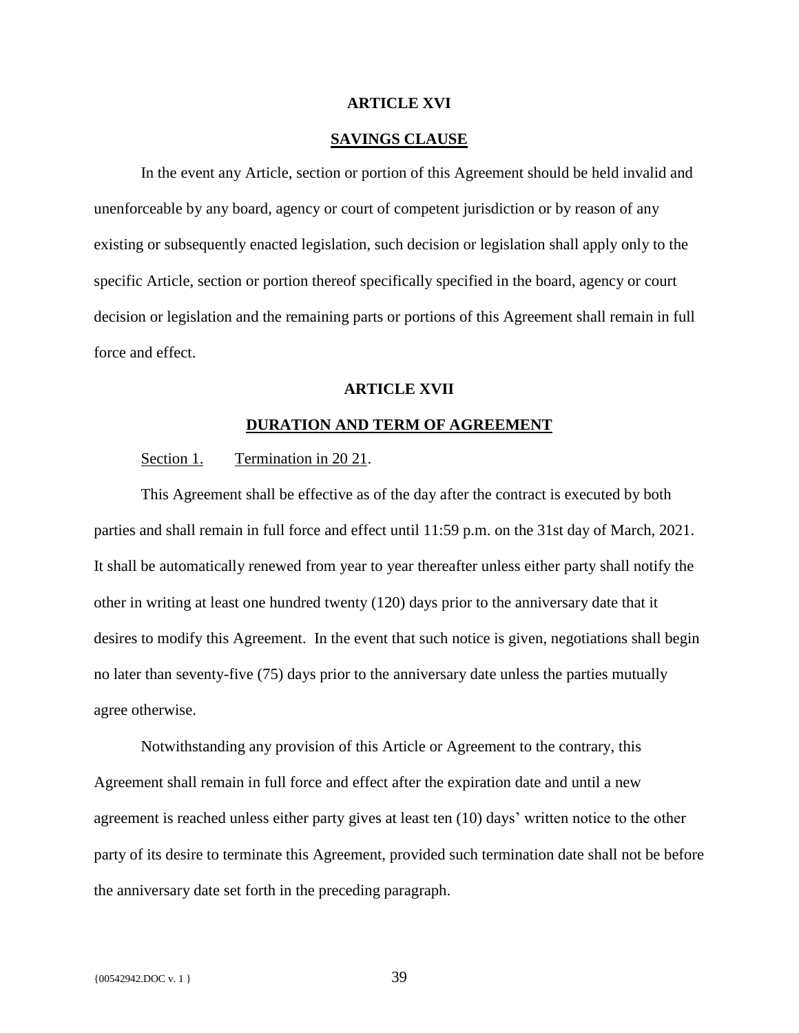## ARTICLE XVI

## SAVINGS CLAUSE

In the event any Article, section or portion of this Agreement should be held invalid and unenforceable by any board, agency or court of competent jurisdiction or by reason of any existing or subsequently enacted legislation, such decision or legislation shall apply only to the specific Article, section or portion thereof specifically specified in the board, agency or court decision or legislation and the remaining parts or portions of this Agreement shall remain in full force and effect.

## ARTICLE XVII

## DURATION AND TERM OF AGREEMENT

Section 1. Termination in 20 21.

This Agreement shall be effective as of the day after the contract is executed by both parties and shall remain in full force and effect until 11:59 p.m. on the 31st day of March, 2021. It shall be automatically renewed from year to year thereafter unless either party shall notify the other in writing at least one hundred twenty (120) days prior to the anniversary date that it desires to modify this Agreement. In the event that such notice is given, negotiations shall begin no later than seventy-five (75) days prior to the anniversary date unless the parties mutually agree otherwise.

Notwithstanding any provision of this Article or Agreement to the contrary, this Agreement shall remain in full force and effect after the expiration date and until a new agreement is reached unless either party gives at least ten (10) days' written notice to the other party of its desire to terminate this Agreement, provided such termination date shall not be before the anniversary date set forth in the preceding paragraph.

{00542942.DOC v. 1 }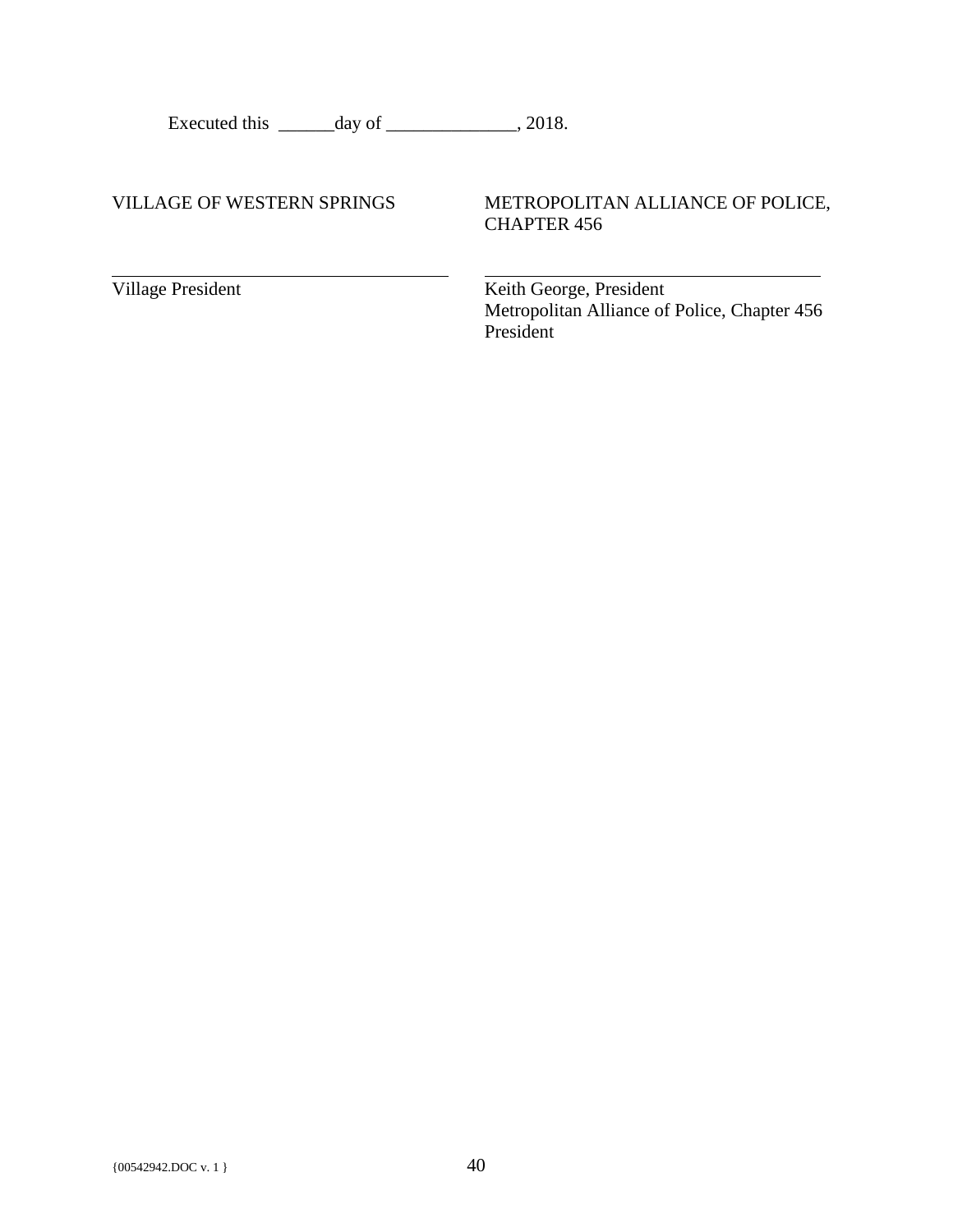Executed this ______day of ______________, 2018.

| | |
|---|---|
| VILLAGE OF WESTERN SPRINGS | METROPOLITAN ALLIANCE OF POLICE, CHAPTER 456 |
| ______________________________ | ______________________________ |
| Village President | Keith George, President<br>Metropolitan Alliance of Police, Chapter 456<br>President |

{00542942.DOC v. 1 }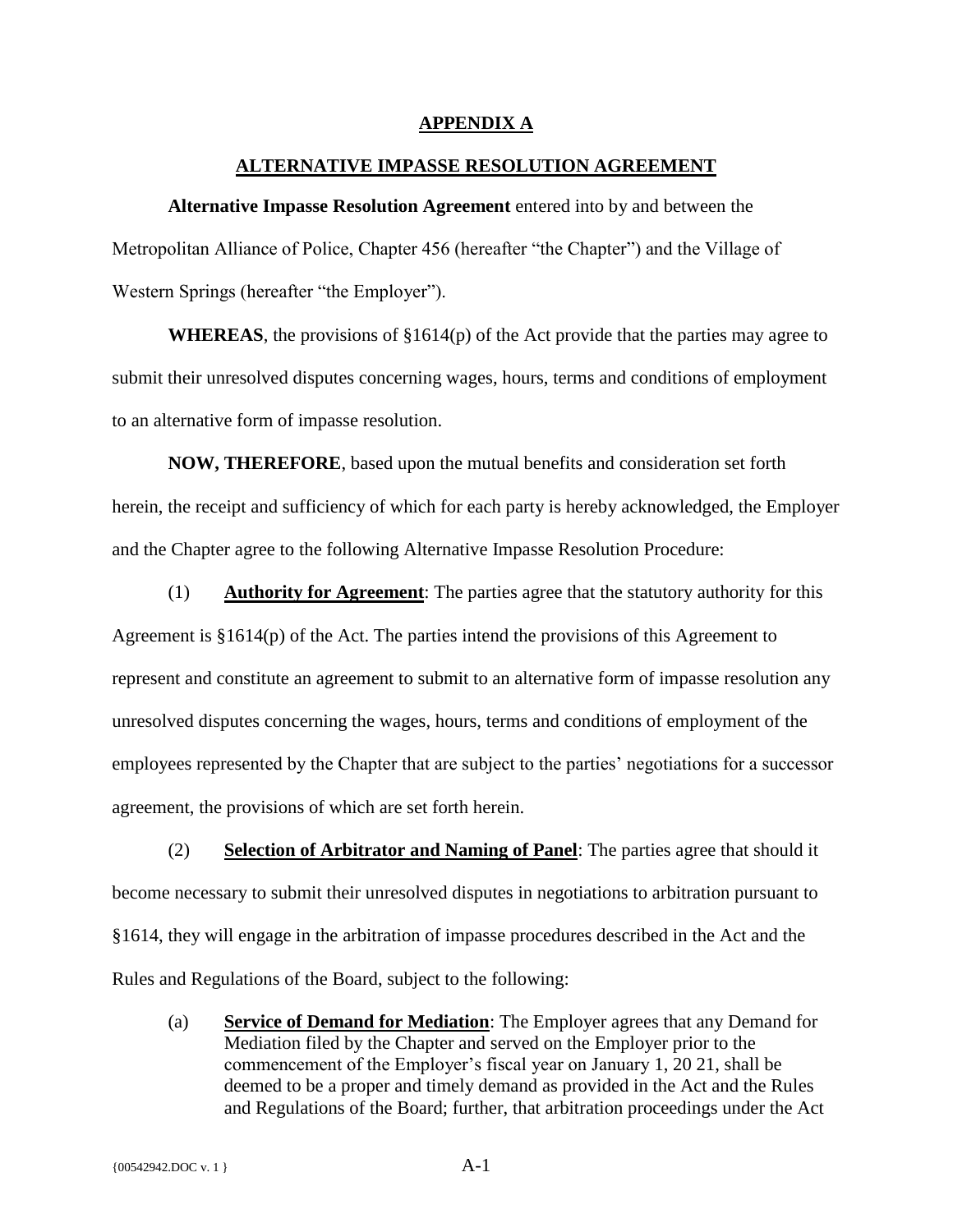## APPENDIX A

## ALTERNATIVE IMPASSE RESOLUTION AGREEMENT

**Alternative Impasse Resolution Agreement** entered into by and between the Metropolitan Alliance of Police, Chapter 456 (hereafter "the Chapter") and the Village of Western Springs (hereafter "the Employer").

**WHEREAS**, the provisions of §1614(p) of the Act provide that the parties may agree to submit their unresolved disputes concerning wages, hours, terms and conditions of employment to an alternative form of impasse resolution.

**NOW, THEREFORE**, based upon the mutual benefits and consideration set forth herein, the receipt and sufficiency of which for each party is hereby acknowledged, the Employer and the Chapter agree to the following Alternative Impasse Resolution Procedure:

(1) **Authority for Agreement**: The parties agree that the statutory authority for this Agreement is §1614(p) of the Act. The parties intend the provisions of this Agreement to represent and constitute an agreement to submit to an alternative form of impasse resolution any unresolved disputes concerning the wages, hours, terms and conditions of employment of the employees represented by the Chapter that are subject to the parties' negotiations for a successor agreement, the provisions of which are set forth herein.

(2) **Selection of Arbitrator and Naming of Panel**: The parties agree that should it become necessary to submit their unresolved disputes in negotiations to arbitration pursuant to §1614, they will engage in the arbitration of impasse procedures described in the Act and the Rules and Regulations of the Board, subject to the following:

(a) **Service of Demand for Mediation**: The Employer agrees that any Demand for Mediation filed by the Chapter and served on the Employer prior to the commencement of the Employer's fiscal year on January 1, 20 21, shall be deemed to be a proper and timely demand as provided in the Act and the Rules and Regulations of the Board; further, that arbitration proceedings under the Act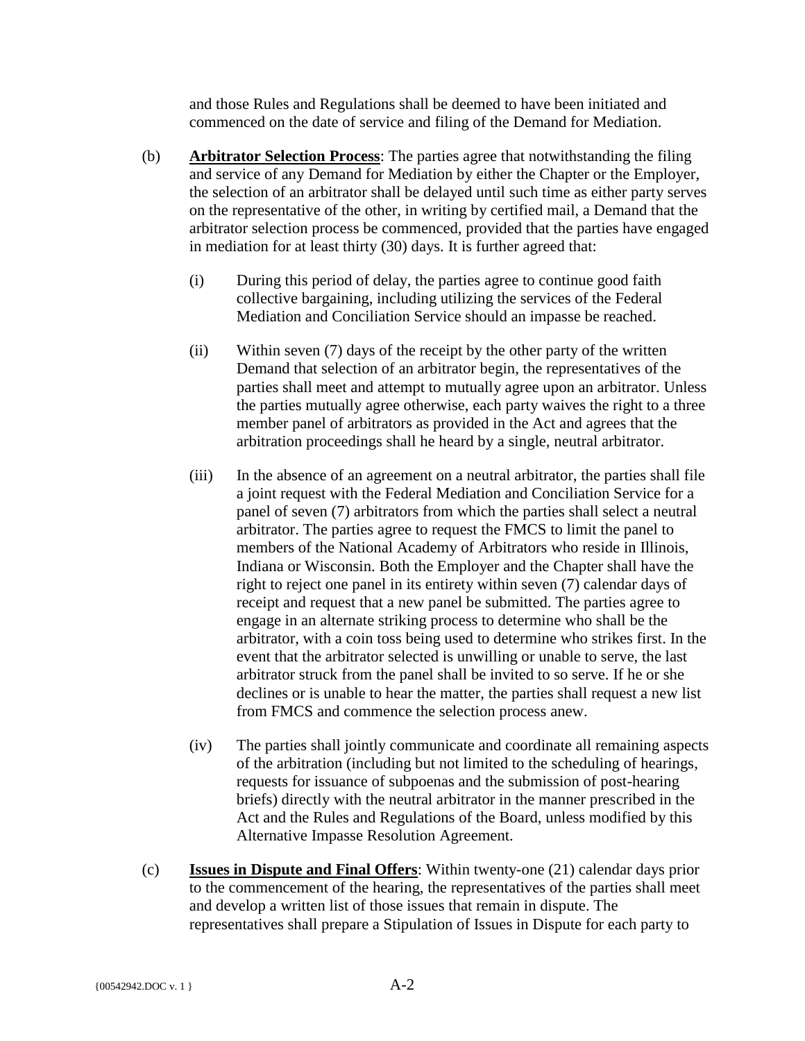and those Rules and Regulations shall be deemed to have been initiated and commenced on the date of service and filing of the Demand for Mediation.

(b) **Arbitrator Selection Process**: The parties agree that notwithstanding the filing and service of any Demand for Mediation by either the Chapter or the Employer, the selection of an arbitrator shall be delayed until such time as either party serves on the representative of the other, in writing by certified mail, a Demand that the arbitrator selection process be commenced, provided that the parties have engaged in mediation for at least thirty (30) days. It is further agreed that:

(i) During this period of delay, the parties agree to continue good faith collective bargaining, including utilizing the services of the Federal Mediation and Conciliation Service should an impasse be reached.

(ii) Within seven (7) days of the receipt by the other party of the written Demand that selection of an arbitrator begin, the representatives of the parties shall meet and attempt to mutually agree upon an arbitrator. Unless the parties mutually agree otherwise, each party waives the right to a three member panel of arbitrators as provided in the Act and agrees that the arbitration proceedings shall he heard by a single, neutral arbitrator.

(iii) In the absence of an agreement on a neutral arbitrator, the parties shall file a joint request with the Federal Mediation and Conciliation Service for a panel of seven (7) arbitrators from which the parties shall select a neutral arbitrator. The parties agree to request the FMCS to limit the panel to members of the National Academy of Arbitrators who reside in Illinois, Indiana or Wisconsin. Both the Employer and the Chapter shall have the right to reject one panel in its entirety within seven (7) calendar days of receipt and request that a new panel be submitted. The parties agree to engage in an alternate striking process to determine who shall be the arbitrator, with a coin toss being used to determine who strikes first. In the event that the arbitrator selected is unwilling or unable to serve, the last arbitrator struck from the panel shall be invited to so serve. If he or she declines or is unable to hear the matter, the parties shall request a new list from FMCS and commence the selection process anew.

(iv) The parties shall jointly communicate and coordinate all remaining aspects of the arbitration (including but not limited to the scheduling of hearings, requests for issuance of subpoenas and the submission of post-hearing briefs) directly with the neutral arbitrator in the manner prescribed in the Act and the Rules and Regulations of the Board, unless modified by this Alternative Impasse Resolution Agreement.

(c) **Issues in Dispute and Final Offers**: Within twenty-one (21) calendar days prior to the commencement of the hearing, the representatives of the parties shall meet and develop a written list of those issues that remain in dispute. The representatives shall prepare a Stipulation of Issues in Dispute for each party to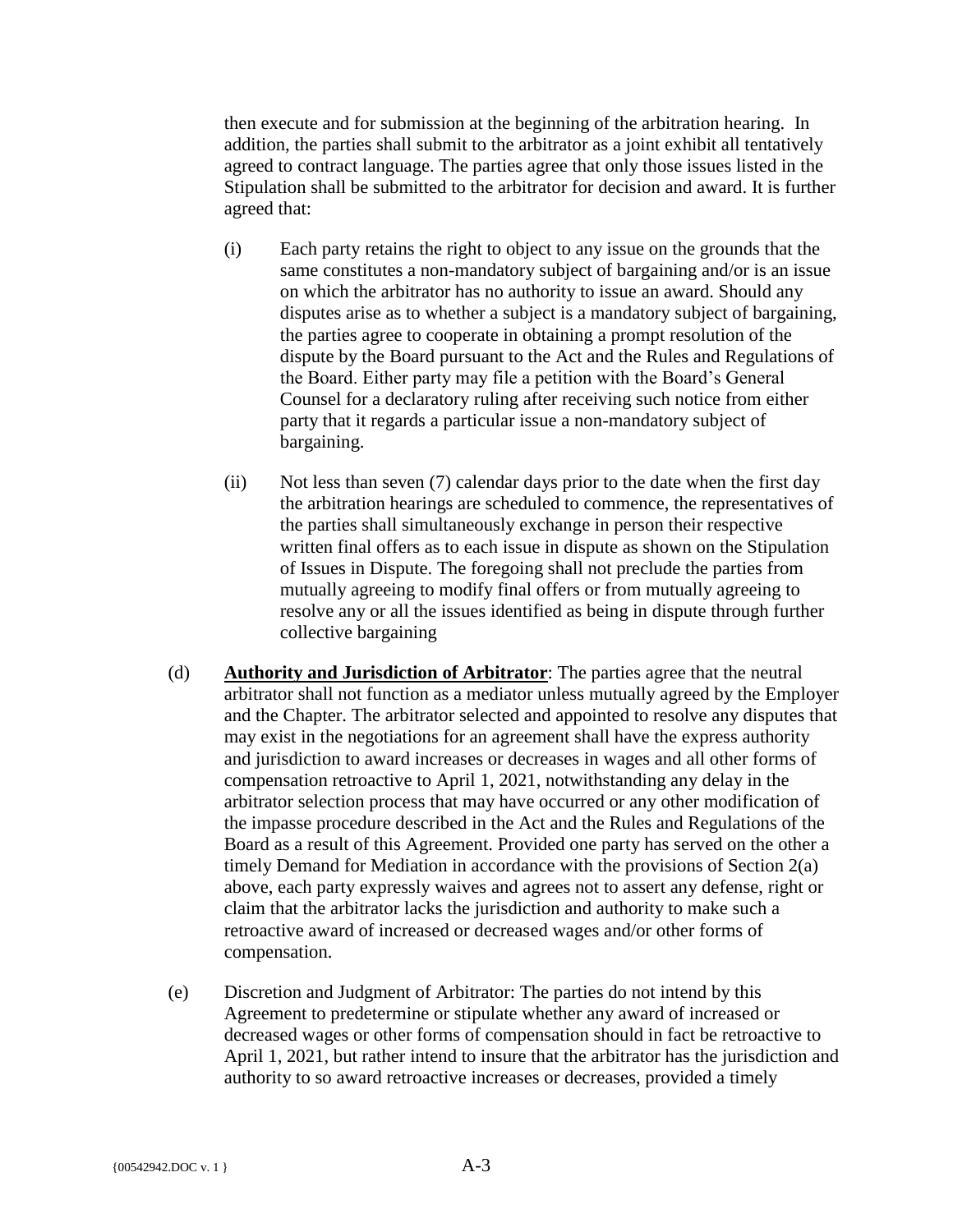then execute and for submission at the beginning of the arbitration hearing. In addition, the parties shall submit to the arbitrator as a joint exhibit all tentatively agreed to contract language. The parties agree that only those issues listed in the Stipulation shall be submitted to the arbitrator for decision and award. It is further agreed that:

(i) Each party retains the right to object to any issue on the grounds that the same constitutes a non-mandatory subject of bargaining and/or is an issue on which the arbitrator has no authority to issue an award. Should any disputes arise as to whether a subject is a mandatory subject of bargaining, the parties agree to cooperate in obtaining a prompt resolution of the dispute by the Board pursuant to the Act and the Rules and Regulations of the Board. Either party may file a petition with the Board's General Counsel for a declaratory ruling after receiving such notice from either party that it regards a particular issue a non-mandatory subject of bargaining.

(ii) Not less than seven (7) calendar days prior to the date when the first day the arbitration hearings are scheduled to commence, the representatives of the parties shall simultaneously exchange in person their respective written final offers as to each issue in dispute as shown on the Stipulation of Issues in Dispute. The foregoing shall not preclude the parties from mutually agreeing to modify final offers or from mutually agreeing to resolve any or all the issues identified as being in dispute through further collective bargaining

(d) **Authority and Jurisdiction of Arbitrator**: The parties agree that the neutral arbitrator shall not function as a mediator unless mutually agreed by the Employer and the Chapter. The arbitrator selected and appointed to resolve any disputes that may exist in the negotiations for an agreement shall have the express authority and jurisdiction to award increases or decreases in wages and all other forms of compensation retroactive to April 1, 2021, notwithstanding any delay in the arbitrator selection process that may have occurred or any other modification of the impasse procedure described in the Act and the Rules and Regulations of the Board as a result of this Agreement. Provided one party has served on the other a timely Demand for Mediation in accordance with the provisions of Section 2(a) above, each party expressly waives and agrees not to assert any defense, right or claim that the arbitrator lacks the jurisdiction and authority to make such a retroactive award of increased or decreased wages and/or other forms of compensation.

(e) Discretion and Judgment of Arbitrator: The parties do not intend by this Agreement to predetermine or stipulate whether any award of increased or decreased wages or other forms of compensation should in fact be retroactive to April 1, 2021, but rather intend to insure that the arbitrator has the jurisdiction and authority to so award retroactive increases or decreases, provided a timely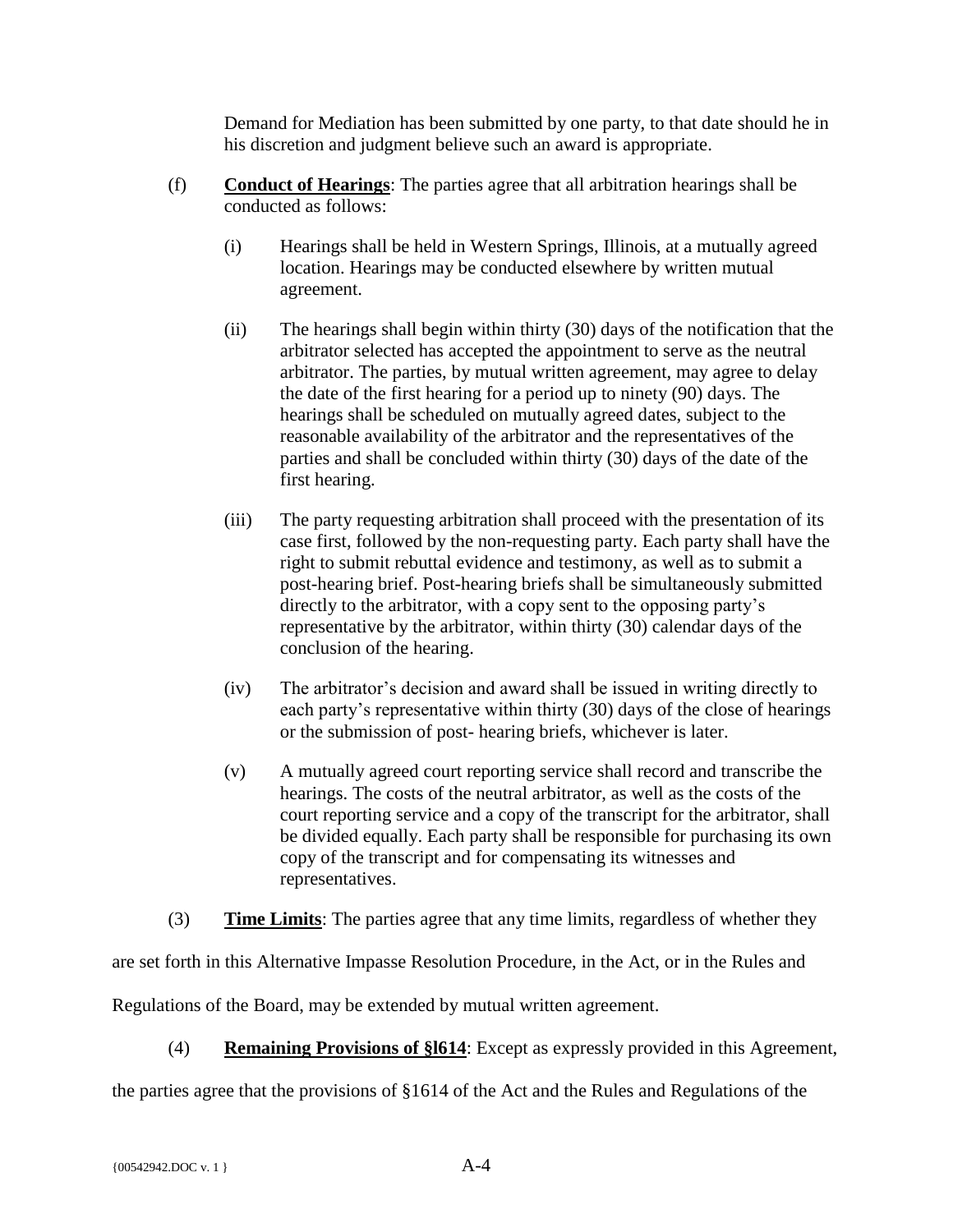Demand for Mediation has been submitted by one party, to that date should he in his discretion and judgment believe such an award is appropriate.

(f) **Conduct of Hearings**: The parties agree that all arbitration hearings shall be conducted as follows:

(i) Hearings shall be held in Western Springs, Illinois, at a mutually agreed location. Hearings may be conducted elsewhere by written mutual agreement.

(ii) The hearings shall begin within thirty (30) days of the notification that the arbitrator selected has accepted the appointment to serve as the neutral arbitrator. The parties, by mutual written agreement, may agree to delay the date of the first hearing for a period up to ninety (90) days. The hearings shall be scheduled on mutually agreed dates, subject to the reasonable availability of the arbitrator and the representatives of the parties and shall be concluded within thirty (30) days of the date of the first hearing.

(iii) The party requesting arbitration shall proceed with the presentation of its case first, followed by the non-requesting party. Each party shall have the right to submit rebuttal evidence and testimony, as well as to submit a post-hearing brief. Post-hearing briefs shall be simultaneously submitted directly to the arbitrator, with a copy sent to the opposing party's representative by the arbitrator, within thirty (30) calendar days of the conclusion of the hearing.

(iv) The arbitrator's decision and award shall be issued in writing directly to each party's representative within thirty (30) days of the close of hearings or the submission of post- hearing briefs, whichever is later.

(v) A mutually agreed court reporting service shall record and transcribe the hearings. The costs of the neutral arbitrator, as well as the costs of the court reporting service and a copy of the transcript for the arbitrator, shall be divided equally. Each party shall be responsible for purchasing its own copy of the transcript and for compensating its witnesses and representatives.

(3) **Time Limits**: The parties agree that any time limits, regardless of whether they are set forth in this Alternative Impasse Resolution Procedure, in the Act, or in the Rules and Regulations of the Board, may be extended by mutual written agreement.

(4) **Remaining Provisions of §l614**: Except as expressly provided in this Agreement, the parties agree that the provisions of §1614 of the Act and the Rules and Regulations of the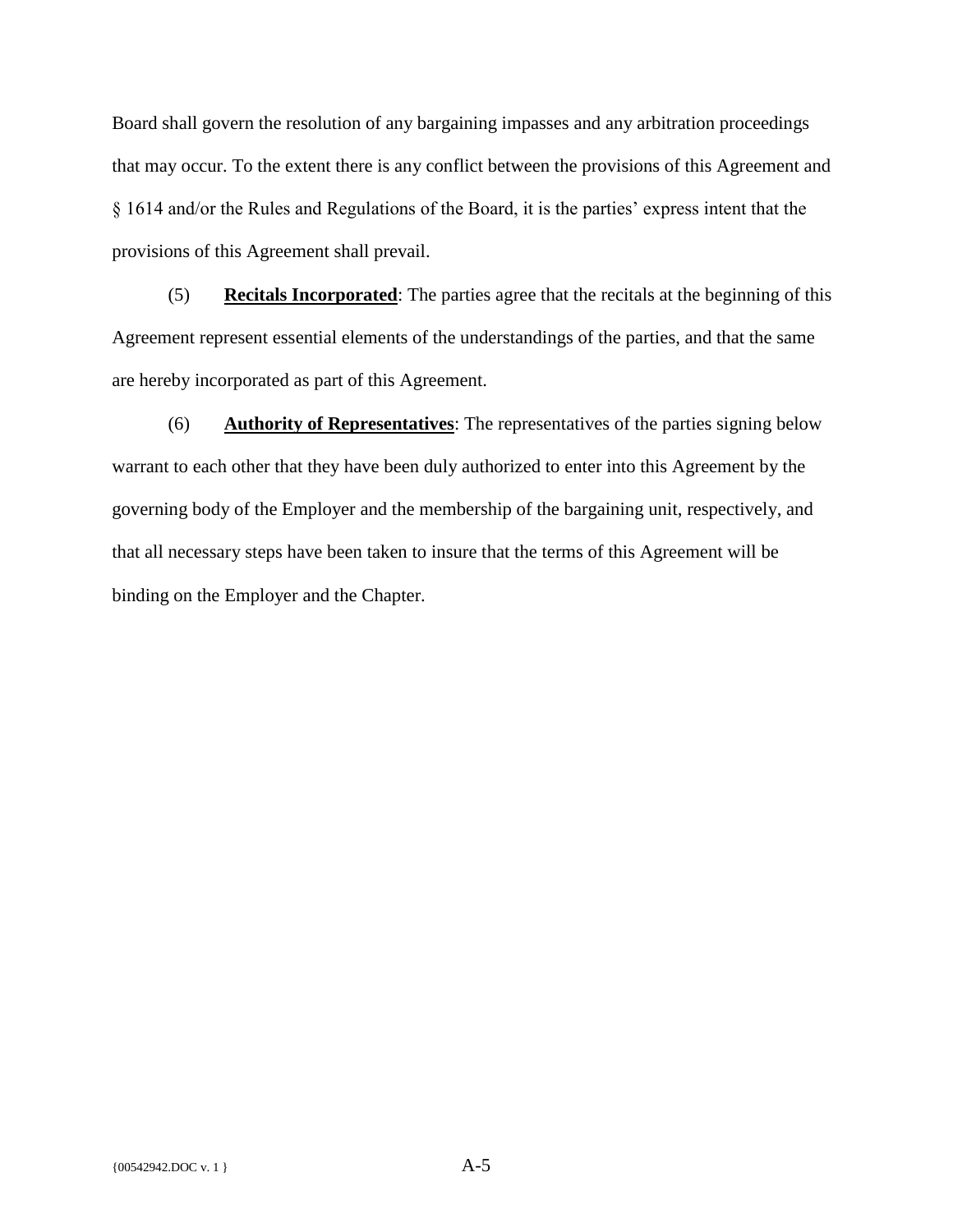Board shall govern the resolution of any bargaining impasses and any arbitration proceedings that may occur. To the extent there is any conflict between the provisions of this Agreement and § 1614 and/or the Rules and Regulations of the Board, it is the parties' express intent that the provisions of this Agreement shall prevail.

(5) **Recitals Incorporated**: The parties agree that the recitals at the beginning of this Agreement represent essential elements of the understandings of the parties, and that the same are hereby incorporated as part of this Agreement.

(6) **Authority of Representatives**: The representatives of the parties signing below warrant to each other that they have been duly authorized to enter into this Agreement by the governing body of the Employer and the membership of the bargaining unit, respectively, and that all necessary steps have been taken to insure that the terms of this Agreement will be binding on the Employer and the Chapter.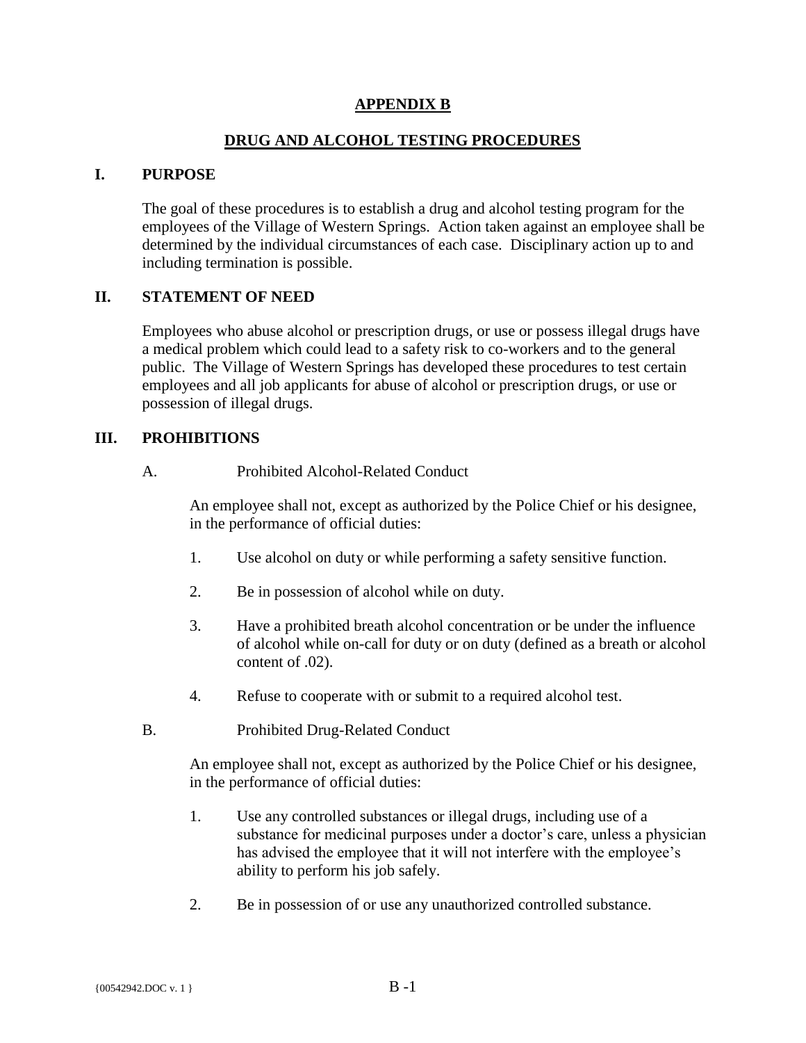# APPENDIX B

## DRUG AND ALCOHOL TESTING PROCEDURES

### I. PURPOSE

The goal of these procedures is to establish a drug and alcohol testing program for the employees of the Village of Western Springs. Action taken against an employee shall be determined by the individual circumstances of each case. Disciplinary action up to and including termination is possible.

### II. STATEMENT OF NEED

Employees who abuse alcohol or prescription drugs, or use or possess illegal drugs have a medical problem which could lead to a safety risk to co-workers and to the general public. The Village of Western Springs has developed these procedures to test certain employees and all job applicants for abuse of alcohol or prescription drugs, or use or possession of illegal drugs.

### III. PROHIBITIONS

A. Prohibited Alcohol-Related Conduct

An employee shall not, except as authorized by the Police Chief or his designee, in the performance of official duties:

1. Use alcohol on duty or while performing a safety sensitive function.
2. Be in possession of alcohol while on duty.
3. Have a prohibited breath alcohol concentration or be under the influence of alcohol while on-call for duty or on duty (defined as a breath or alcohol content of .02).
4. Refuse to cooperate with or submit to a required alcohol test.

B. Prohibited Drug-Related Conduct

An employee shall not, except as authorized by the Police Chief or his designee, in the performance of official duties:

1. Use any controlled substances or illegal drugs, including use of a substance for medicinal purposes under a doctor's care, unless a physician has advised the employee that it will not interfere with the employee's ability to perform his job safely.
2. Be in possession of or use any unauthorized controlled substance.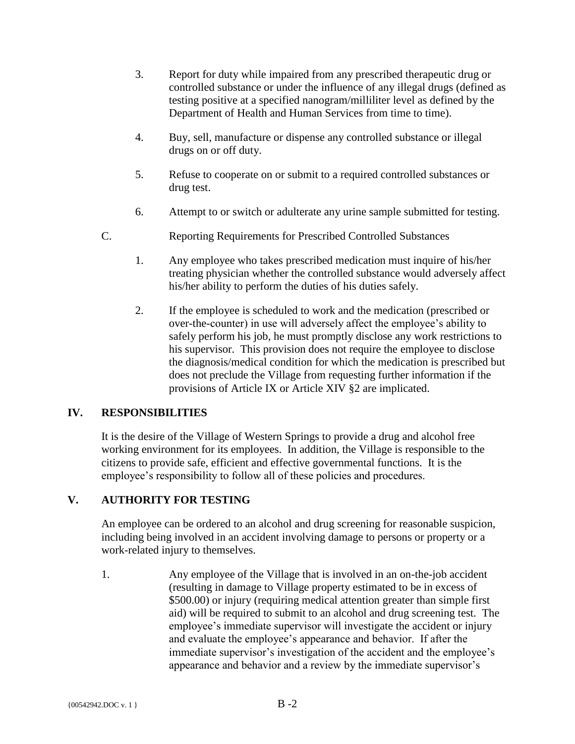3. Report for duty while impaired from any prescribed therapeutic drug or controlled substance or under the influence of any illegal drugs (defined as testing positive at a specified nanogram/milliliter level as defined by the Department of Health and Human Services from time to time).

4. Buy, sell, manufacture or dispense any controlled substance or illegal drugs on or off duty.

5. Refuse to cooperate on or submit to a required controlled substances or drug test.

6. Attempt to or switch or adulterate any urine sample submitted for testing.

C. Reporting Requirements for Prescribed Controlled Substances

1. Any employee who takes prescribed medication must inquire of his/her treating physician whether the controlled substance would adversely affect his/her ability to perform the duties of his duties safely.

2. If the employee is scheduled to work and the medication (prescribed or over-the-counter) in use will adversely affect the employee's ability to safely perform his job, he must promptly disclose any work restrictions to his supervisor. This provision does not require the employee to disclose the diagnosis/medical condition for which the medication is prescribed but does not preclude the Village from requesting further information if the provisions of Article IX or Article XIV §2 are implicated.

## IV. RESPONSIBILITIES

It is the desire of the Village of Western Springs to provide a drug and alcohol free working environment for its employees. In addition, the Village is responsible to the citizens to provide safe, efficient and effective governmental functions. It is the employee's responsibility to follow all of these policies and procedures.

## V. AUTHORITY FOR TESTING

An employee can be ordered to an alcohol and drug screening for reasonable suspicion, including being involved in an accident involving damage to persons or property or a work-related injury to themselves.

1. Any employee of the Village that is involved in an on-the-job accident (resulting in damage to Village property estimated to be in excess of $500.00) or injury (requiring medical attention greater than simple first aid) will be required to submit to an alcohol and drug screening test. The employee's immediate supervisor will investigate the accident or injury and evaluate the employee's appearance and behavior. If after the immediate supervisor's investigation of the accident and the employee's appearance and behavior and a review by the immediate supervisor's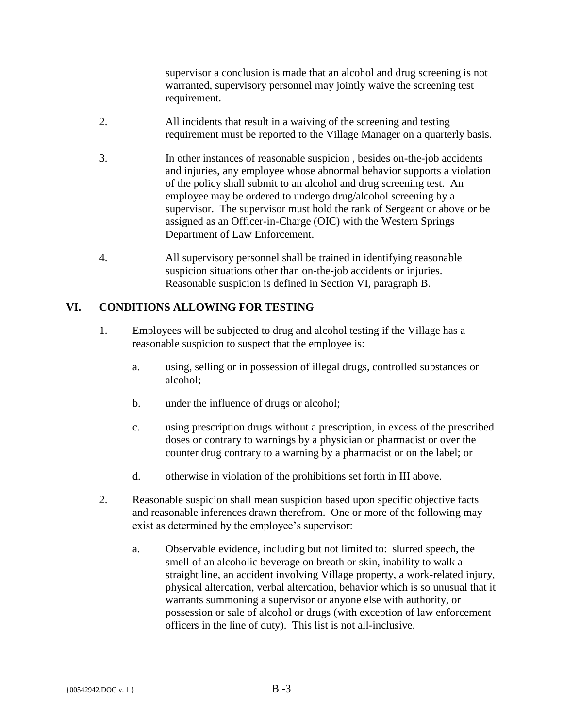supervisor a conclusion is made that an alcohol and drug screening is not warranted, supervisory personnel may jointly waive the screening test requirement.

2. All incidents that result in a waiving of the screening and testing requirement must be reported to the Village Manager on a quarterly basis.

3. In other instances of reasonable suspicion , besides on-the-job accidents and injuries, any employee whose abnormal behavior supports a violation of the policy shall submit to an alcohol and drug screening test. An employee may be ordered to undergo drug/alcohol screening by a supervisor. The supervisor must hold the rank of Sergeant or above or be assigned as an Officer-in-Charge (OIC) with the Western Springs Department of Law Enforcement.

4. All supervisory personnel shall be trained in identifying reasonable suspicion situations other than on-the-job accidents or injuries. Reasonable suspicion is defined in Section VI, paragraph B.

## VI. CONDITIONS ALLOWING FOR TESTING

1. Employees will be subjected to drug and alcohol testing if the Village has a reasonable suspicion to suspect that the employee is:

   a. using, selling or in possession of illegal drugs, controlled substances or alcohol;

   b. under the influence of drugs or alcohol;

   c. using prescription drugs without a prescription, in excess of the prescribed doses or contrary to warnings by a physician or pharmacist or over the counter drug contrary to a warning by a pharmacist or on the label; or

   d. otherwise in violation of the prohibitions set forth in III above.

2. Reasonable suspicion shall mean suspicion based upon specific objective facts and reasonable inferences drawn therefrom. One or more of the following may exist as determined by the employee's supervisor:

   a. Observable evidence, including but not limited to: slurred speech, the smell of an alcoholic beverage on breath or skin, inability to walk a straight line, an accident involving Village property, a work-related injury, physical altercation, verbal altercation, behavior which is so unusual that it warrants summoning a supervisor or anyone else with authority, or possession or sale of alcohol or drugs (with exception of law enforcement officers in the line of duty). This list is not all-inclusive.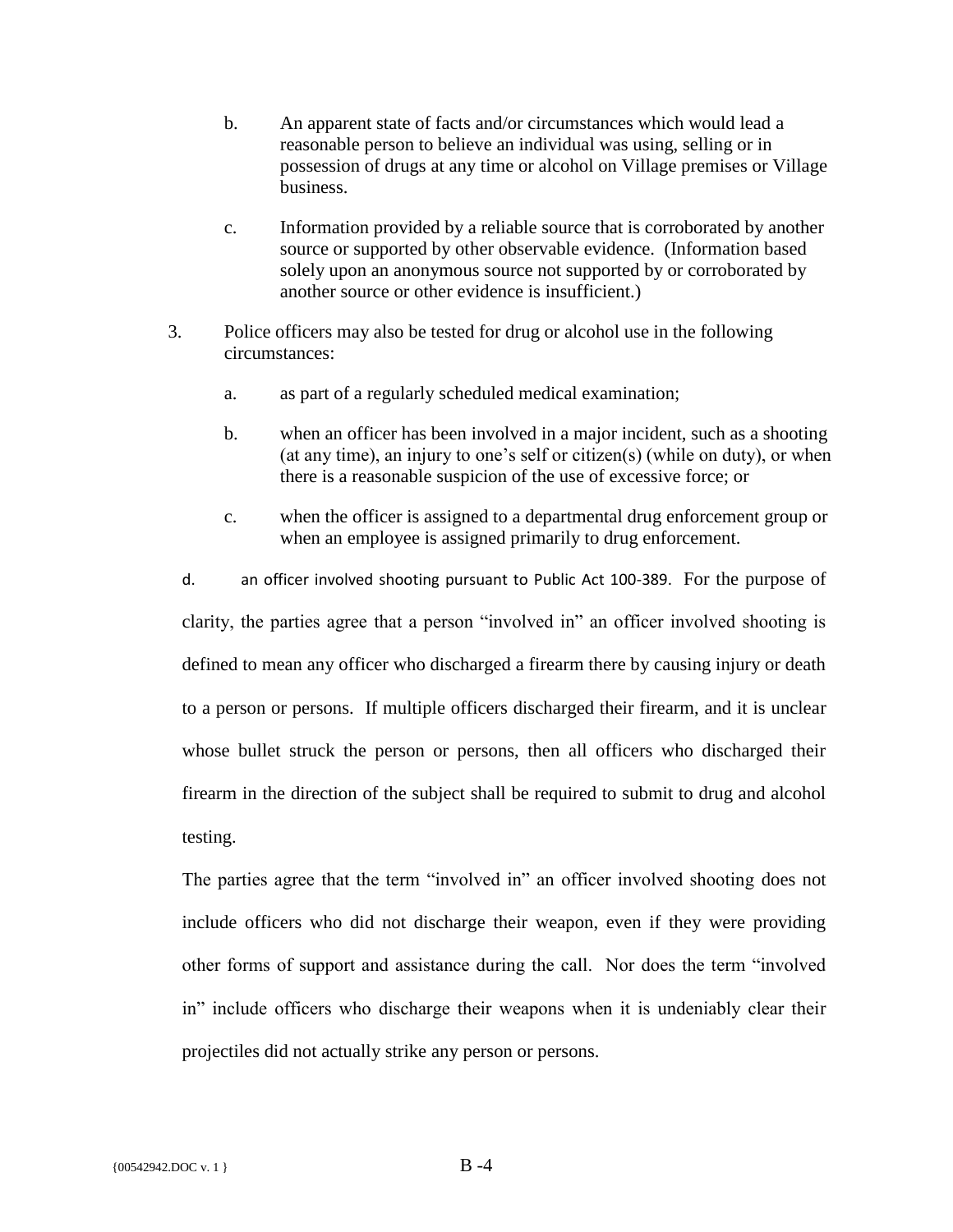b. An apparent state of facts and/or circumstances which would lead a reasonable person to believe an individual was using, selling or in possession of drugs at any time or alcohol on Village premises or Village business.

c. Information provided by a reliable source that is corroborated by another source or supported by other observable evidence. (Information based solely upon an anonymous source not supported by or corroborated by another source or other evidence is insufficient.)

3. Police officers may also be tested for drug or alcohol use in the following circumstances:

   a. as part of a regularly scheduled medical examination;

   b. when an officer has been involved in a major incident, such as a shooting (at any time), an injury to one's self or citizen(s) (while on duty), or when there is a reasonable suspicion of the use of excessive force; or

   c. when the officer is assigned to a departmental drug enforcement group or when an employee is assigned primarily to drug enforcement.

   d. an officer involved shooting pursuant to Public Act 100-389. For the purpose of clarity, the parties agree that a person "involved in" an officer involved shooting is defined to mean any officer who discharged a firearm there by causing injury or death to a person or persons. If multiple officers discharged their firearm, and it is unclear whose bullet struck the person or persons, then all officers who discharged their firearm in the direction of the subject shall be required to submit to drug and alcohol testing.

   The parties agree that the term "involved in" an officer involved shooting does not include officers who did not discharge their weapon, even if they were providing other forms of support and assistance during the call. Nor does the term "involved in" include officers who discharge their weapons when it is undeniably clear their projectiles did not actually strike any person or persons.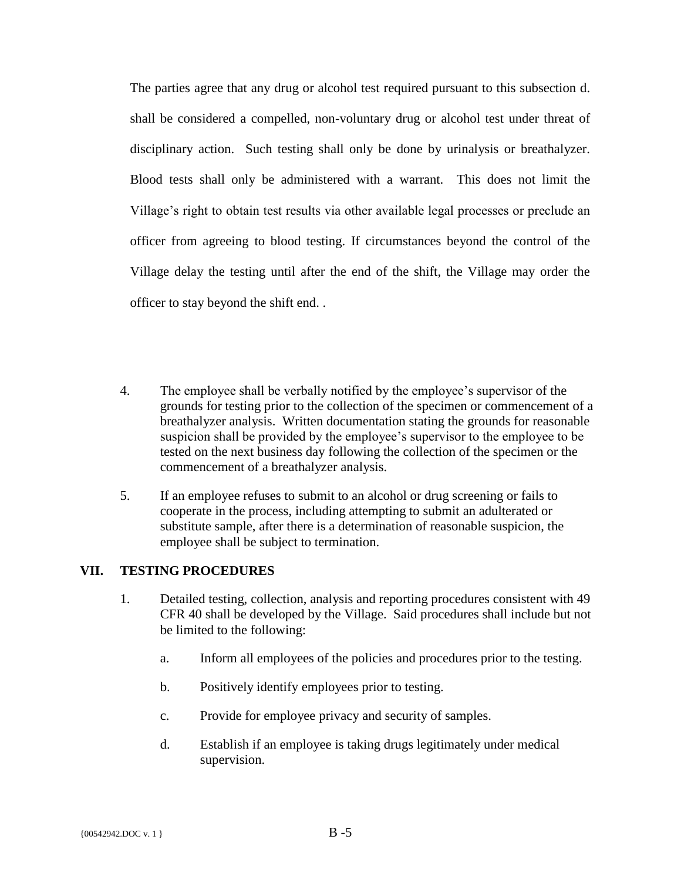The parties agree that any drug or alcohol test required pursuant to this subsection d. shall be considered a compelled, non-voluntary drug or alcohol test under threat of disciplinary action. Such testing shall only be done by urinalysis or breathalyzer. Blood tests shall only be administered with a warrant. This does not limit the Village's right to obtain test results via other available legal processes or preclude an officer from agreeing to blood testing. If circumstances beyond the control of the Village delay the testing until after the end of the shift, the Village may order the officer to stay beyond the shift end. .

4. The employee shall be verbally notified by the employee's supervisor of the grounds for testing prior to the collection of the specimen or commencement of a breathalyzer analysis. Written documentation stating the grounds for reasonable suspicion shall be provided by the employee's supervisor to the employee to be tested on the next business day following the collection of the specimen or the commencement of a breathalyzer analysis.

5. If an employee refuses to submit to an alcohol or drug screening or fails to cooperate in the process, including attempting to submit an adulterated or substitute sample, after there is a determination of reasonable suspicion, the employee shall be subject to termination.

## VII. TESTING PROCEDURES

1. Detailed testing, collection, analysis and reporting procedures consistent with 49 CFR 40 shall be developed by the Village. Said procedures shall include but not be limited to the following:

   a. Inform all employees of the policies and procedures prior to the testing.

   b. Positively identify employees prior to testing.

   c. Provide for employee privacy and security of samples.

   d. Establish if an employee is taking drugs legitimately under medical supervision.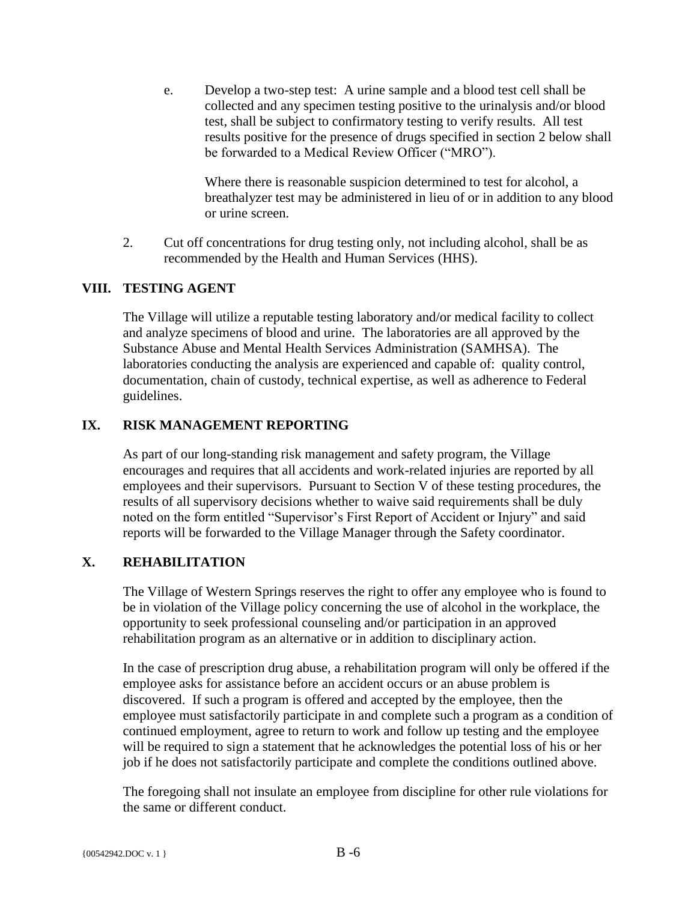e. Develop a two-step test: A urine sample and a blood test cell shall be collected and any specimen testing positive to the urinalysis and/or blood test, shall be subject to confirmatory testing to verify results. All test results positive for the presence of drugs specified in section 2 below shall be forwarded to a Medical Review Officer ("MRO").

   Where there is reasonable suspicion determined to test for alcohol, a breathalyzer test may be administered in lieu of or in addition to any blood or urine screen.

2. Cut off concentrations for drug testing only, not including alcohol, shall be as recommended by the Health and Human Services (HHS).

## VIII. TESTING AGENT

The Village will utilize a reputable testing laboratory and/or medical facility to collect and analyze specimens of blood and urine. The laboratories are all approved by the Substance Abuse and Mental Health Services Administration (SAMHSA). The laboratories conducting the analysis are experienced and capable of: quality control, documentation, chain of custody, technical expertise, as well as adherence to Federal guidelines.

## IX. RISK MANAGEMENT REPORTING

As part of our long-standing risk management and safety program, the Village encourages and requires that all accidents and work-related injuries are reported by all employees and their supervisors. Pursuant to Section V of these testing procedures, the results of all supervisory decisions whether to waive said requirements shall be duly noted on the form entitled "Supervisor's First Report of Accident or Injury" and said reports will be forwarded to the Village Manager through the Safety coordinator.

## X. REHABILITATION

The Village of Western Springs reserves the right to offer any employee who is found to be in violation of the Village policy concerning the use of alcohol in the workplace, the opportunity to seek professional counseling and/or participation in an approved rehabilitation program as an alternative or in addition to disciplinary action.

In the case of prescription drug abuse, a rehabilitation program will only be offered if the employee asks for assistance before an accident occurs or an abuse problem is discovered. If such a program is offered and accepted by the employee, then the employee must satisfactorily participate in and complete such a program as a condition of continued employment, agree to return to work and follow up testing and the employee will be required to sign a statement that he acknowledges the potential loss of his or her job if he does not satisfactorily participate and complete the conditions outlined above.

The foregoing shall not insulate an employee from discipline for other rule violations for the same or different conduct.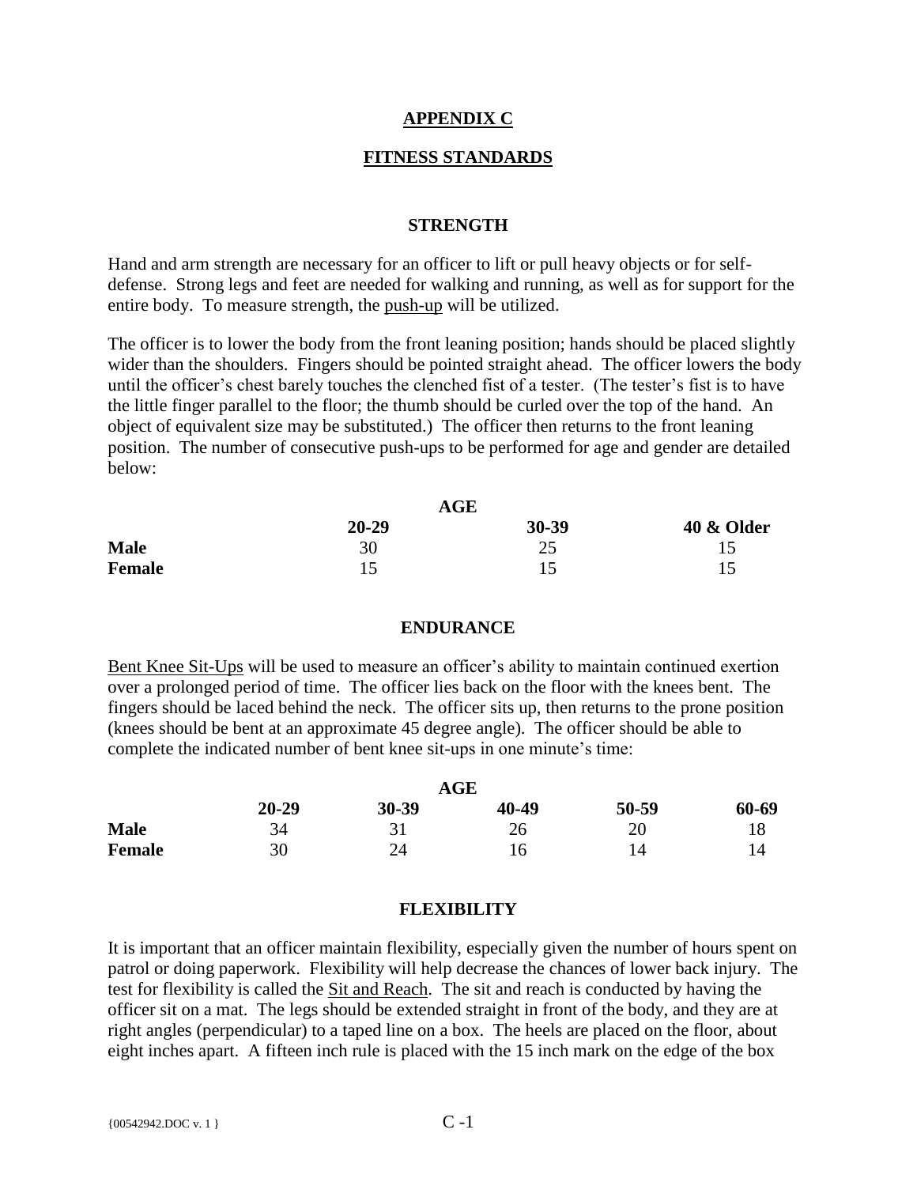# APPENDIX C

## FITNESS STANDARDS

### STRENGTH

Hand and arm strength are necessary for an officer to lift or pull heavy objects or for self-defense. Strong legs and feet are needed for walking and running, as well as for support for the entire body. To measure strength, the push-up will be utilized.

The officer is to lower the body from the front leaning position; hands should be placed slightly wider than the shoulders. Fingers should be pointed straight ahead. The officer lowers the body until the officer's chest barely touches the clenched fist of a tester. (The tester's fist is to have the little finger parallel to the floor; the thumb should be curled over the top of the hand. An object of equivalent size may be substituted.) The officer then returns to the front leaning position. The number of consecutive push-ups to be performed for age and gender are detailed below:

| | AGE | | |
|---|---|---|---|
| | **20-29** | **30-39** | **40 & Older** |
| **Male** | 30 | 25 | 15 |
| **Female** | 15 | 15 | 15 |

### ENDURANCE

Bent Knee Sit-Ups will be used to measure an officer's ability to maintain continued exertion over a prolonged period of time. The officer lies back on the floor with the knees bent. The fingers should be laced behind the neck. The officer sits up, then returns to the prone position (knees should be bent at an approximate 45 degree angle). The officer should be able to complete the indicated number of bent knee sit-ups in one minute's time:

| | AGE | | | | |
|---|---|---|---|---|---|
| | **20-29** | **30-39** | **40-49** | **50-59** | **60-69** |
| **Male** | 34 | 31 | 26 | 20 | 18 |
| **Female** | 30 | 24 | 16 | 14 | 14 |

### FLEXIBILITY

It is important that an officer maintain flexibility, especially given the number of hours spent on patrol or doing paperwork. Flexibility will help decrease the chances of lower back injury. The test for flexibility is called the Sit and Reach. The sit and reach is conducted by having the officer sit on a mat. The legs should be extended straight in front of the body, and they are at right angles (perpendicular) to a taped line on a box. The heels are placed on the floor, about eight inches apart. A fifteen inch rule is placed with the 15 inch mark on the edge of the box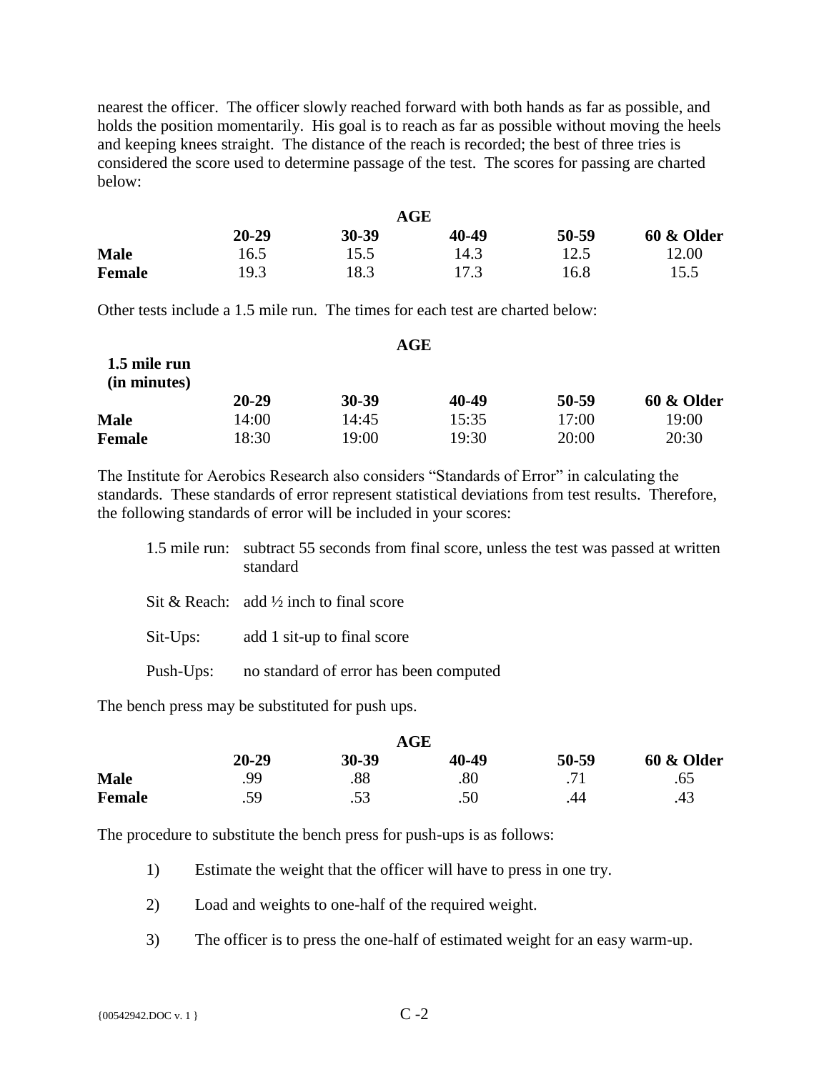nearest the officer. The officer slowly reached forward with both hands as far as possible, and holds the position momentarily. His goal is to reach as far as possible without moving the heels and keeping knees straight. The distance of the reach is recorded; the best of three tries is considered the score used to determine passage of the test. The scores for passing are charted below:

| | AGE | | | | |
|---|---|---|---|---|---|
| | **20-29** | **30-39** | **40-49** | **50-59** | **60 & Older** |
| **Male** | 16.5 | 15.5 | 14.3 | 12.5 | 12.00 |
| **Female** | 19.3 | 18.3 | 17.3 | 16.8 | 15.5 |

Other tests include a 1.5 mile run. The times for each test are charted below:

| **1.5 mile run (in minutes)** | AGE | | | | |
|---|---|---|---|---|---|
| | **20-29** | **30-39** | **40-49** | **50-59** | **60 & Older** |
| **Male** | 14:00 | 14:45 | 15:35 | 17:00 | 19:00 |
| **Female** | 18:30 | 19:00 | 19:30 | 20:00 | 20:30 |

The Institute for Aerobics Research also considers "Standards of Error" in calculating the standards. These standards of error represent statistical deviations from test results. Therefore, the following standards of error will be included in your scores:

1.5 mile run: subtract 55 seconds from final score, unless the test was passed at written standard

Sit & Reach: add ½ inch to final score

Sit-Ups: add 1 sit-up to final score

Push-Ups: no standard of error has been computed

The bench press may be substituted for push ups.

| | AGE | | | | |
|---|---|---|---|---|---|
| | **20-29** | **30-39** | **40-49** | **50-59** | **60 & Older** |
| **Male** | .99 | .88 | .80 | .71 | .65 |
| **Female** | .59 | .53 | .50 | .44 | .43 |

The procedure to substitute the bench press for push-ups is as follows:

1) Estimate the weight that the officer will have to press in one try.

2) Load and weights to one-half of the required weight.

3) The officer is to press the one-half of estimated weight for an easy warm-up.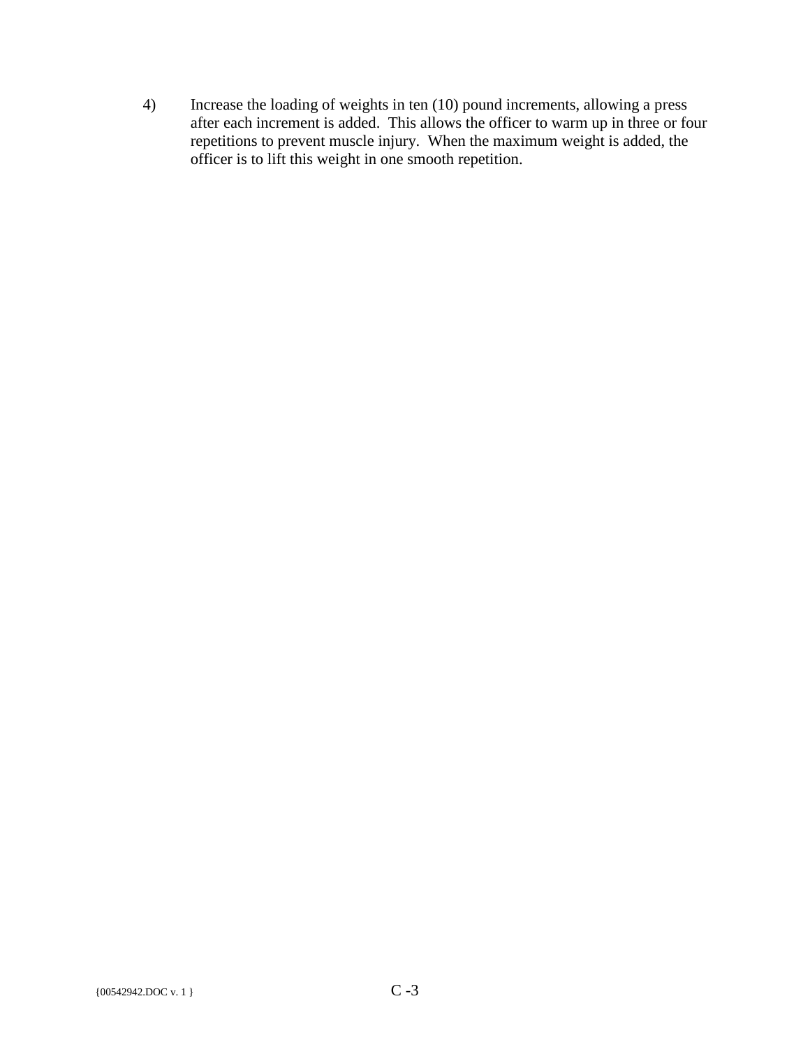4) Increase the loading of weights in ten (10) pound increments, allowing a press after each increment is added. This allows the officer to warm up in three or four repetitions to prevent muscle injury. When the maximum weight is added, the officer is to lift this weight in one smooth repetition.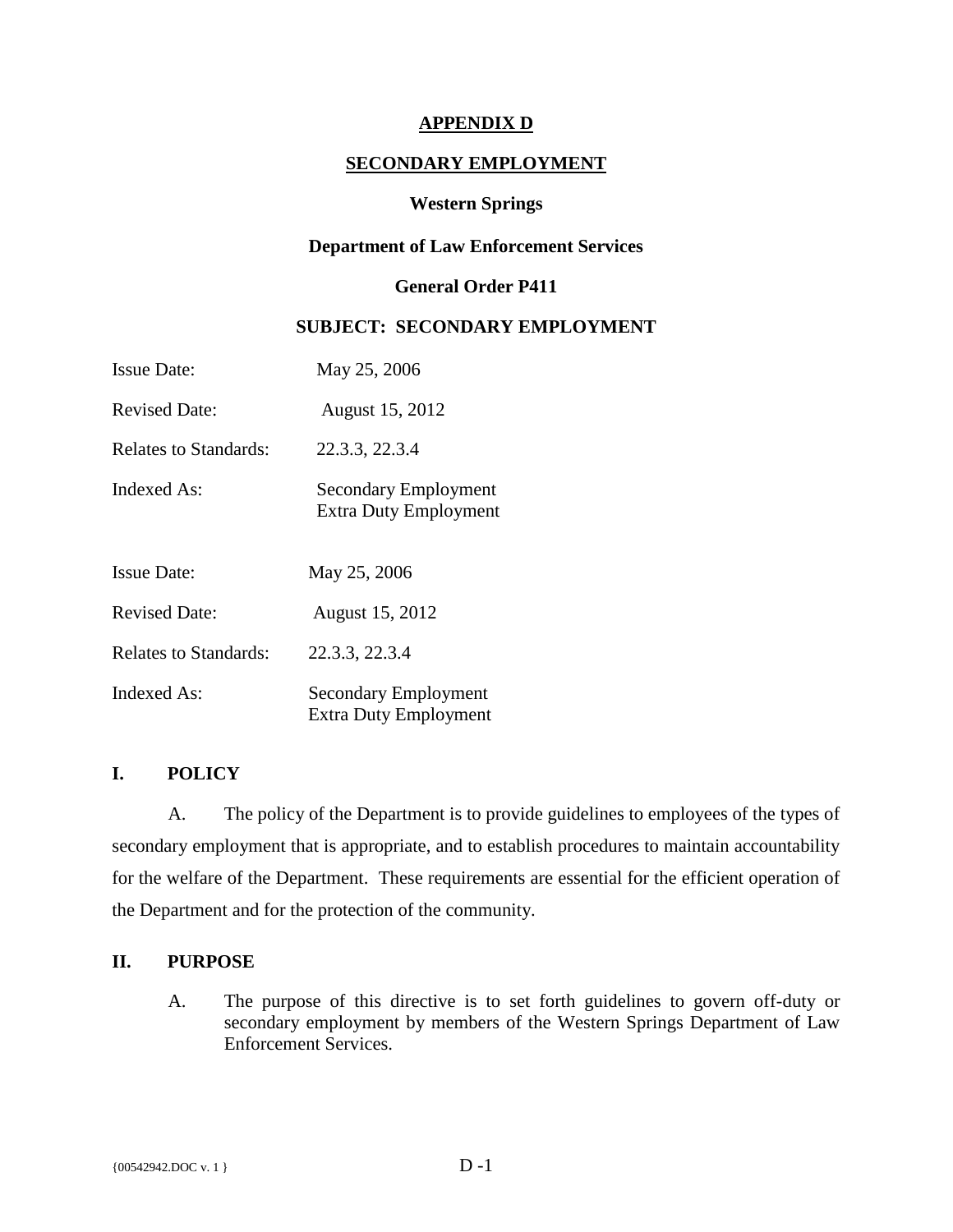**APPENDIX D**

**SECONDARY EMPLOYMENT**

**Western Springs**

**Department of Law Enforcement Services**

**General Order P411**

**SUBJECT: SECONDARY EMPLOYMENT**

| | |
|---|---|
| Issue Date: | May 25, 2006 |
| Revised Date: | August 15, 2012 |
| Relates to Standards: | 22.3.3, 22.3.4 |
| Indexed As: | Secondary Employment<br>Extra Duty Employment |

| | |
|---|---|
| Issue Date: | May 25, 2006 |
| Revised Date: | August 15, 2012 |
| Relates to Standards: | 22.3.3, 22.3.4 |
| Indexed As: | Secondary Employment<br>Extra Duty Employment |

## I. POLICY

A. The policy of the Department is to provide guidelines to employees of the types of secondary employment that is appropriate, and to establish procedures to maintain accountability for the welfare of the Department. These requirements are essential for the efficient operation of the Department and for the protection of the community.

## II. PURPOSE

A. The purpose of this directive is to set forth guidelines to govern off-duty or secondary employment by members of the Western Springs Department of Law Enforcement Services.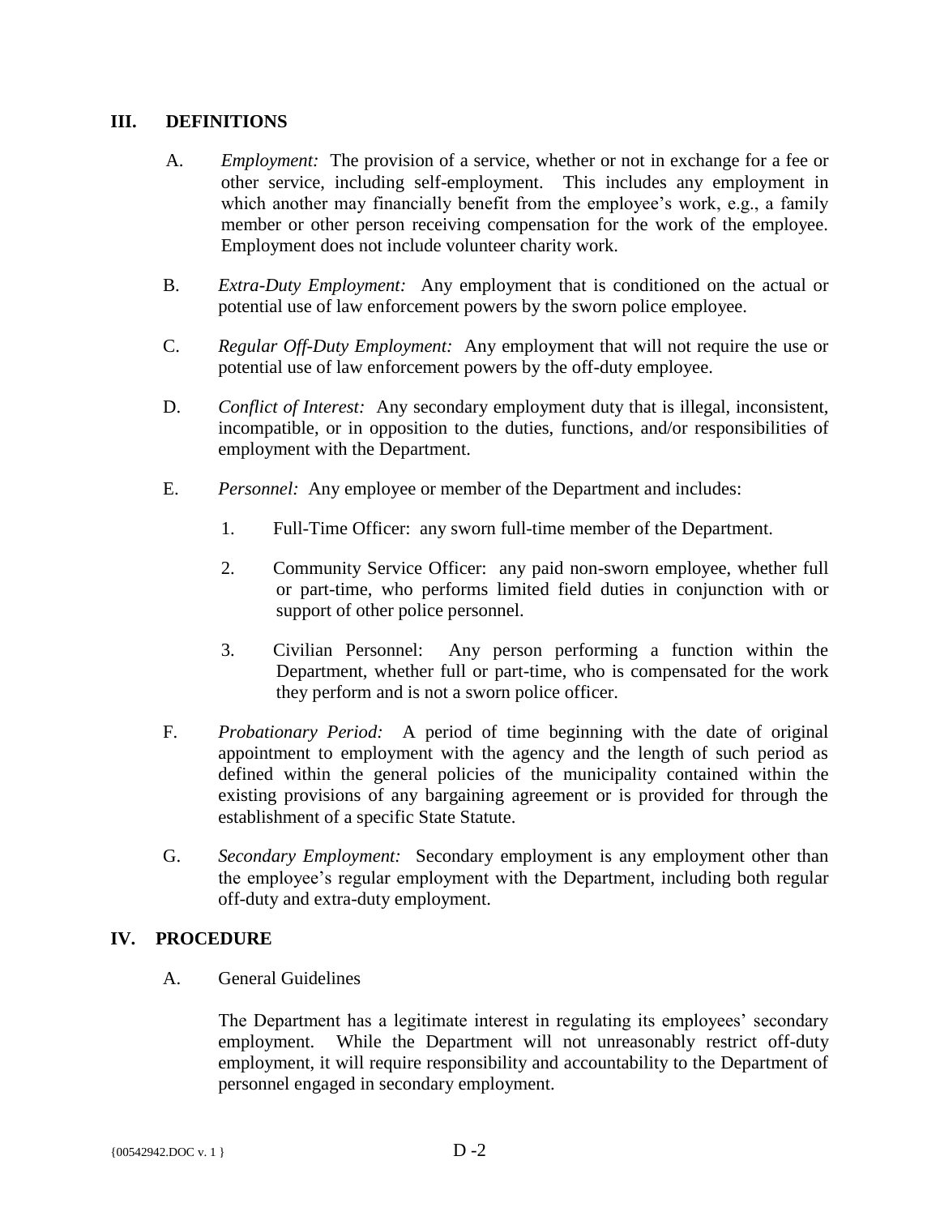## III. DEFINITIONS

A. *Employment:* The provision of a service, whether or not in exchange for a fee or other service, including self-employment. This includes any employment in which another may financially benefit from the employee's work, e.g., a family member or other person receiving compensation for the work of the employee. Employment does not include volunteer charity work.

B. *Extra-Duty Employment:* Any employment that is conditioned on the actual or potential use of law enforcement powers by the sworn police employee.

C. *Regular Off-Duty Employment:* Any employment that will not require the use or potential use of law enforcement powers by the off-duty employee.

D. *Conflict of Interest:* Any secondary employment duty that is illegal, inconsistent, incompatible, or in opposition to the duties, functions, and/or responsibilities of employment with the Department.

E. *Personnel:* Any employee or member of the Department and includes:

1. Full-Time Officer: any sworn full-time member of the Department.

2. Community Service Officer: any paid non-sworn employee, whether full or part-time, who performs limited field duties in conjunction with or support of other police personnel.

3. Civilian Personnel: Any person performing a function within the Department, whether full or part-time, who is compensated for the work they perform and is not a sworn police officer.

F. *Probationary Period:* A period of time beginning with the date of original appointment to employment with the agency and the length of such period as defined within the general policies of the municipality contained within the existing provisions of any bargaining agreement or is provided for through the establishment of a specific State Statute.

G. *Secondary Employment:* Secondary employment is any employment other than the employee's regular employment with the Department, including both regular off-duty and extra-duty employment.

## IV. PROCEDURE

A. General Guidelines

The Department has a legitimate interest in regulating its employees' secondary employment. While the Department will not unreasonably restrict off-duty employment, it will require responsibility and accountability to the Department of personnel engaged in secondary employment.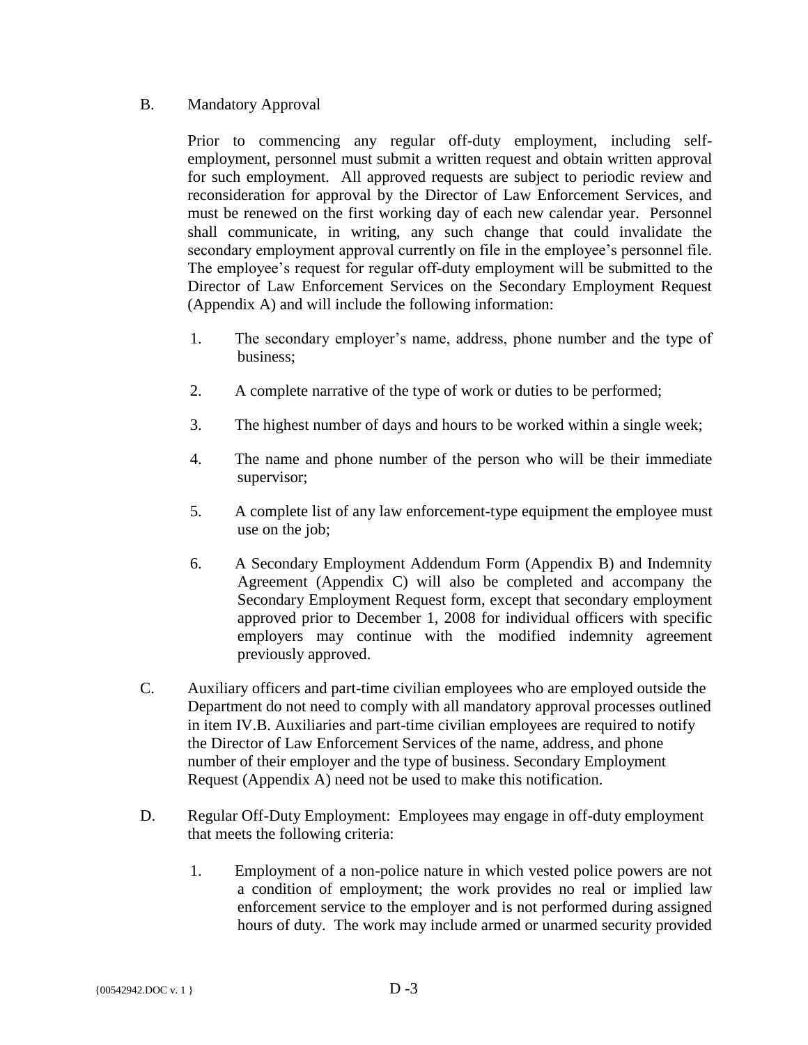B. Mandatory Approval

Prior to commencing any regular off-duty employment, including self-employment, personnel must submit a written request and obtain written approval for such employment. All approved requests are subject to periodic review and reconsideration for approval by the Director of Law Enforcement Services, and must be renewed on the first working day of each new calendar year. Personnel shall communicate, in writing, any such change that could invalidate the secondary employment approval currently on file in the employee's personnel file. The employee's request for regular off-duty employment will be submitted to the Director of Law Enforcement Services on the Secondary Employment Request (Appendix A) and will include the following information:

1. The secondary employer's name, address, phone number and the type of business;
2. A complete narrative of the type of work or duties to be performed;
3. The highest number of days and hours to be worked within a single week;
4. The name and phone number of the person who will be their immediate supervisor;
5. A complete list of any law enforcement-type equipment the employee must use on the job;
6. A Secondary Employment Addendum Form (Appendix B) and Indemnity Agreement (Appendix C) will also be completed and accompany the Secondary Employment Request form, except that secondary employment approved prior to December 1, 2008 for individual officers with specific employers may continue with the modified indemnity agreement previously approved.

C. Auxiliary officers and part-time civilian employees who are employed outside the Department do not need to comply with all mandatory approval processes outlined in item IV.B. Auxiliaries and part-time civilian employees are required to notify the Director of Law Enforcement Services of the name, address, and phone number of their employer and the type of business. Secondary Employment Request (Appendix A) need not be used to make this notification.

D. Regular Off-Duty Employment: Employees may engage in off-duty employment that meets the following criteria:

1. Employment of a non-police nature in which vested police powers are not a condition of employment; the work provides no real or implied law enforcement service to the employer and is not performed during assigned hours of duty. The work may include armed or unarmed security provided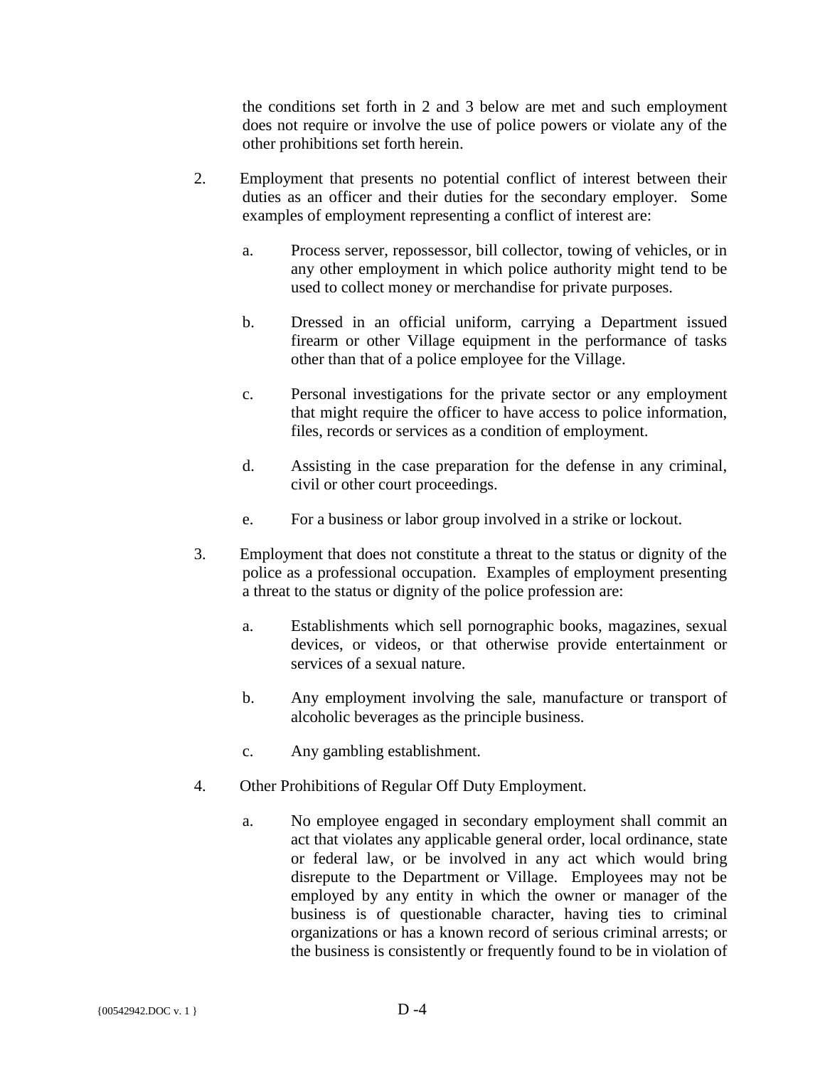the conditions set forth in 2 and 3 below are met and such employment does not require or involve the use of police powers or violate any of the other prohibitions set forth herein.

2. Employment that presents no potential conflict of interest between their duties as an officer and their duties for the secondary employer. Some examples of employment representing a conflict of interest are:

   a. Process server, repossessor, bill collector, towing of vehicles, or in any other employment in which police authority might tend to be used to collect money or merchandise for private purposes.

   b. Dressed in an official uniform, carrying a Department issued firearm or other Village equipment in the performance of tasks other than that of a police employee for the Village.

   c. Personal investigations for the private sector or any employment that might require the officer to have access to police information, files, records or services as a condition of employment.

   d. Assisting in the case preparation for the defense in any criminal, civil or other court proceedings.

   e. For a business or labor group involved in a strike or lockout.

3. Employment that does not constitute a threat to the status or dignity of the police as a professional occupation. Examples of employment presenting a threat to the status or dignity of the police profession are:

   a. Establishments which sell pornographic books, magazines, sexual devices, or videos, or that otherwise provide entertainment or services of a sexual nature.

   b. Any employment involving the sale, manufacture or transport of alcoholic beverages as the principle business.

   c. Any gambling establishment.

4. Other Prohibitions of Regular Off Duty Employment.

   a. No employee engaged in secondary employment shall commit an act that violates any applicable general order, local ordinance, state or federal law, or be involved in any act which would bring disrepute to the Department or Village. Employees may not be employed by any entity in which the owner or manager of the business is of questionable character, having ties to criminal organizations or has a known record of serious criminal arrests; or the business is consistently or frequently found to be in violation of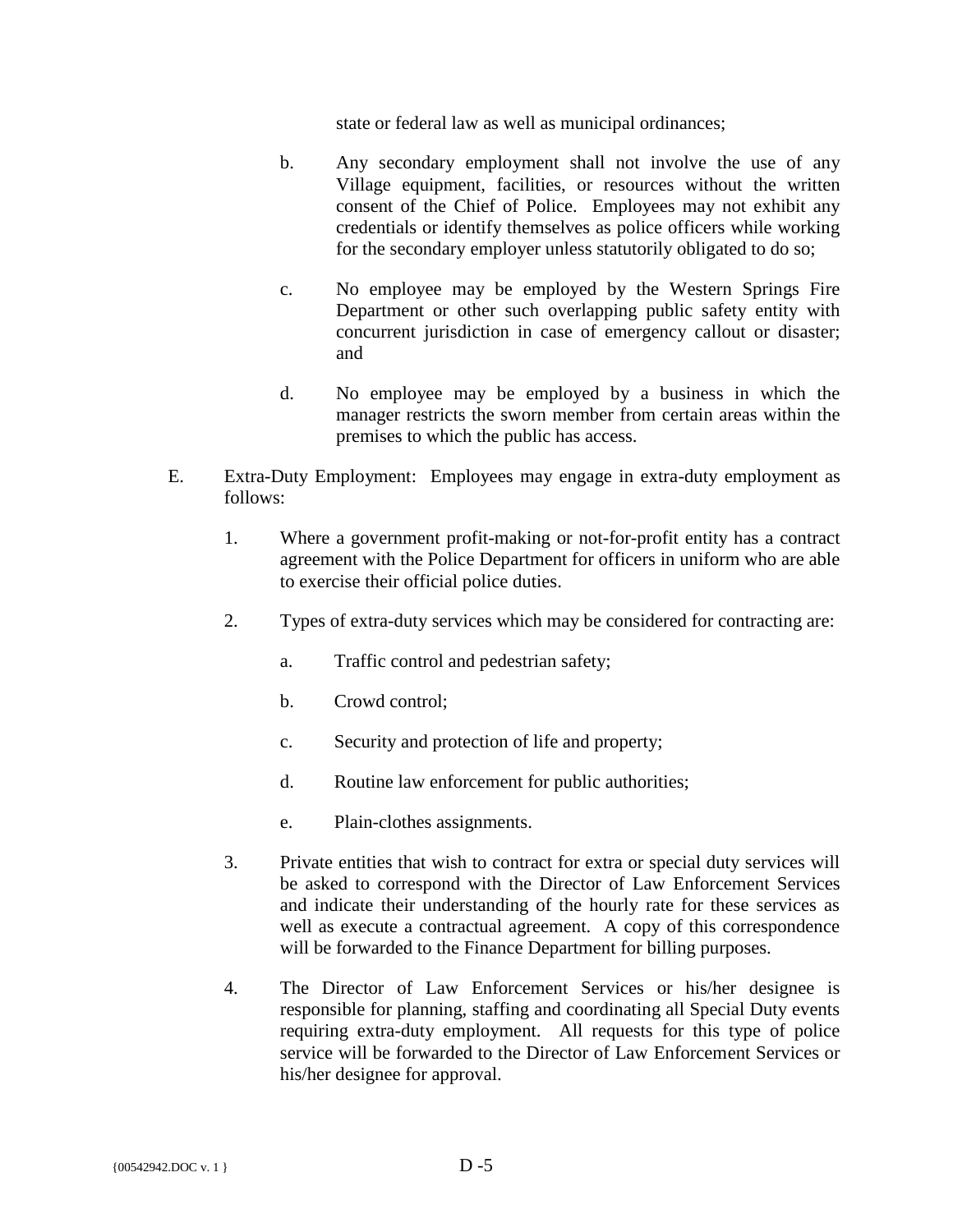state or federal law as well as municipal ordinances;

b. Any secondary employment shall not involve the use of any Village equipment, facilities, or resources without the written consent of the Chief of Police. Employees may not exhibit any credentials or identify themselves as police officers while working for the secondary employer unless statutorily obligated to do so;

c. No employee may be employed by the Western Springs Fire Department or other such overlapping public safety entity with concurrent jurisdiction in case of emergency callout or disaster; and

d. No employee may be employed by a business in which the manager restricts the sworn member from certain areas within the premises to which the public has access.

E. Extra-Duty Employment: Employees may engage in extra-duty employment as follows:

1. Where a government profit-making or not-for-profit entity has a contract agreement with the Police Department for officers in uniform who are able to exercise their official police duties.

2. Types of extra-duty services which may be considered for contracting are:

   a. Traffic control and pedestrian safety;

   b. Crowd control;

   c. Security and protection of life and property;

   d. Routine law enforcement for public authorities;

   e. Plain-clothes assignments.

3. Private entities that wish to contract for extra or special duty services will be asked to correspond with the Director of Law Enforcement Services and indicate their understanding of the hourly rate for these services as well as execute a contractual agreement. A copy of this correspondence will be forwarded to the Finance Department for billing purposes.

4. The Director of Law Enforcement Services or his/her designee is responsible for planning, staffing and coordinating all Special Duty events requiring extra-duty employment. All requests for this type of police service will be forwarded to the Director of Law Enforcement Services or his/her designee for approval.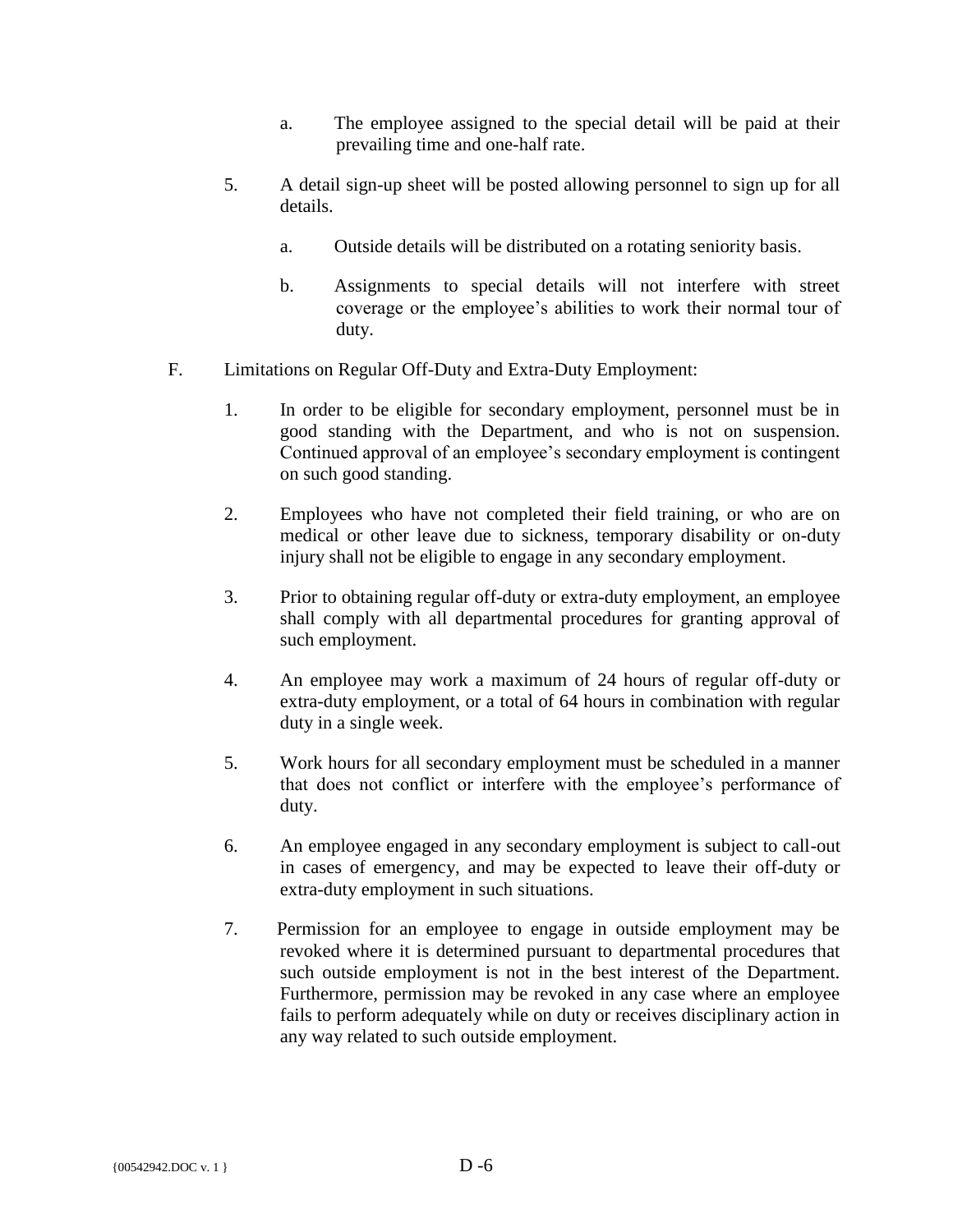a. The employee assigned to the special detail will be paid at their prevailing time and one-half rate.

5. A detail sign-up sheet will be posted allowing personnel to sign up for all details.

   a. Outside details will be distributed on a rotating seniority basis.

   b. Assignments to special details will not interfere with street coverage or the employee's abilities to work their normal tour of duty.

F. Limitations on Regular Off-Duty and Extra-Duty Employment:

1. In order to be eligible for secondary employment, personnel must be in good standing with the Department, and who is not on suspension. Continued approval of an employee's secondary employment is contingent on such good standing.

2. Employees who have not completed their field training, or who are on medical or other leave due to sickness, temporary disability or on-duty injury shall not be eligible to engage in any secondary employment.

3. Prior to obtaining regular off-duty or extra-duty employment, an employee shall comply with all departmental procedures for granting approval of such employment.

4. An employee may work a maximum of 24 hours of regular off-duty or extra-duty employment, or a total of 64 hours in combination with regular duty in a single week.

5. Work hours for all secondary employment must be scheduled in a manner that does not conflict or interfere with the employee's performance of duty.

6. An employee engaged in any secondary employment is subject to call-out in cases of emergency, and may be expected to leave their off-duty or extra-duty employment in such situations.

7. Permission for an employee to engage in outside employment may be revoked where it is determined pursuant to departmental procedures that such outside employment is not in the best interest of the Department. Furthermore, permission may be revoked in any case where an employee fails to perform adequately while on duty or receives disciplinary action in any way related to such outside employment.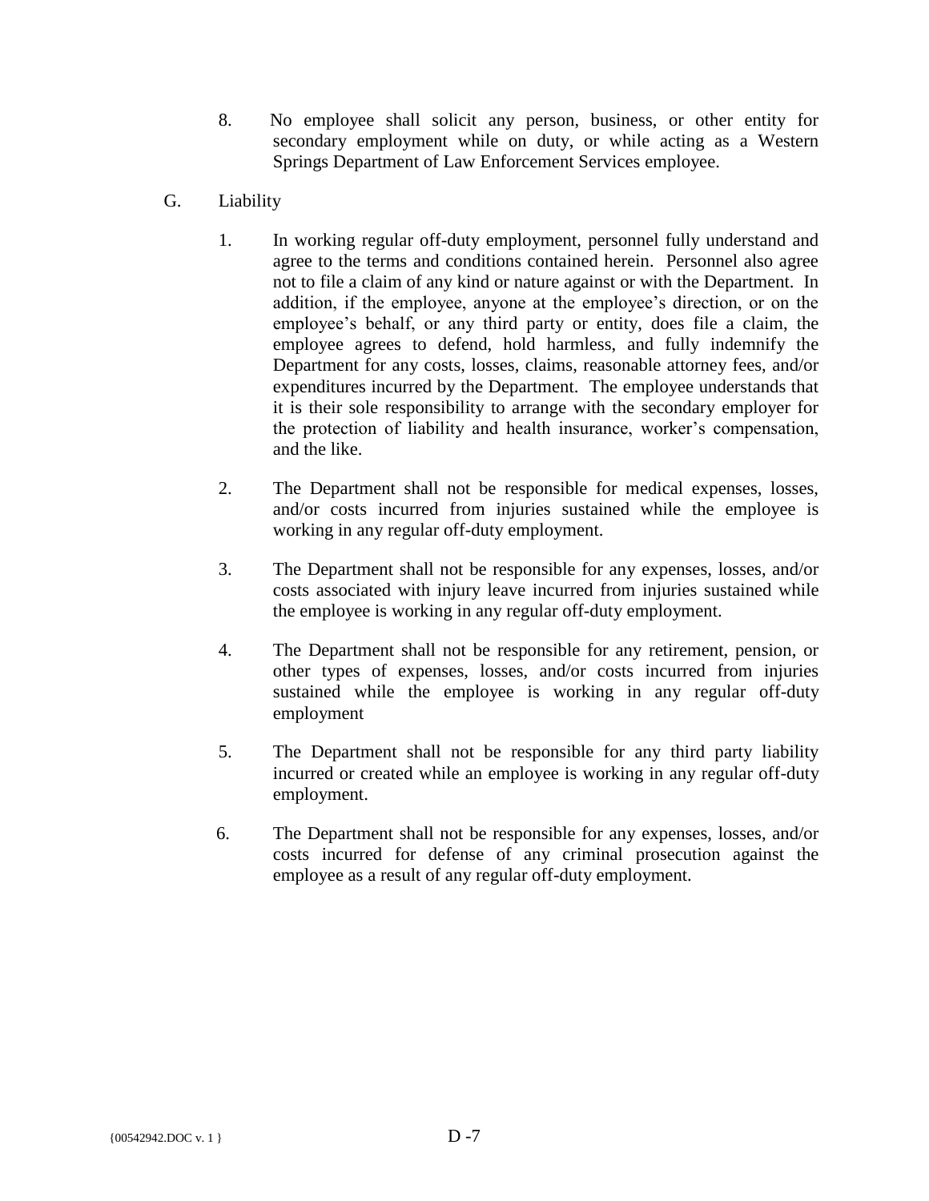8. No employee shall solicit any person, business, or other entity for secondary employment while on duty, or while acting as a Western Springs Department of Law Enforcement Services employee.

G. Liability

1. In working regular off-duty employment, personnel fully understand and agree to the terms and conditions contained herein. Personnel also agree not to file a claim of any kind or nature against or with the Department. In addition, if the employee, anyone at the employee's direction, or on the employee's behalf, or any third party or entity, does file a claim, the employee agrees to defend, hold harmless, and fully indemnify the Department for any costs, losses, claims, reasonable attorney fees, and/or expenditures incurred by the Department. The employee understands that it is their sole responsibility to arrange with the secondary employer for the protection of liability and health insurance, worker's compensation, and the like.

2. The Department shall not be responsible for medical expenses, losses, and/or costs incurred from injuries sustained while the employee is working in any regular off-duty employment.

3. The Department shall not be responsible for any expenses, losses, and/or costs associated with injury leave incurred from injuries sustained while the employee is working in any regular off-duty employment.

4. The Department shall not be responsible for any retirement, pension, or other types of expenses, losses, and/or costs incurred from injuries sustained while the employee is working in any regular off-duty employment

5. The Department shall not be responsible for any third party liability incurred or created while an employee is working in any regular off-duty employment.

6. The Department shall not be responsible for any expenses, losses, and/or costs incurred for defense of any criminal prosecution against the employee as a result of any regular off-duty employment.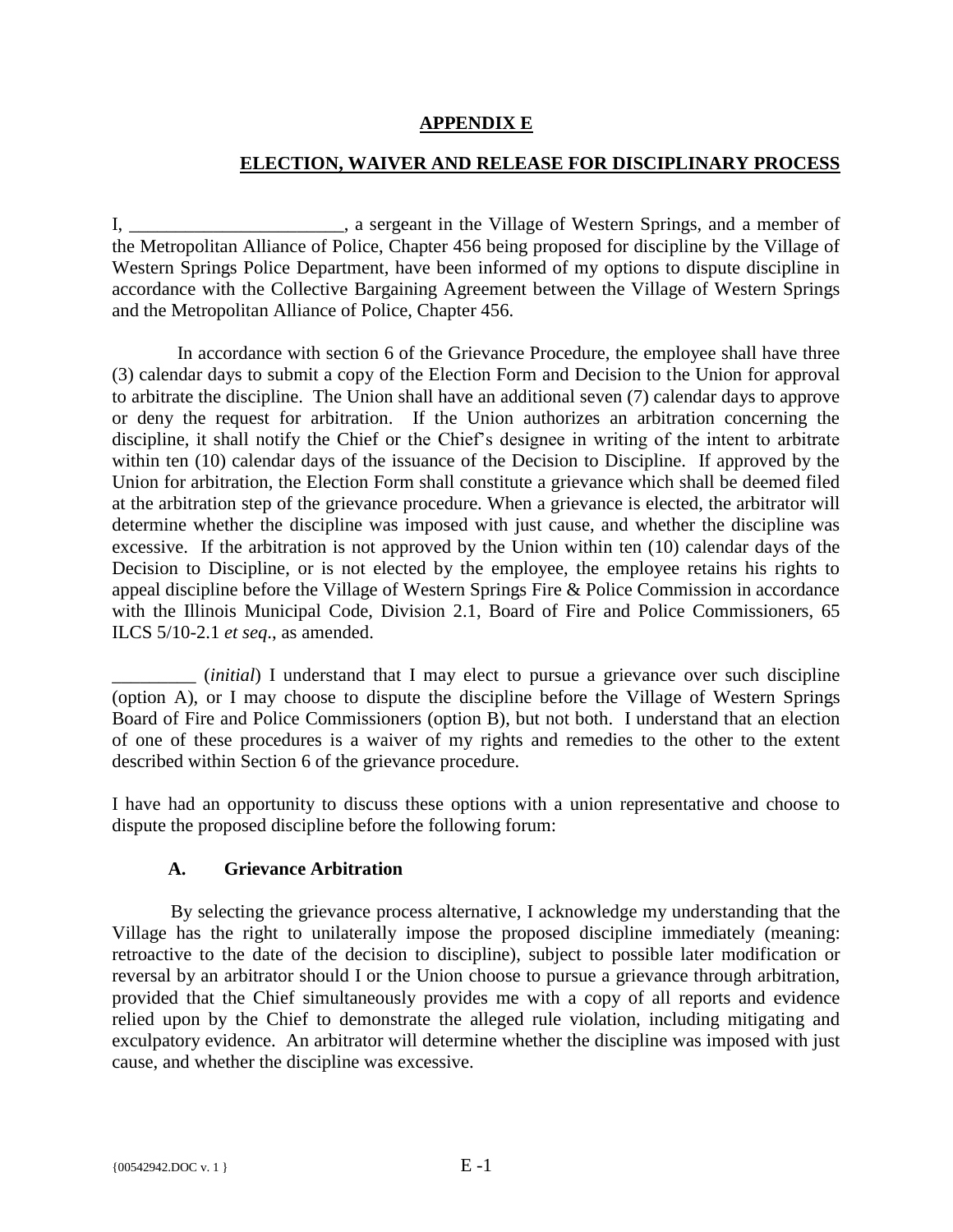## APPENDIX E

## ELECTION, WAIVER AND RELEASE FOR DISCIPLINARY PROCESS

I, _______________________, a sergeant in the Village of Western Springs, and a member of the Metropolitan Alliance of Police, Chapter 456 being proposed for discipline by the Village of Western Springs Police Department, have been informed of my options to dispute discipline in accordance with the Collective Bargaining Agreement between the Village of Western Springs and the Metropolitan Alliance of Police, Chapter 456.

In accordance with section 6 of the Grievance Procedure, the employee shall have three (3) calendar days to submit a copy of the Election Form and Decision to the Union for approval to arbitrate the discipline. The Union shall have an additional seven (7) calendar days to approve or deny the request for arbitration. If the Union authorizes an arbitration concerning the discipline, it shall notify the Chief or the Chief's designee in writing of the intent to arbitrate within ten (10) calendar days of the issuance of the Decision to Discipline. If approved by the Union for arbitration, the Election Form shall constitute a grievance which shall be deemed filed at the arbitration step of the grievance procedure. When a grievance is elected, the arbitrator will determine whether the discipline was imposed with just cause, and whether the discipline was excessive. If the arbitration is not approved by the Union within ten (10) calendar days of the Decision to Discipline, or is not elected by the employee, the employee retains his rights to appeal discipline before the Village of Western Springs Fire & Police Commission in accordance with the Illinois Municipal Code, Division 2.1, Board of Fire and Police Commissioners, 65 ILCS 5/10-2.1 *et seq*., as amended.

_________ (*initial*) I understand that I may elect to pursue a grievance over such discipline (option A), or I may choose to dispute the discipline before the Village of Western Springs Board of Fire and Police Commissioners (option B), but not both. I understand that an election of one of these procedures is a waiver of my rights and remedies to the other to the extent described within Section 6 of the grievance procedure.

I have had an opportunity to discuss these options with a union representative and choose to dispute the proposed discipline before the following forum:

### A. Grievance Arbitration

By selecting the grievance process alternative, I acknowledge my understanding that the Village has the right to unilaterally impose the proposed discipline immediately (meaning: retroactive to the date of the decision to discipline), subject to possible later modification or reversal by an arbitrator should I or the Union choose to pursue a grievance through arbitration, provided that the Chief simultaneously provides me with a copy of all reports and evidence relied upon by the Chief to demonstrate the alleged rule violation, including mitigating and exculpatory evidence. An arbitrator will determine whether the discipline was imposed with just cause, and whether the discipline was excessive.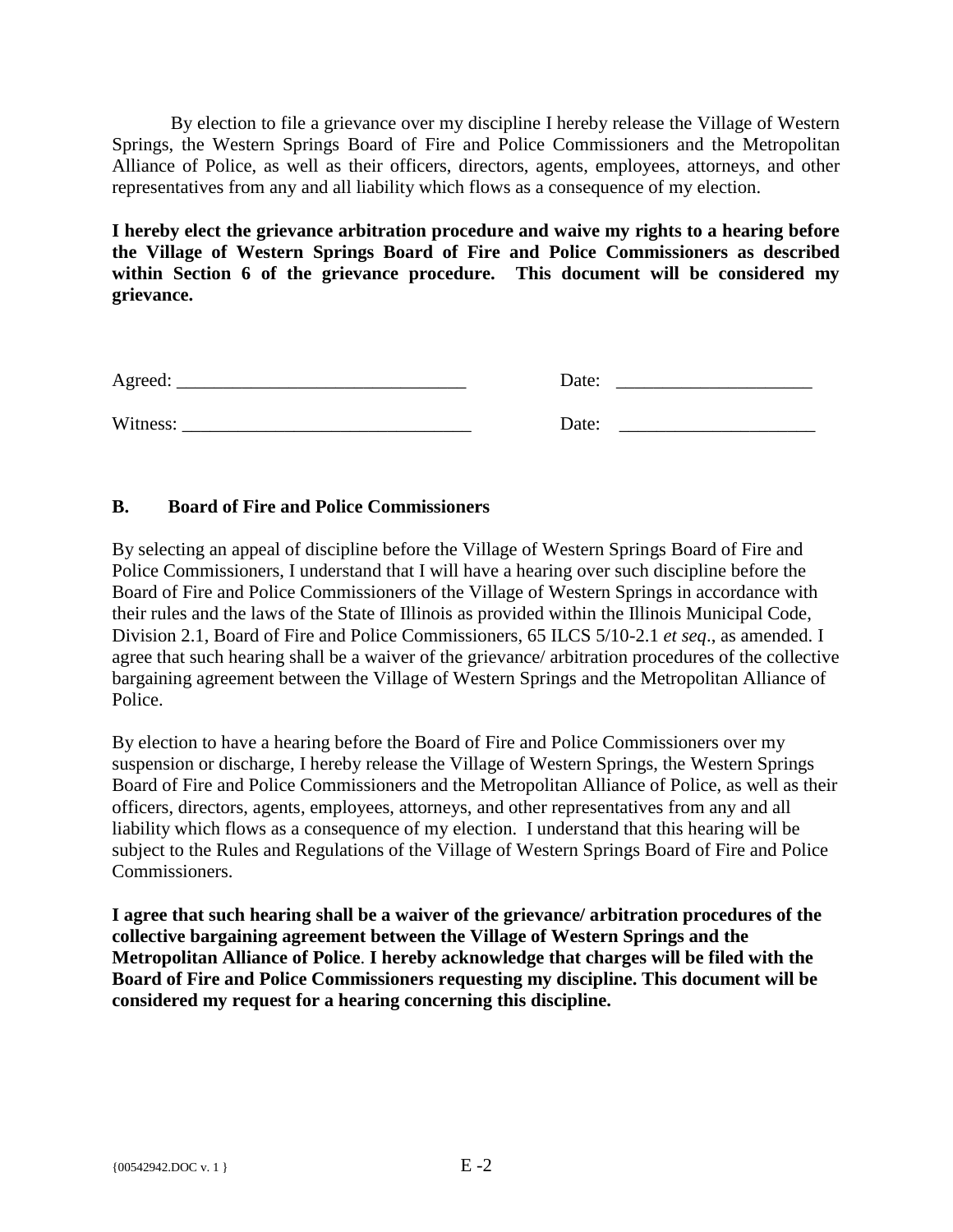By election to file a grievance over my discipline I hereby release the Village of Western Springs, the Western Springs Board of Fire and Police Commissioners and the Metropolitan Alliance of Police, as well as their officers, directors, agents, employees, attorneys, and other representatives from any and all liability which flows as a consequence of my election.

**I hereby elect the grievance arbitration procedure and waive my rights to a hearing before the Village of Western Springs Board of Fire and Police Commissioners as described within Section 6 of the grievance procedure. This document will be considered my grievance.**

Agreed: _______________________________ Date: _____________________

Witness: _______________________________ Date: _____________________

## B. Board of Fire and Police Commissioners

By selecting an appeal of discipline before the Village of Western Springs Board of Fire and Police Commissioners, I understand that I will have a hearing over such discipline before the Board of Fire and Police Commissioners of the Village of Western Springs in accordance with their rules and the laws of the State of Illinois as provided within the Illinois Municipal Code, Division 2.1, Board of Fire and Police Commissioners, 65 ILCS 5/10-2.1 *et seq*., as amended. I agree that such hearing shall be a waiver of the grievance/ arbitration procedures of the collective bargaining agreement between the Village of Western Springs and the Metropolitan Alliance of Police.

By election to have a hearing before the Board of Fire and Police Commissioners over my suspension or discharge, I hereby release the Village of Western Springs, the Western Springs Board of Fire and Police Commissioners and the Metropolitan Alliance of Police, as well as their officers, directors, agents, employees, attorneys, and other representatives from any and all liability which flows as a consequence of my election. I understand that this hearing will be subject to the Rules and Regulations of the Village of Western Springs Board of Fire and Police Commissioners.

**I agree that such hearing shall be a waiver of the grievance/ arbitration procedures of the collective bargaining agreement between the Village of Western Springs and the Metropolitan Alliance of Police. I hereby acknowledge that charges will be filed with the Board of Fire and Police Commissioners requesting my discipline. This document will be considered my request for a hearing concerning this discipline.**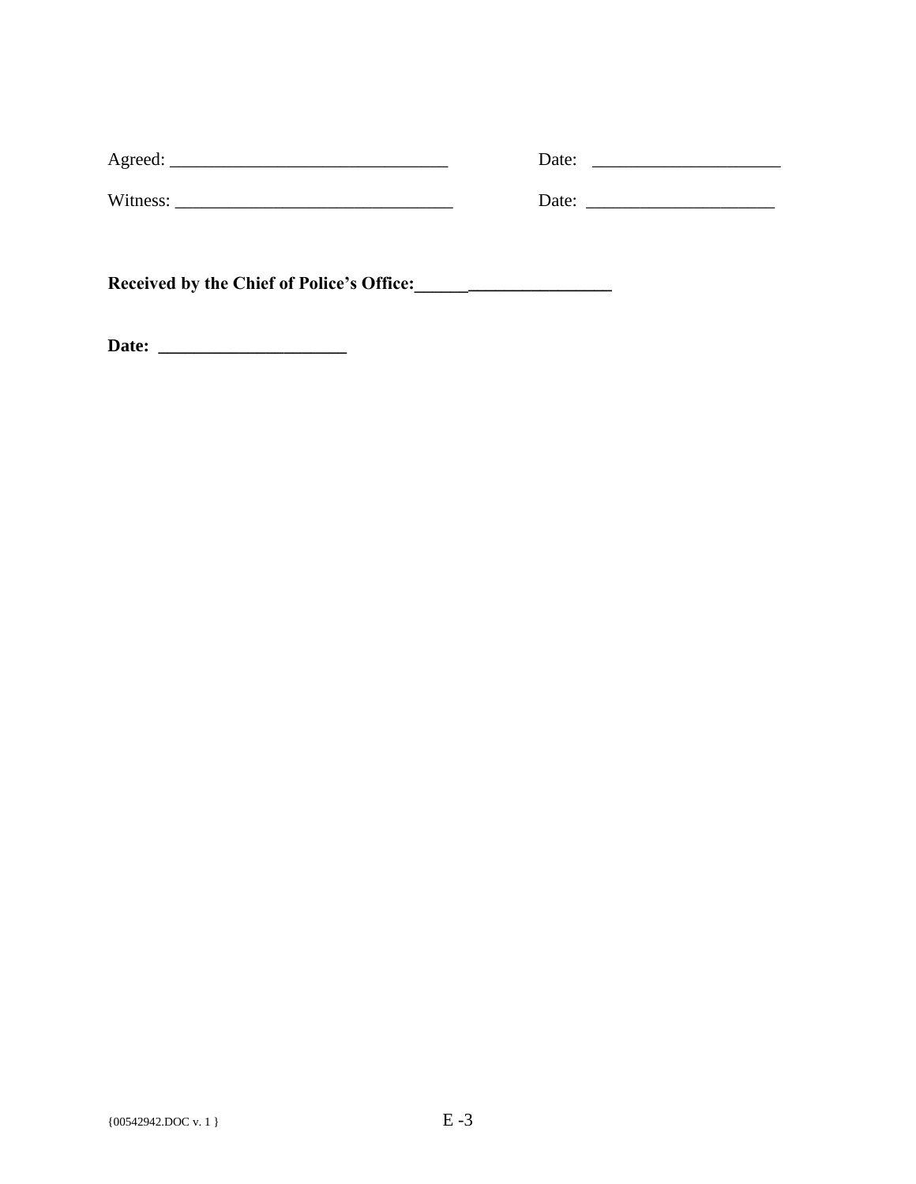Agreed: _______________________________ Date: _____________________

Witness: _______________________________ Date: _____________________

**Received by the Chief of Police's Office:______________________**

**Date: _____________________**